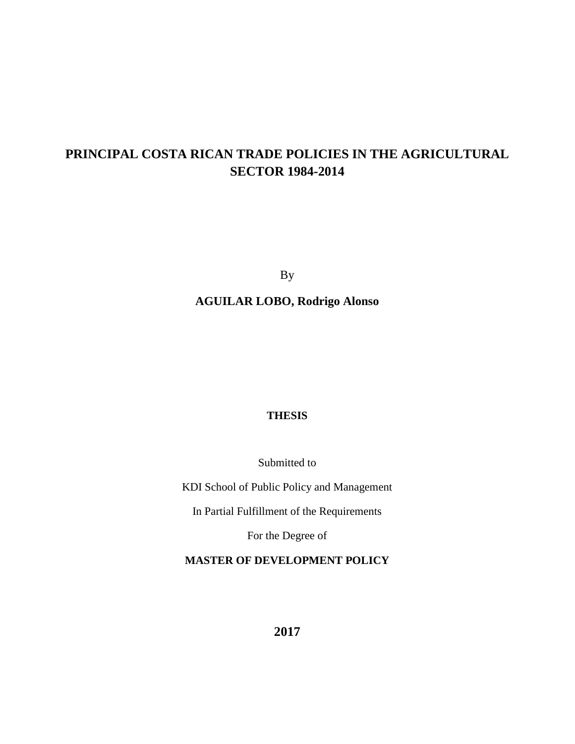# PRINCIPAL COSTA RICAN TRADE POLICIES IN THE AGRICULTURAL SECTOR 1984-2014

By

**AGUILAR LOBO, Rodrigo Alonso**

**THESIS**

Submitted to

KDI School of Public Policy and Management

In Partial Fulfillment of the Requirements

For the Degree of

**MASTER OF DEVELOPMENT POLICY**

**2017**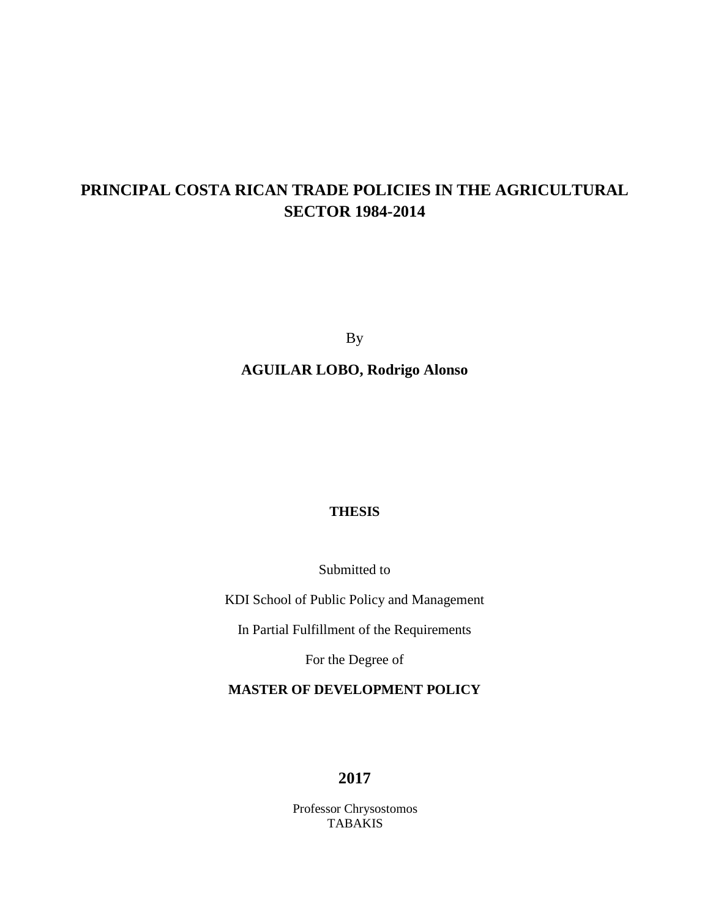# PRINCIPAL COSTA RICAN TRADE POLICIES IN THE AGRICULTURAL SECTOR 1984-2014

By

**AGUILAR LOBO, Rodrigo Alonso**

**THESIS**

Submitted to

KDI School of Public Policy and Management

In Partial Fulfillment of the Requirements

For the Degree of

**MASTER OF DEVELOPMENT POLICY**

**2017**

Professor Chrysostomos TABAKIS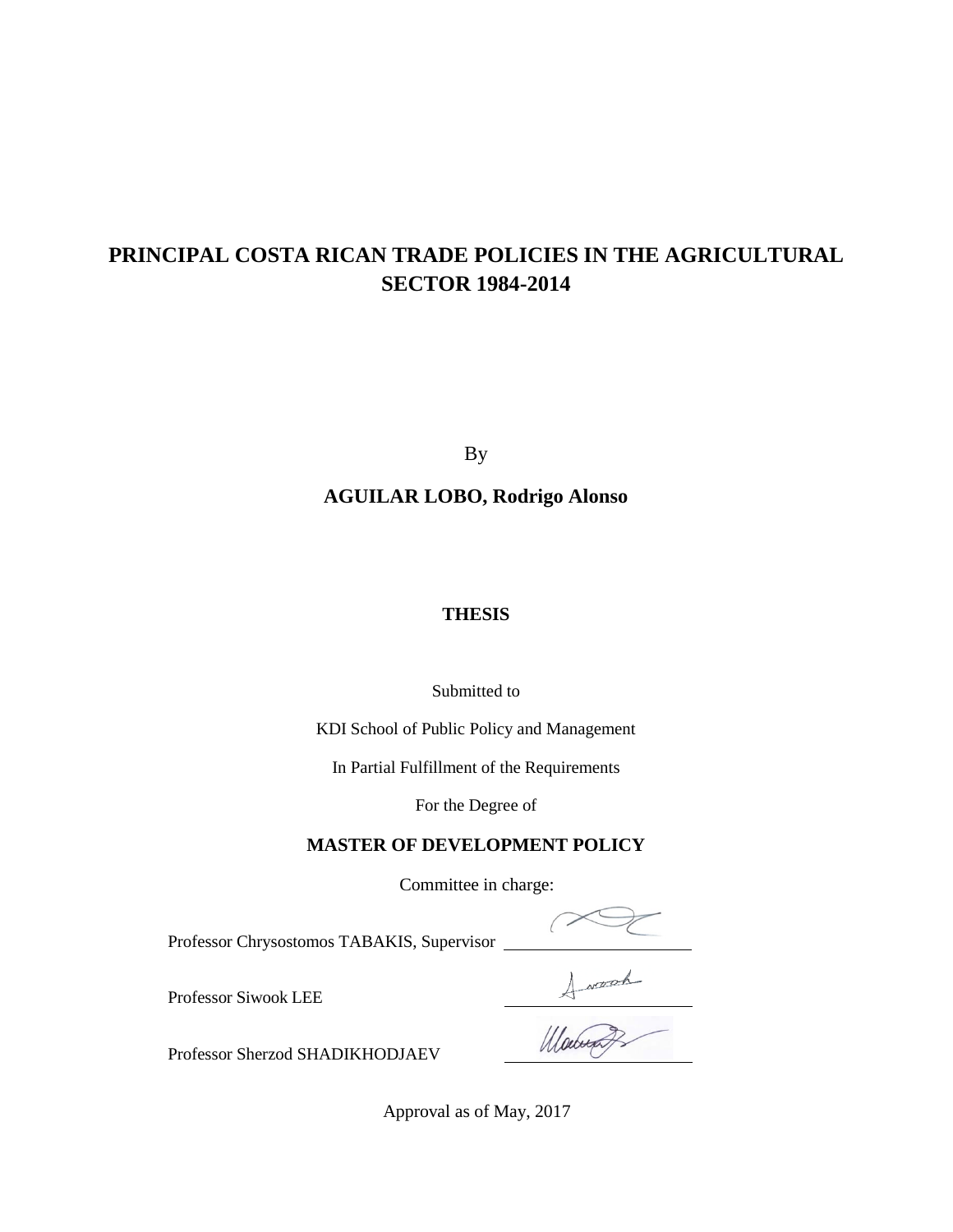# PRINCIPAL COSTA RICAN TRADE POLICIES IN THE AGRICULTURAL SECTOR 1984-2014

By

**AGUILAR LOBO, Rodrigo Alonso**

**THESIS**

Submitted to

KDI School of Public Policy and Management

In Partial Fulfillment of the Requirements

For the Degree of

**MASTER OF DEVELOPMENT POLICY**

Committee in charge:

Professor Chrysostomos TABAKIS, Supervisor

Professor Siwook LEE

Professor Sherzod SHADIKHODJAEV

Approval as of May, 2017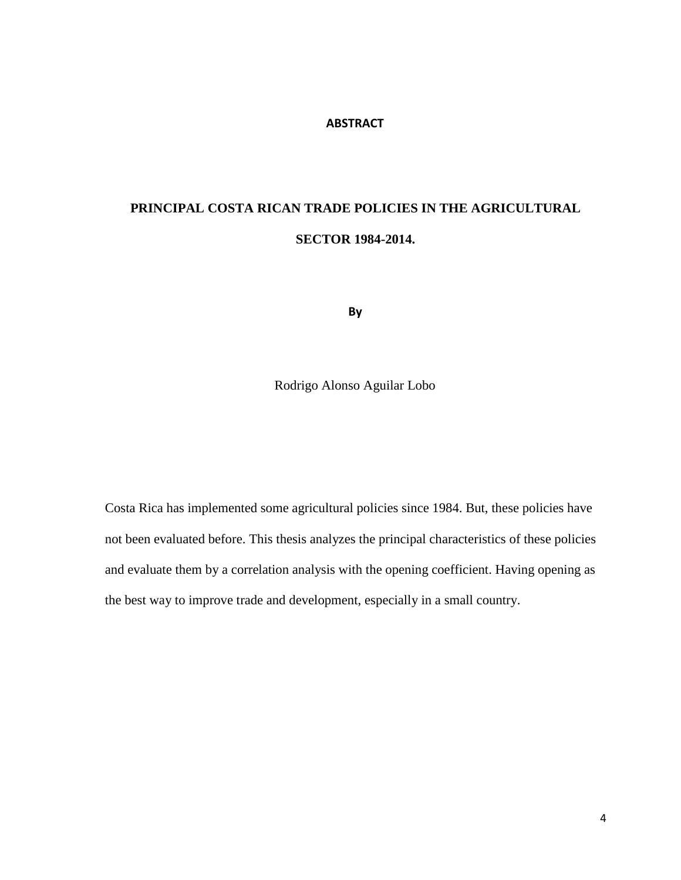# ABSTRACT

## PRINCIPAL COSTA RICAN TRADE POLICIES IN THE AGRICULTURAL SECTOR 1984-2014.

**By**

Rodrigo Alonso Aguilar Lobo

Costa Rica has implemented some agricultural policies since 1984. But, these policies have not been evaluated before. This thesis analyzes the principal characteristics of these policies and evaluate them by a correlation analysis with the opening coefficient. Having opening as the best way to improve trade and development, especially in a small country.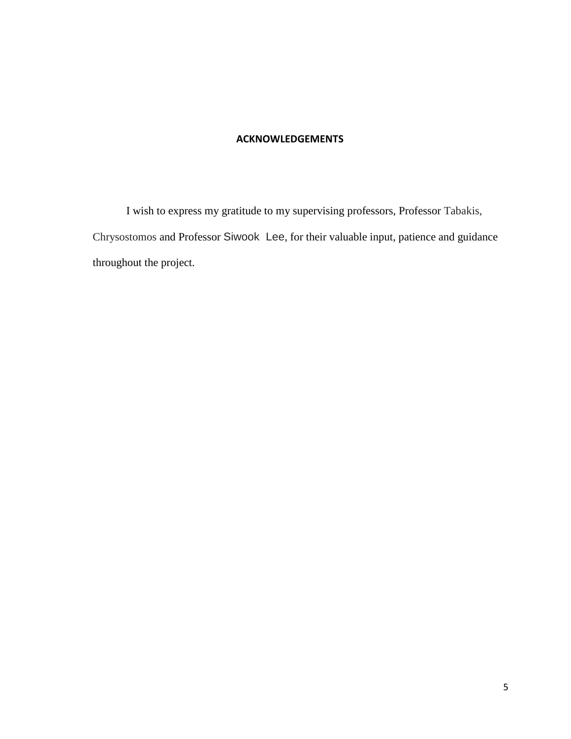# ACKNOWLEDGEMENTS

I wish to express my gratitude to my supervising professors, Professor Tabakis, Chrysostomos and Professor Siwook Lee, for their valuable input, patience and guidance throughout the project.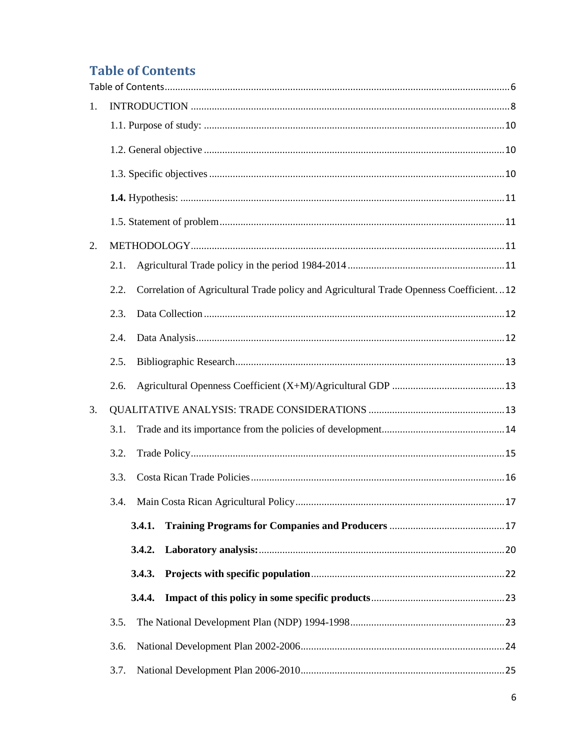# Table of Contents

Table of Contents ........................................................................................................................ 6

1. INTRODUCTION ...................................................................................................................... 8
   - 1.1. Purpose of study: ............................................................................................................ 10
   - 1.2. General objective ............................................................................................................ 10
   - 1.3. Specific objectives .......................................................................................................... 10
   - **1.4.** Hypothesis: ...................................................................................................................... 11
   - 1.5. Statement of problem ....................................................................................................... 11
2. METHODOLOGY ....................................................................................................................... 11
   - 2.1. Agricultural Trade policy in the period 1984-2014 ........................................................ 11
   - 2.2. Correlation of Agricultural Trade policy and Agricultural Trade Openness Coefficient. .. 12
   - 2.3. Data Collection ................................................................................................................ 12
   - 2.4. Data Analysis .................................................................................................................... 12
   - 2.5. Bibliographic Research ..................................................................................................... 13
   - 2.6. Agricultural Openness Coefficient (X+M)/Agricultural GDP ........................................ 13
3. QUALITATIVE ANALYSIS: TRADE CONSIDERATIONS ..................................................... 13
   - 3.1. Trade and its importance from the policies of development .......................................... 14
   - 3.2. Trade Policy ...................................................................................................................... 15
   - 3.3. Costa Rican Trade Policies ............................................................................................... 16
   - 3.4. Main Costa Rican Agricultural Policy ............................................................................. 17
     - **3.4.1. Training Programs for Companies and Producers** ................................................ 17
     - **3.4.2. Laboratory analysis:** .............................................................................................. 20
     - **3.4.3. Projects with specific population** ......................................................................... 22
     - **3.4.4. Impact of this policy in some specific products** ................................................... 23
   - 3.5. The National Development Plan (NDP) 1994-1998 ........................................................ 23
   - 3.6. National Development Plan 2002-2006 ........................................................................... 24
   - 3.7. National Development Plan 2006-2010 ........................................................................... 25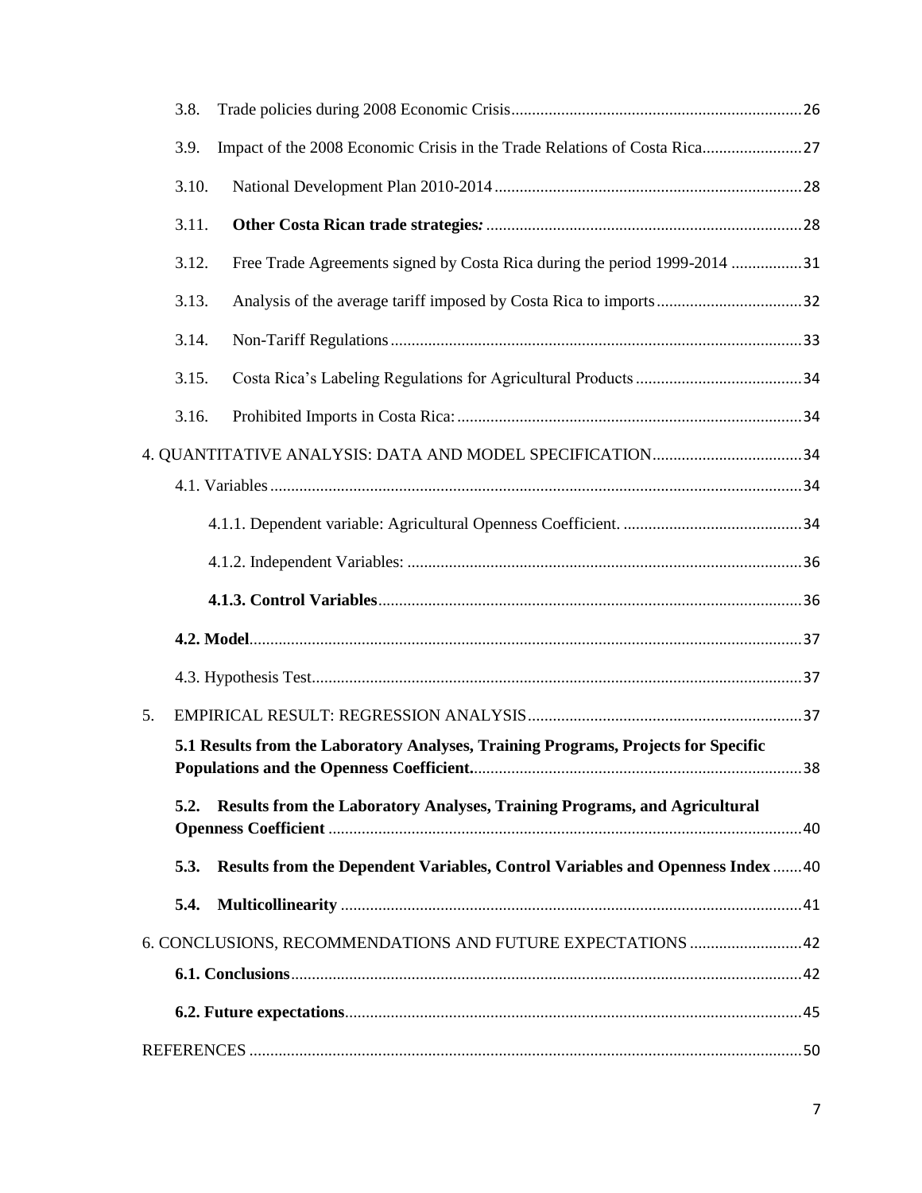3.8. Trade policies during 2008 Economic Crisis ..................................................................... 26

3.9. Impact of the 2008 Economic Crisis in the Trade Relations of Costa Rica........................ 27

3.10. National Development Plan 2010-2014 ......................................................................... 28

3.11. **Other Costa Rican trade strategies*:*** ........................................................................... 28

3.12. Free Trade Agreements signed by Costa Rica during the period 1999-2014 ................. 31

3.13. Analysis of the average tariff imposed by Costa Rica to imports ................................... 32

3.14. Non-Tariff Regulations .................................................................................................. 33

3.15. Costa Rica's Labeling Regulations for Agricultural Products ........................................ 34

3.16. Prohibited Imports in Costa Rica: .................................................................................. 34

4. QUANTITATIVE ANALYSIS: DATA AND MODEL SPECIFICATION .................................... 34

4.1. Variables ............................................................................................................................... 34

4.1.1. Dependent variable: Agricultural Openness Coefficient. ........................................... 34

4.1.2. Independent Variables: .............................................................................................. 36

**4.1.3. Control Variables** ..................................................................................................... 36

**4.2. Model** .................................................................................................................................... 37

4.3. Hypothesis Test ..................................................................................................................... 37

5. EMPIRICAL RESULT: REGRESSION ANALYSIS .................................................................. 37

**5.1 Results from the Laboratory Analyses, Training Programs, Projects for Specific Populations and the Openness Coefficient.** .............................................................................. 38

**5.2. Results from the Laboratory Analyses, Training Programs, and Agricultural Openness Coefficient** ................................................................................................................ 40

**5.3. Results from the Dependent Variables, Control Variables and Openness Index** ....... 40

**5.4. Multicollinearity** .............................................................................................................. 41

6. CONCLUSIONS, RECOMMENDATIONS AND FUTURE EXPECTATIONS ........................... 42

**6.1. Conclusions** ......................................................................................................................... 42

**6.2. Future expectations** ............................................................................................................ 45

REFERENCES .................................................................................................................................... 50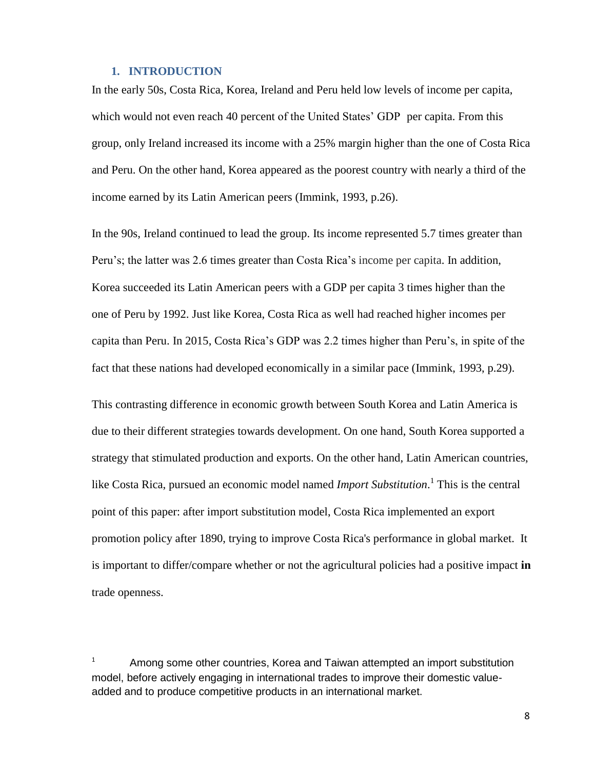## 1. INTRODUCTION

In the early 50s, Costa Rica, Korea, Ireland and Peru held low levels of income per capita, which would not even reach 40 percent of the United States' GDP per capita. From this group, only Ireland increased its income with a 25% margin higher than the one of Costa Rica and Peru. On the other hand, Korea appeared as the poorest country with nearly a third of the income earned by its Latin American peers (Immink, 1993, p.26).

In the 90s, Ireland continued to lead the group. Its income represented 5.7 times greater than Peru's; the latter was 2.6 times greater than Costa Rica's income per capita. In addition, Korea succeeded its Latin American peers with a GDP per capita 3 times higher than the one of Peru by 1992. Just like Korea, Costa Rica as well had reached higher incomes per capita than Peru. In 2015, Costa Rica's GDP was 2.2 times higher than Peru's, in spite of the fact that these nations had developed economically in a similar pace (Immink, 1993, p.29).

This contrasting difference in economic growth between South Korea and Latin America is due to their different strategies towards development. On one hand, South Korea supported a strategy that stimulated production and exports. On the other hand, Latin American countries, like Costa Rica, pursued an economic model named *Import Substitution*.[1] This is the central point of this paper: after import substitution model, Costa Rica implemented an export promotion policy after 1890, trying to improve Costa Rica's performance in global market. It is important to differ/compare whether or not the agricultural policies had a positive impact **in** trade openness.

[1] Among some other countries, Korea and Taiwan attempted an import substitution model, before actively engaging in international trades to improve their domestic value-added and to produce competitive products in an international market.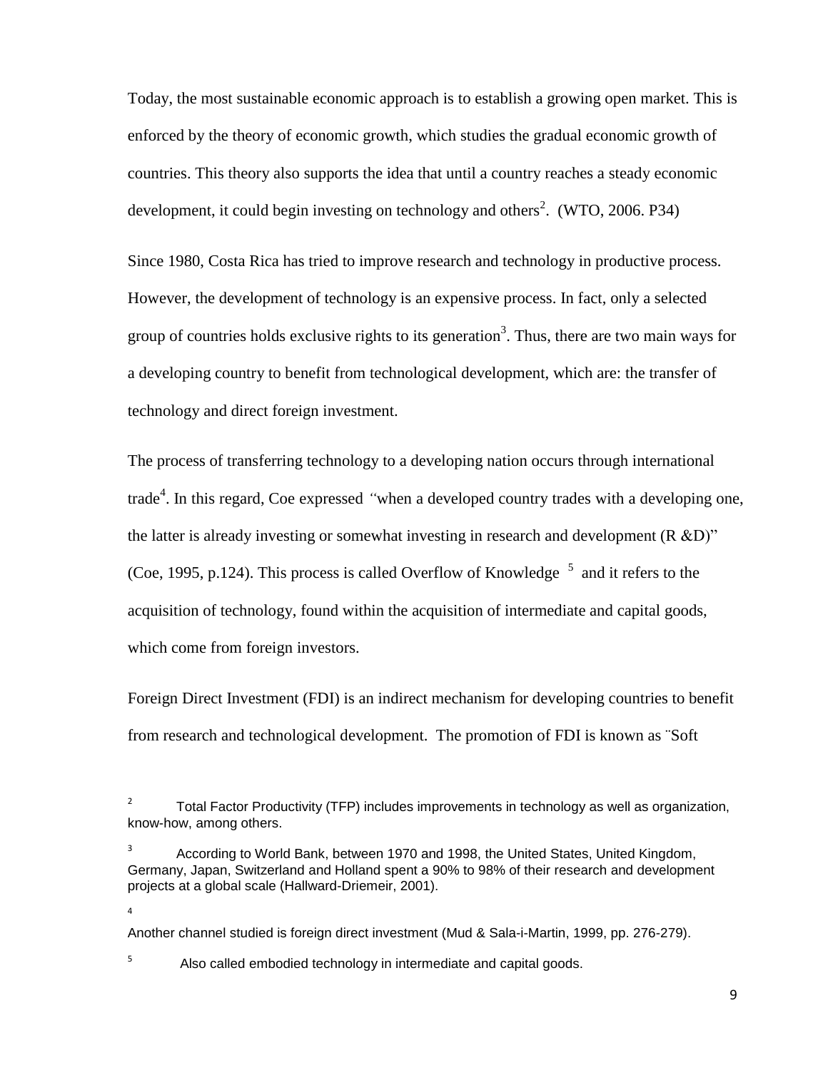Today, the most sustainable economic approach is to establish a growing open market. This is enforced by the theory of economic growth, which studies the gradual economic growth of countries. This theory also supports the idea that until a country reaches a steady economic development, it could begin investing on technology and others[2]. (WTO, 2006. P34)

Since 1980, Costa Rica has tried to improve research and technology in productive process. However, the development of technology is an expensive process. In fact, only a selected group of countries holds exclusive rights to its generation[3]. Thus, there are two main ways for a developing country to benefit from technological development, which are: the transfer of technology and direct foreign investment.

The process of transferring technology to a developing nation occurs through international trade[4]. In this regard, Coe expressed *"*when a developed country trades with a developing one, the latter is already investing or somewhat investing in research and development (R &D)" (Coe, 1995, p.124). This process is called Overflow of Knowledge [5] and it refers to the acquisition of technology, found within the acquisition of intermediate and capital goods, which come from foreign investors.

Foreign Direct Investment (FDI) is an indirect mechanism for developing countries to benefit from research and technological development. The promotion of FDI is known as ¨Soft

---

[2] Total Factor Productivity (TFP) includes improvements in technology as well as organization, know-how, among others.

[3] According to World Bank, between 1970 and 1998, the United States, United Kingdom, Germany, Japan, Switzerland and Holland spent a 90% to 98% of their research and development projects at a global scale (Hallward-Driemeir, 2001).

[4] Another channel studied is foreign direct investment (Mud & Sala-i-Martin, 1999, pp. 276-279).

[5] Also called embodied technology in intermediate and capital goods.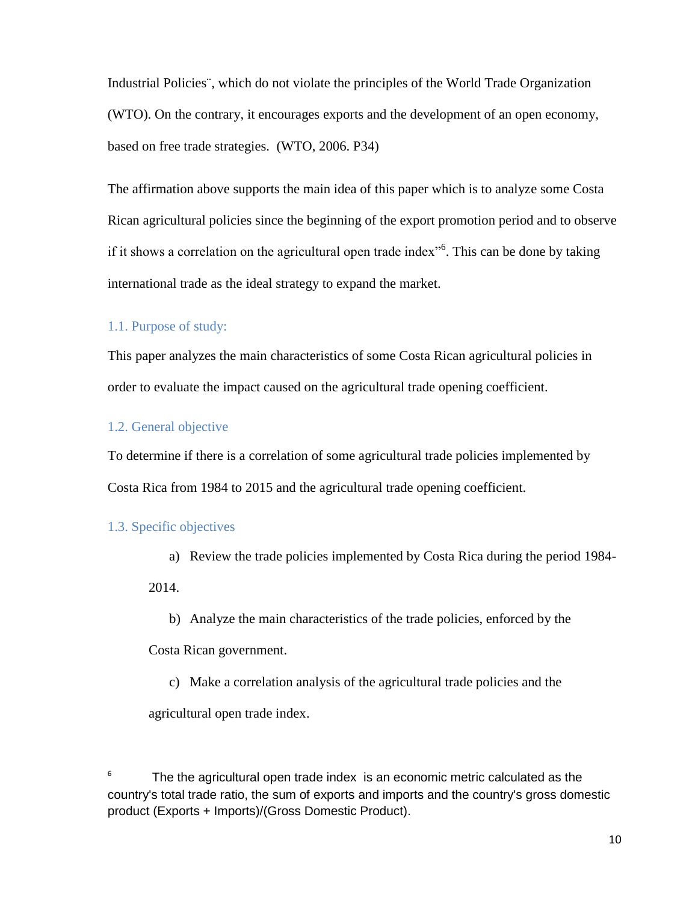Industrial Policies¨, which do not violate the principles of the World Trade Organization (WTO). On the contrary, it encourages exports and the development of an open economy, based on free trade strategies. (WTO, 2006. P34)

The affirmation above supports the main idea of this paper which is to analyze some Costa Rican agricultural policies since the beginning of the export promotion period and to observe if it shows a correlation on the agricultural open trade index"[6]. This can be done by taking international trade as the ideal strategy to expand the market.

### 1.1. Purpose of study:

This paper analyzes the main characteristics of some Costa Rican agricultural policies in order to evaluate the impact caused on the agricultural trade opening coefficient.

### 1.2. General objective

To determine if there is a correlation of some agricultural trade policies implemented by Costa Rica from 1984 to 2015 and the agricultural trade opening coefficient.

### 1.3. Specific objectives

a) Review the trade policies implemented by Costa Rica during the period 1984-2014.

b) Analyze the main characteristics of the trade policies, enforced by the Costa Rican government.

c) Make a correlation analysis of the agricultural trade policies and the agricultural open trade index.

[6] The the agricultural open trade index is an economic metric calculated as the country's total trade ratio, the sum of exports and imports and the country's gross domestic product (Exports + Imports)/(Gross Domestic Product).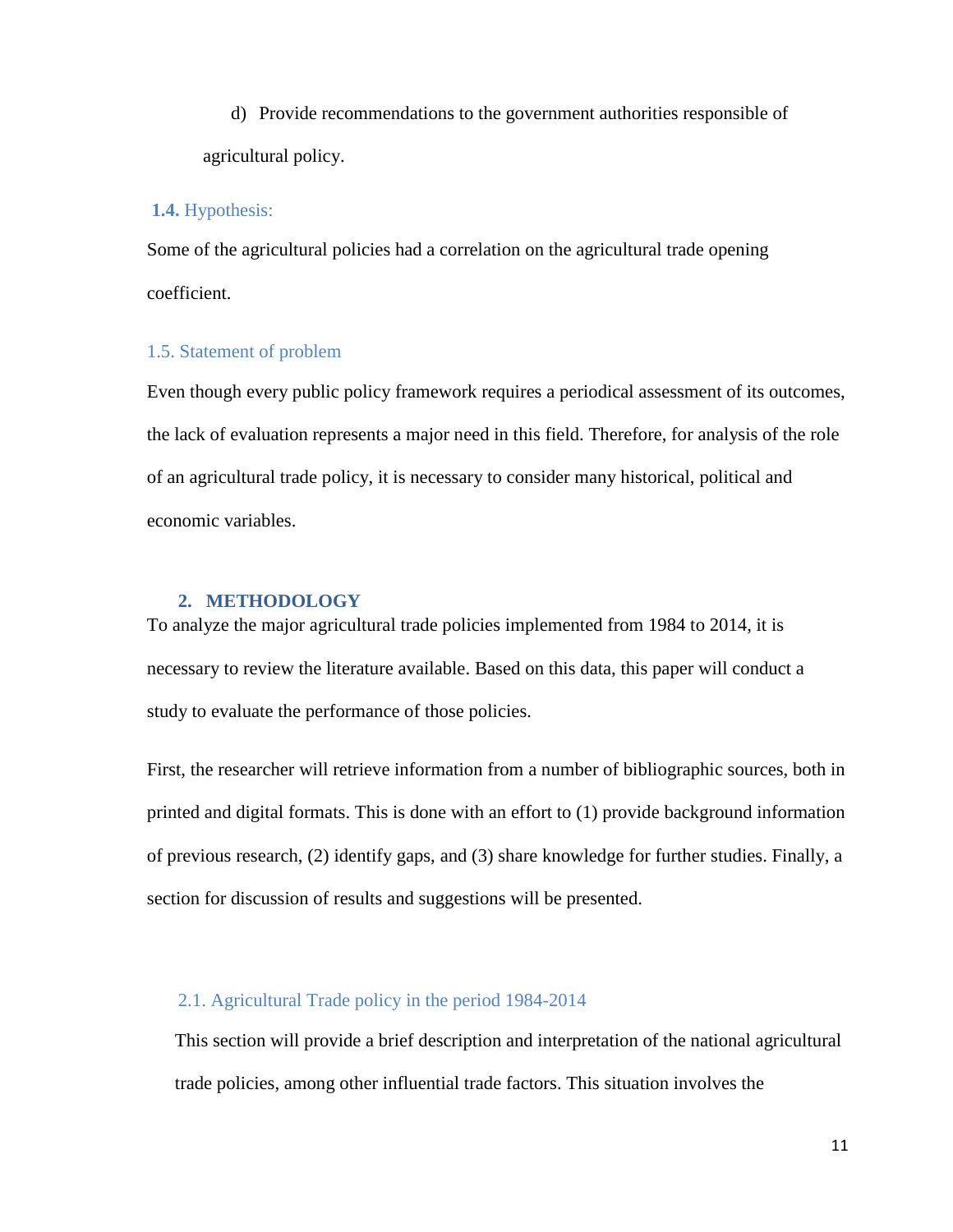d) Provide recommendations to the government authorities responsible of agricultural policy.

### **1.4.** Hypothesis:

Some of the agricultural policies had a correlation on the agricultural trade opening coefficient.

### 1.5. Statement of problem

Even though every public policy framework requires a periodical assessment of its outcomes, the lack of evaluation represents a major need in this field. Therefore, for analysis of the role of an agricultural trade policy, it is necessary to consider many historical, political and economic variables.

## 2. METHODOLOGY

To analyze the major agricultural trade policies implemented from 1984 to 2014, it is necessary to review the literature available. Based on this data, this paper will conduct a study to evaluate the performance of those policies.

First, the researcher will retrieve information from a number of bibliographic sources, both in printed and digital formats. This is done with an effort to (1) provide background information of previous research, (2) identify gaps, and (3) share knowledge for further studies. Finally, a section for discussion of results and suggestions will be presented.

### 2.1. Agricultural Trade policy in the period 1984-2014

This section will provide a brief description and interpretation of the national agricultural trade policies, among other influential trade factors. This situation involves the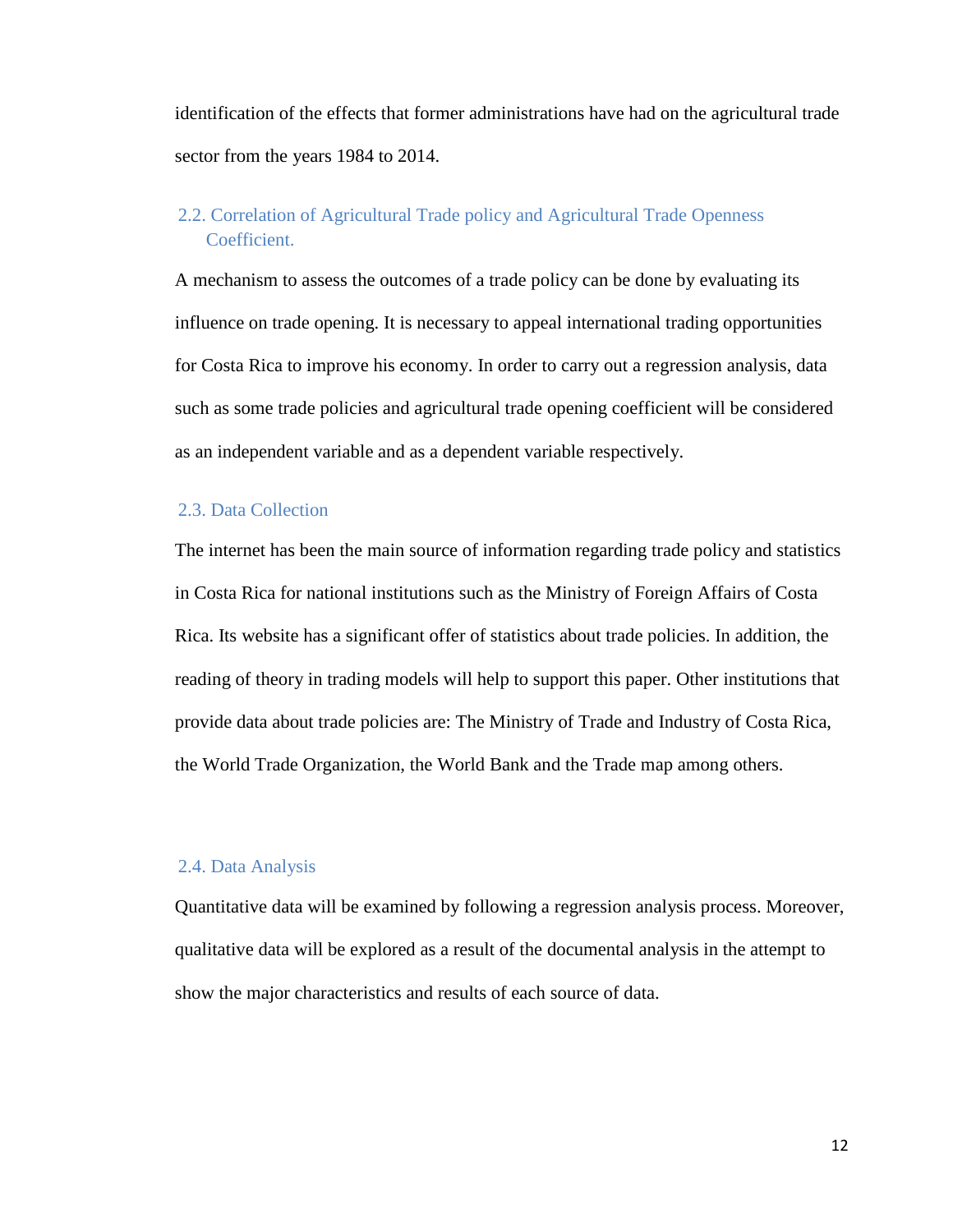identification of the effects that former administrations have had on the agricultural trade sector from the years 1984 to 2014.

### 2.2. Correlation of Agricultural Trade policy and Agricultural Trade Openness Coefficient.

A mechanism to assess the outcomes of a trade policy can be done by evaluating its influence on trade opening. It is necessary to appeal international trading opportunities for Costa Rica to improve his economy. In order to carry out a regression analysis, data such as some trade policies and agricultural trade opening coefficient will be considered as an independent variable and as a dependent variable respectively.

### 2.3. Data Collection

The internet has been the main source of information regarding trade policy and statistics in Costa Rica for national institutions such as the Ministry of Foreign Affairs of Costa Rica. Its website has a significant offer of statistics about trade policies. In addition, the reading of theory in trading models will help to support this paper. Other institutions that provide data about trade policies are: The Ministry of Trade and Industry of Costa Rica, the World Trade Organization, the World Bank and the Trade map among others.

### 2.4. Data Analysis

Quantitative data will be examined by following a regression analysis process. Moreover, qualitative data will be explored as a result of the documental analysis in the attempt to show the major characteristics and results of each source of data.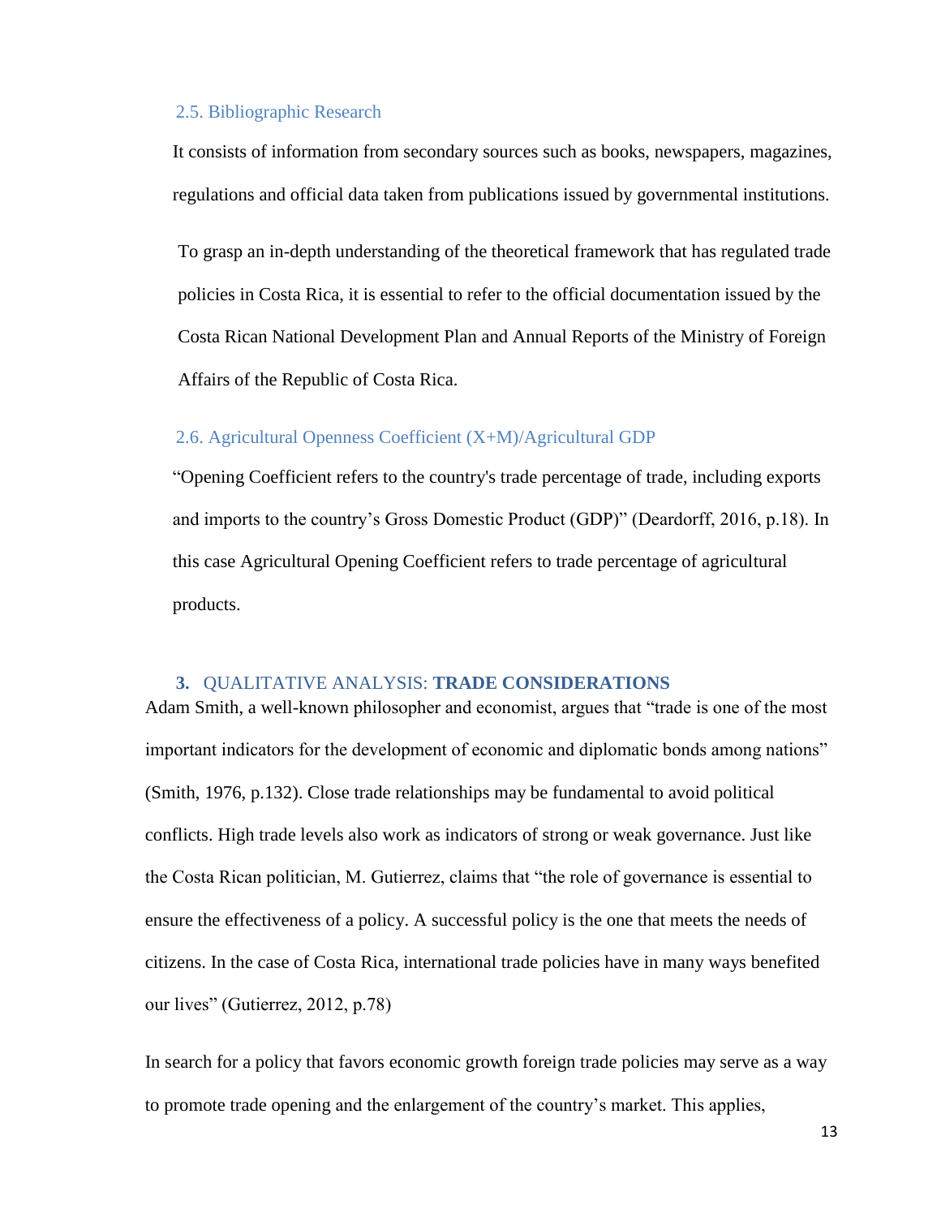### 2.5. Bibliographic Research

It consists of information from secondary sources such as books, newspapers, magazines, regulations and official data taken from publications issued by governmental institutions.

To grasp an in-depth understanding of the theoretical framework that has regulated trade policies in Costa Rica, it is essential to refer to the official documentation issued by the Costa Rican National Development Plan and Annual Reports of the Ministry of Foreign Affairs of the Republic of Costa Rica.

### 2.6. Agricultural Openness Coefficient (X+M)/Agricultural GDP

"Opening Coefficient refers to the country's trade percentage of trade, including exports and imports to the country's Gross Domestic Product (GDP)" (Deardorff, 2016, p.18). In this case Agricultural Opening Coefficient refers to trade percentage of agricultural products.

## 3. QUALITATIVE ANALYSIS: **TRADE CONSIDERATIONS**

Adam Smith, a well-known philosopher and economist, argues that "trade is one of the most important indicators for the development of economic and diplomatic bonds among nations" (Smith, 1976, p.132). Close trade relationships may be fundamental to avoid political conflicts. High trade levels also work as indicators of strong or weak governance. Just like the Costa Rican politician, M. Gutierrez, claims that "the role of governance is essential to ensure the effectiveness of a policy. A successful policy is the one that meets the needs of citizens. In the case of Costa Rica, international trade policies have in many ways benefited our lives" (Gutierrez, 2012, p.78)

In search for a policy that favors economic growth foreign trade policies may serve as a way to promote trade opening and the enlargement of the country's market. This applies,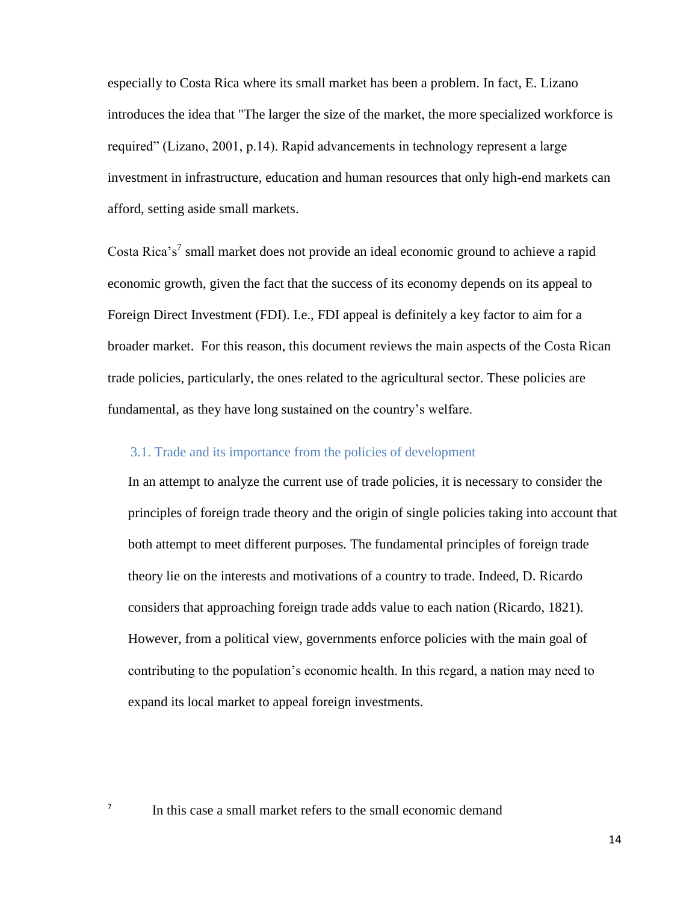especially to Costa Rica where its small market has been a problem. In fact, E. Lizano introduces the idea that "The larger the size of the market, the more specialized workforce is required" (Lizano, 2001, p.14). Rapid advancements in technology represent a large investment in infrastructure, education and human resources that only high-end markets can afford, setting aside small markets.

Costa Rica's[7] small market does not provide an ideal economic ground to achieve a rapid economic growth, given the fact that the success of its economy depends on its appeal to Foreign Direct Investment (FDI). I.e., FDI appeal is definitely a key factor to aim for a broader market. For this reason, this document reviews the main aspects of the Costa Rican trade policies, particularly, the ones related to the agricultural sector. These policies are fundamental, as they have long sustained on the country's welfare.

### 3.1. Trade and its importance from the policies of development

In an attempt to analyze the current use of trade policies, it is necessary to consider the principles of foreign trade theory and the origin of single policies taking into account that both attempt to meet different purposes. The fundamental principles of foreign trade theory lie on the interests and motivations of a country to trade. Indeed, D. Ricardo considers that approaching foreign trade adds value to each nation (Ricardo, 1821). However, from a political view, governments enforce policies with the main goal of contributing to the population's economic health. In this regard, a nation may need to expand its local market to appeal foreign investments.

[7] In this case a small market refers to the small economic demand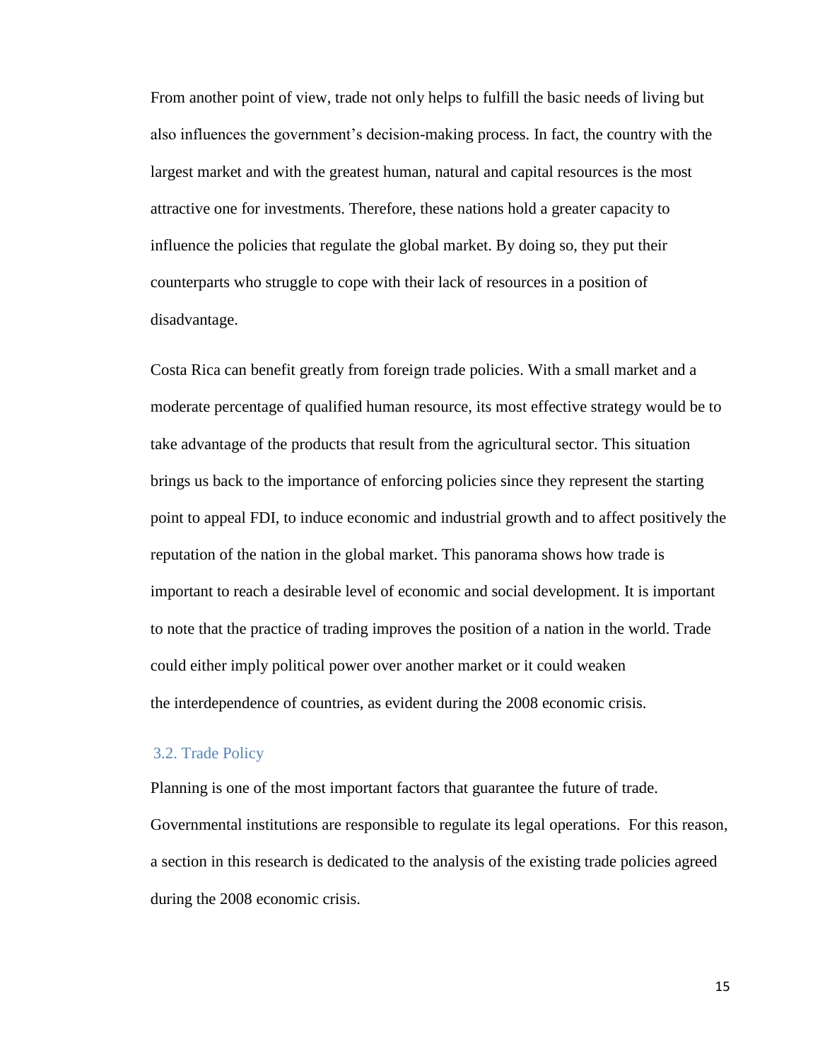From another point of view, trade not only helps to fulfill the basic needs of living but also influences the government's decision-making process. In fact, the country with the largest market and with the greatest human, natural and capital resources is the most attractive one for investments. Therefore, these nations hold a greater capacity to influence the policies that regulate the global market. By doing so, they put their counterparts who struggle to cope with their lack of resources in a position of disadvantage.

Costa Rica can benefit greatly from foreign trade policies. With a small market and a moderate percentage of qualified human resource, its most effective strategy would be to take advantage of the products that result from the agricultural sector. This situation brings us back to the importance of enforcing policies since they represent the starting point to appeal FDI, to induce economic and industrial growth and to affect positively the reputation of the nation in the global market. This panorama shows how trade is important to reach a desirable level of economic and social development. It is important to note that the practice of trading improves the position of a nation in the world. Trade could either imply political power over another market or it could weaken the interdependence of countries, as evident during the 2008 economic crisis.

### 3.2. Trade Policy

Planning is one of the most important factors that guarantee the future of trade. Governmental institutions are responsible to regulate its legal operations. For this reason, a section in this research is dedicated to the analysis of the existing trade policies agreed during the 2008 economic crisis.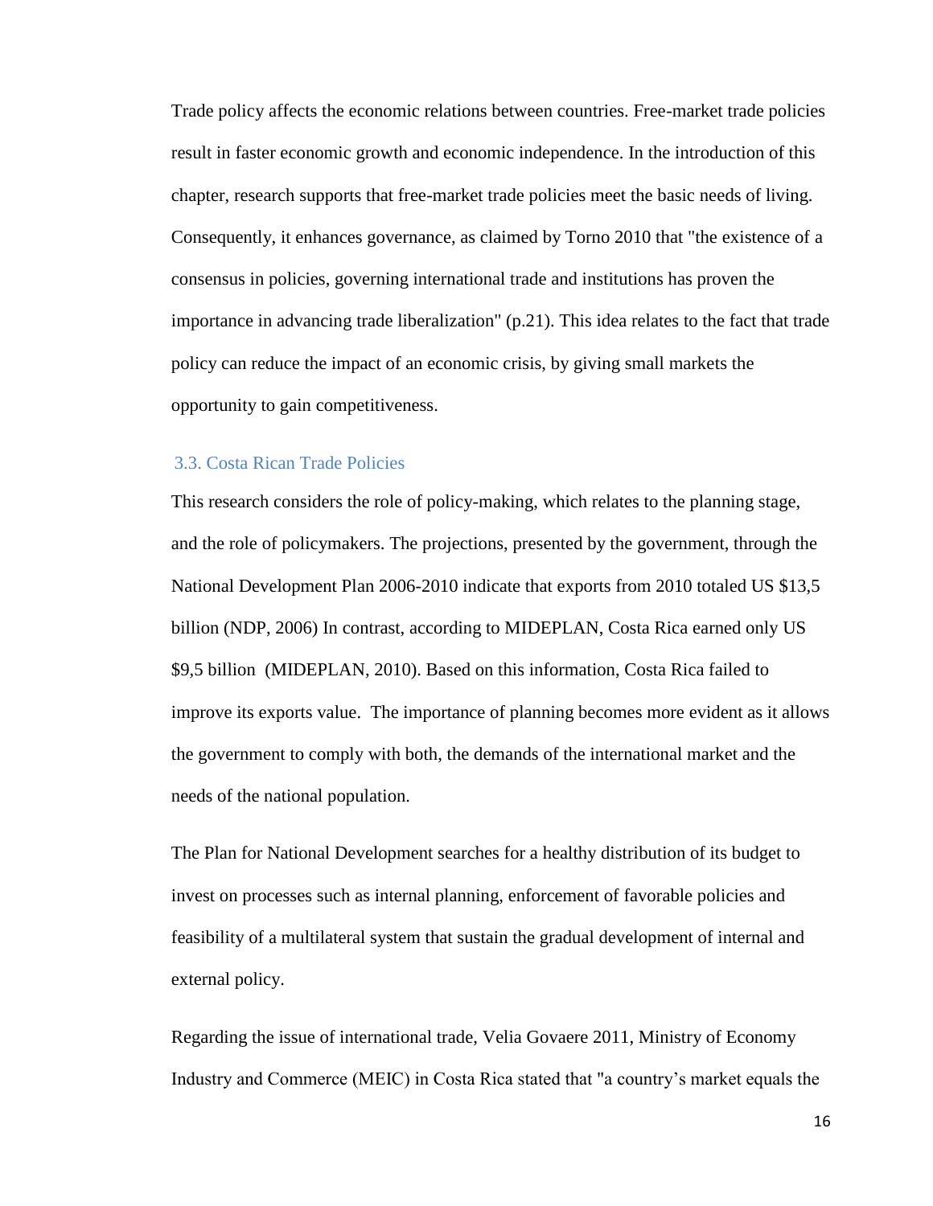Trade policy affects the economic relations between countries. Free-market trade policies result in faster economic growth and economic independence. In the introduction of this chapter, research supports that free-market trade policies meet the basic needs of living. Consequently, it enhances governance, as claimed by Torno 2010 that "the existence of a consensus in policies, governing international trade and institutions has proven the importance in advancing trade liberalization" (p.21). This idea relates to the fact that trade policy can reduce the impact of an economic crisis, by giving small markets the opportunity to gain competitiveness.

### 3.3. Costa Rican Trade Policies

This research considers the role of policy-making, which relates to the planning stage, and the role of policymakers. The projections, presented by the government, through the National Development Plan 2006-2010 indicate that exports from 2010 totaled US $13,5 billion (NDP, 2006) In contrast, according to MIDEPLAN, Costa Rica earned only US $9,5 billion (MIDEPLAN, 2010). Based on this information, Costa Rica failed to improve its exports value. The importance of planning becomes more evident as it allows the government to comply with both, the demands of the international market and the needs of the national population.

The Plan for National Development searches for a healthy distribution of its budget to invest on processes such as internal planning, enforcement of favorable policies and feasibility of a multilateral system that sustain the gradual development of internal and external policy.

Regarding the issue of international trade, Velia Govaere 2011, Ministry of Economy Industry and Commerce (MEIC) in Costa Rica stated that "a country's market equals the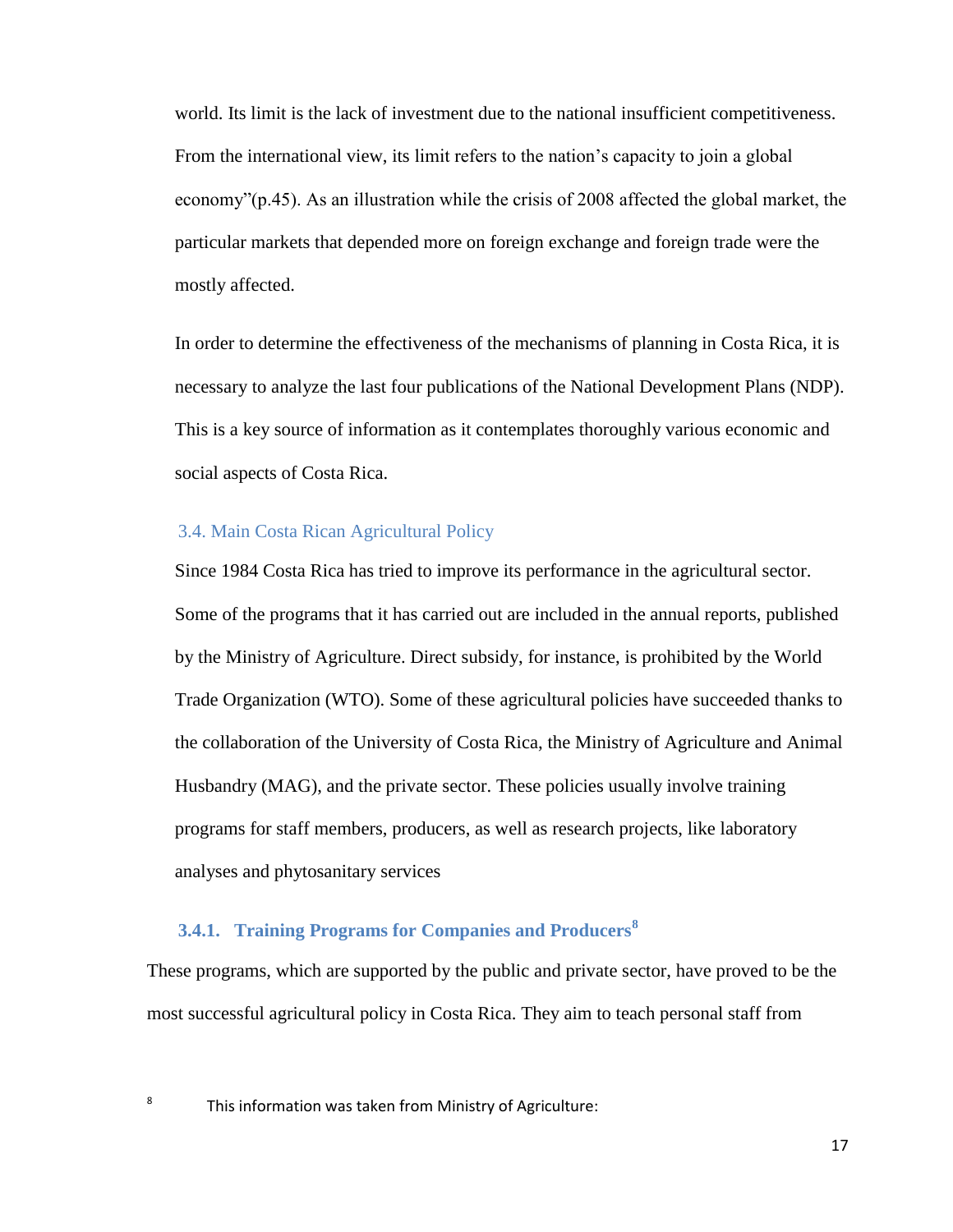world. Its limit is the lack of investment due to the national insufficient competitiveness. From the international view, its limit refers to the nation's capacity to join a global economy"(p.45). As an illustration while the crisis of 2008 affected the global market, the particular markets that depended more on foreign exchange and foreign trade were the mostly affected.

In order to determine the effectiveness of the mechanisms of planning in Costa Rica, it is necessary to analyze the last four publications of the National Development Plans (NDP). This is a key source of information as it contemplates thoroughly various economic and social aspects of Costa Rica.

## 3.4. Main Costa Rican Agricultural Policy

Since 1984 Costa Rica has tried to improve its performance in the agricultural sector. Some of the programs that it has carried out are included in the annual reports, published by the Ministry of Agriculture. Direct subsidy, for instance, is prohibited by the World Trade Organization (WTO). Some of these agricultural policies have succeeded thanks to the collaboration of the University of Costa Rica, the Ministry of Agriculture and Animal Husbandry (MAG), and the private sector. These policies usually involve training programs for staff members, producers, as well as research projects, like laboratory analyses and phytosanitary services

### 3.4.1. Training Programs for Companies and Producers[8]

These programs, which are supported by the public and private sector, have proved to be the most successful agricultural policy in Costa Rica. They aim to teach personal staff from

[8] This information was taken from Ministry of Agriculture: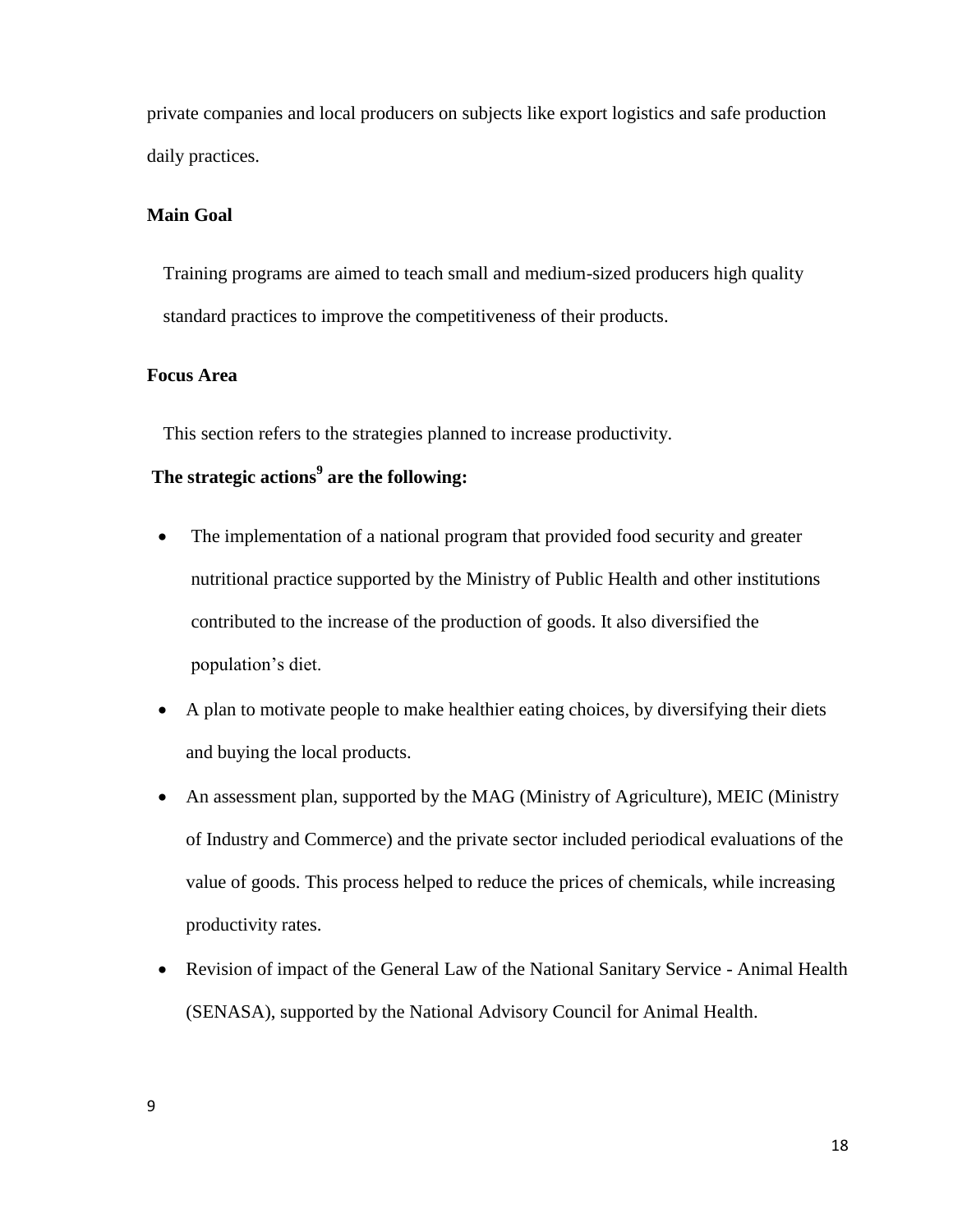private companies and local producers on subjects like export logistics and safe production daily practices.

**Main Goal**

Training programs are aimed to teach small and medium-sized producers high quality standard practices to improve the competitiveness of their products.

**Focus Area**

This section refers to the strategies planned to increase productivity.

**The strategic actions[9] are the following:**

- The implementation of a national program that provided food security and greater nutritional practice supported by the Ministry of Public Health and other institutions contributed to the increase of the production of goods. It also diversified the population's diet.
- A plan to motivate people to make healthier eating choices, by diversifying their diets and buying the local products.
- An assessment plan, supported by the MAG (Ministry of Agriculture), MEIC (Ministry of Industry and Commerce) and the private sector included periodical evaluations of the value of goods. This process helped to reduce the prices of chemicals, while increasing productivity rates.
- Revision of impact of the General Law of the National Sanitary Service - Animal Health (SENASA), supported by the National Advisory Council for Animal Health.

9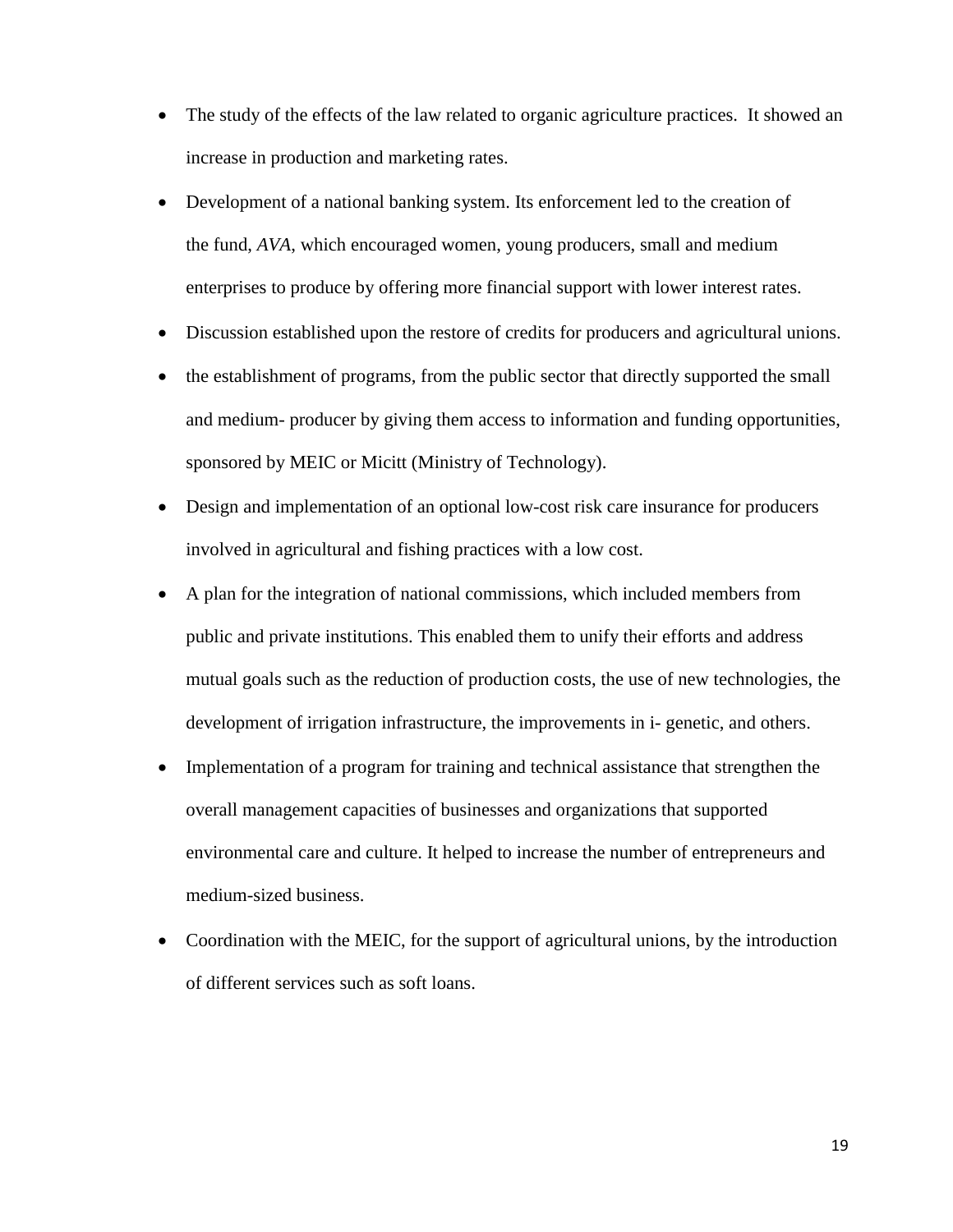- The study of the effects of the law related to organic agriculture practices.  It showed an increase in production and marketing rates.
- Development of a national banking system. Its enforcement led to the creation of the fund, *AVA*, which encouraged women, young producers, small and medium enterprises to produce by offering more financial support with lower interest rates.
- Discussion established upon the restore of credits for producers and agricultural unions.
- the establishment of programs, from the public sector that directly supported the small and medium- producer by giving them access to information and funding opportunities, sponsored by MEIC or Micitt (Ministry of Technology).
- Design and implementation of an optional low-cost risk care insurance for producers involved in agricultural and fishing practices with a low cost.
- A plan for the integration of national commissions, which included members from public and private institutions. This enabled them to unify their efforts and address mutual goals such as the reduction of production costs, the use of new technologies, the development of irrigation infrastructure, the improvements in i- genetic, and others.
- Implementation of a program for training and technical assistance that strengthen the overall management capacities of businesses and organizations that supported environmental care and culture. It helped to increase the number of entrepreneurs and medium-sized business.
- Coordination with the MEIC, for the support of agricultural unions, by the introduction of different services such as soft loans.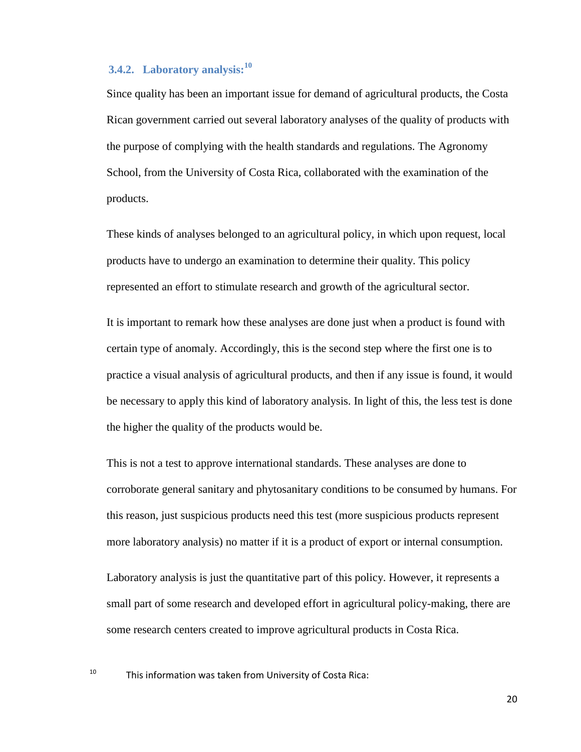### 3.4.2. Laboratory analysis:[10]

Since quality has been an important issue for demand of agricultural products, the Costa Rican government carried out several laboratory analyses of the quality of products with the purpose of complying with the health standards and regulations. The Agronomy School, from the University of Costa Rica, collaborated with the examination of the products.

These kinds of analyses belonged to an agricultural policy, in which upon request, local products have to undergo an examination to determine their quality. This policy represented an effort to stimulate research and growth of the agricultural sector.

It is important to remark how these analyses are done just when a product is found with certain type of anomaly. Accordingly, this is the second step where the first one is to practice a visual analysis of agricultural products, and then if any issue is found, it would be necessary to apply this kind of laboratory analysis. In light of this, the less test is done the higher the quality of the products would be.

This is not a test to approve international standards. These analyses are done to corroborate general sanitary and phytosanitary conditions to be consumed by humans. For this reason, just suspicious products need this test (more suspicious products represent more laboratory analysis) no matter if it is a product of export or internal consumption.

Laboratory analysis is just the quantitative part of this policy. However, it represents a small part of some research and developed effort in agricultural policy-making, there are some research centers created to improve agricultural products in Costa Rica.

[10] This information was taken from University of Costa Rica: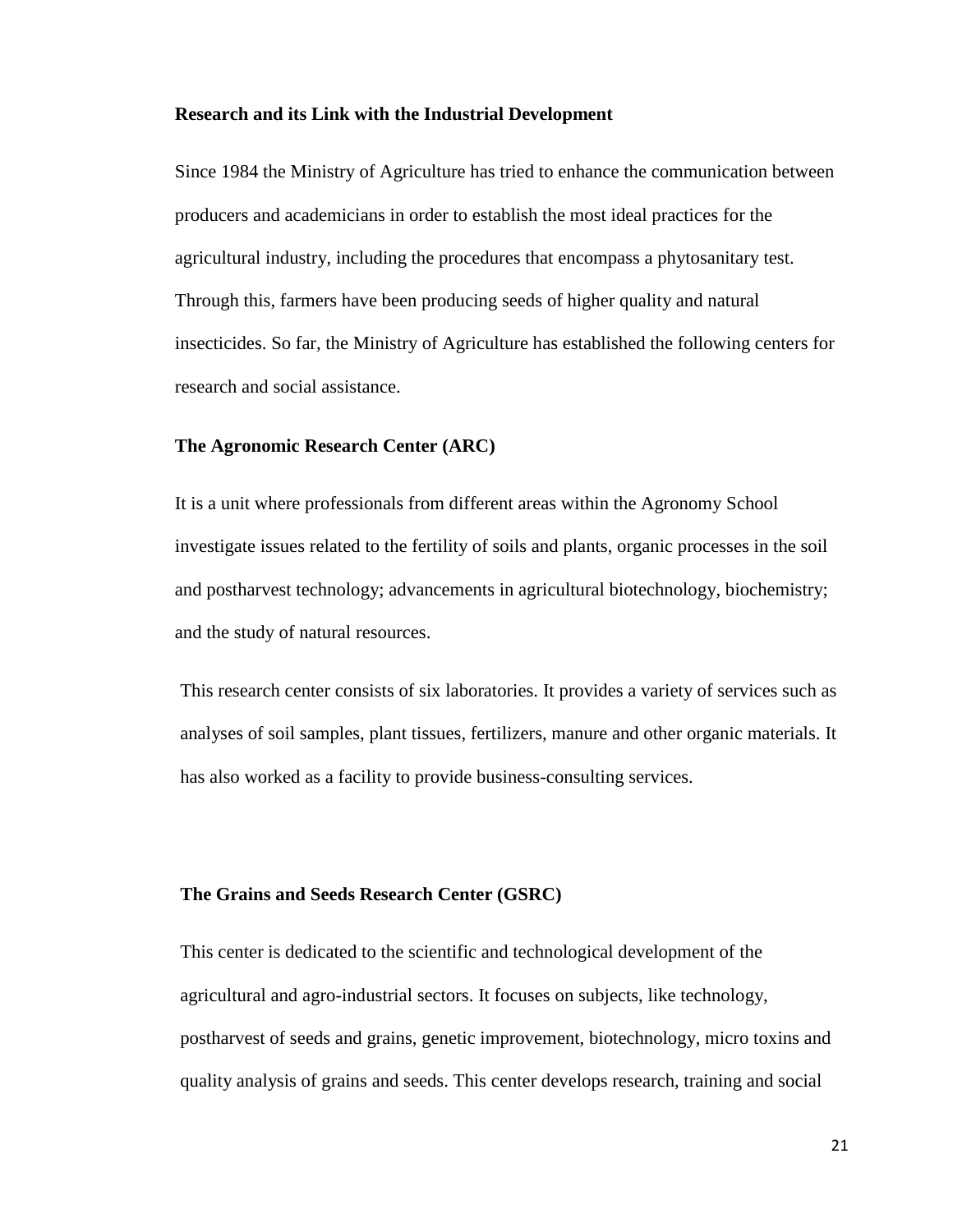### Research and its Link with the Industrial Development

Since 1984 the Ministry of Agriculture has tried to enhance the communication between producers and academicians in order to establish the most ideal practices for the agricultural industry, including the procedures that encompass a phytosanitary test. Through this, farmers have been producing seeds of higher quality and natural insecticides. So far, the Ministry of Agriculture has established the following centers for research and social assistance.

### The Agronomic Research Center (ARC)

It is a unit where professionals from different areas within the Agronomy School investigate issues related to the fertility of soils and plants, organic processes in the soil and postharvest technology; advancements in agricultural biotechnology, biochemistry; and the study of natural resources.

This research center consists of six laboratories. It provides a variety of services such as analyses of soil samples, plant tissues, fertilizers, manure and other organic materials. It has also worked as a facility to provide business-consulting services.

### The Grains and Seeds Research Center (GSRC)

This center is dedicated to the scientific and technological development of the agricultural and agro-industrial sectors. It focuses on subjects, like technology, postharvest of seeds and grains, genetic improvement, biotechnology, micro toxins and quality analysis of grains and seeds. This center develops research, training and social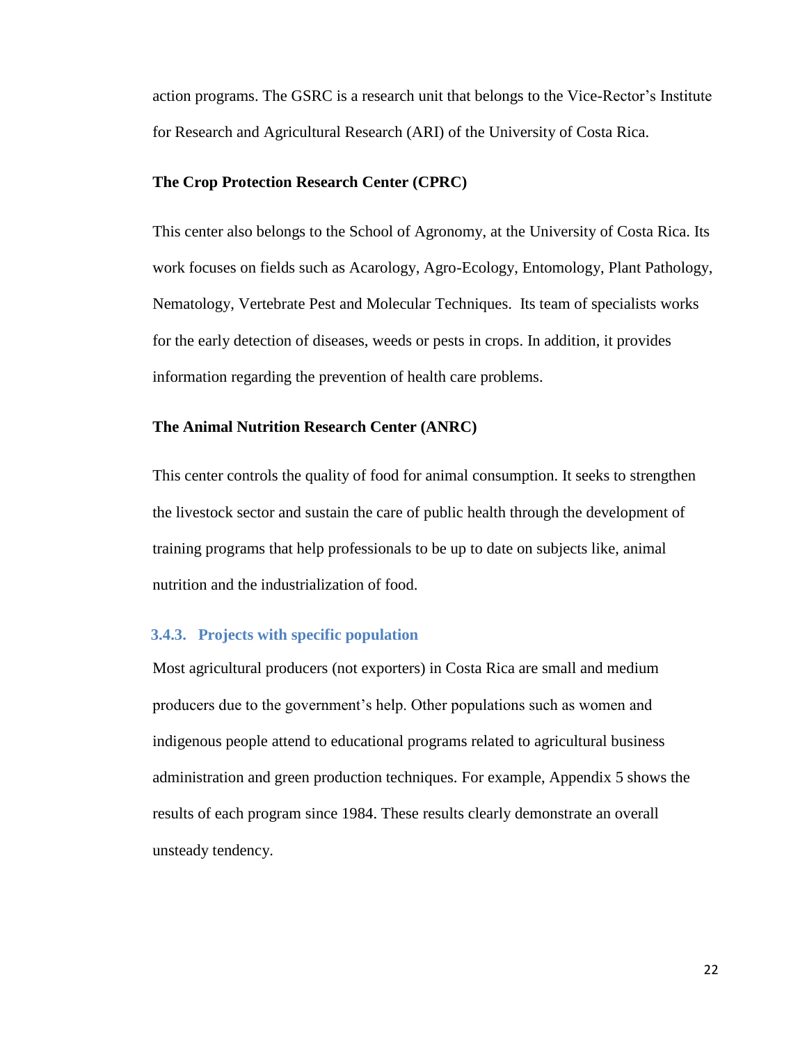action programs. The GSRC is a research unit that belongs to the Vice-Rector's Institute for Research and Agricultural Research (ARI) of the University of Costa Rica.

**The Crop Protection Research Center (CPRC)**

This center also belongs to the School of Agronomy, at the University of Costa Rica. Its work focuses on fields such as Acarology, Agro-Ecology, Entomology, Plant Pathology, Nematology, Vertebrate Pest and Molecular Techniques. Its team of specialists works for the early detection of diseases, weeds or pests in crops. In addition, it provides information regarding the prevention of health care problems.

**The Animal Nutrition Research Center (ANRC)**

This center controls the quality of food for animal consumption. It seeks to strengthen the livestock sector and sustain the care of public health through the development of training programs that help professionals to be up to date on subjects like, animal nutrition and the industrialization of food.

### 3.4.3. Projects with specific population

Most agricultural producers (not exporters) in Costa Rica are small and medium producers due to the government's help. Other populations such as women and indigenous people attend to educational programs related to agricultural business administration and green production techniques. For example, Appendix 5 shows the results of each program since 1984. These results clearly demonstrate an overall unsteady tendency.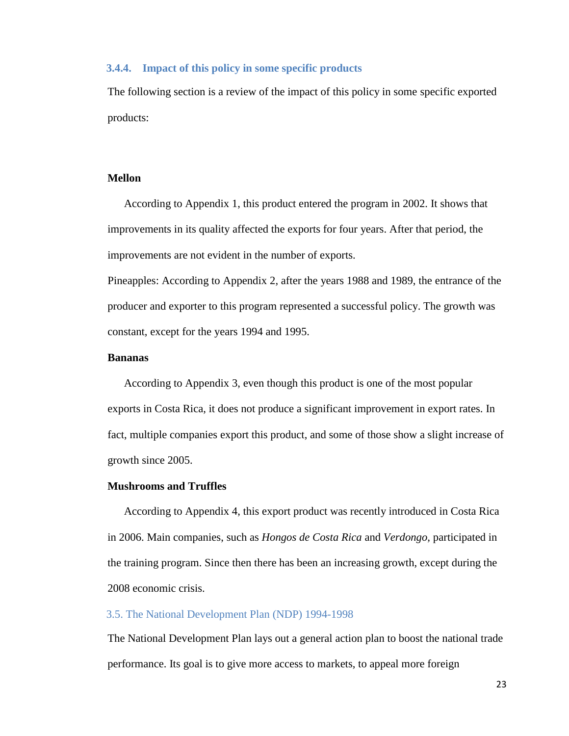### 3.4.4. Impact of this policy in some specific products

The following section is a review of the impact of this policy in some specific exported products:

**Mellon**

According to Appendix 1, this product entered the program in 2002. It shows that improvements in its quality affected the exports for four years. After that period, the improvements are not evident in the number of exports.

Pineapples: According to Appendix 2, after the years 1988 and 1989, the entrance of the producer and exporter to this program represented a successful policy. The growth was constant, except for the years 1994 and 1995.

**Bananas**

According to Appendix 3, even though this product is one of the most popular exports in Costa Rica, it does not produce a significant improvement in export rates. In fact, multiple companies export this product, and some of those show a slight increase of growth since 2005.

**Mushrooms and Truffles**

According to Appendix 4, this export product was recently introduced in Costa Rica in 2006. Main companies, such as *Hongos de Costa Rica* and *Verdongo*, participated in the training program. Since then there has been an increasing growth, except during the 2008 economic crisis.

## 3.5. The National Development Plan (NDP) 1994-1998

The National Development Plan lays out a general action plan to boost the national trade performance. Its goal is to give more access to markets, to appeal more foreign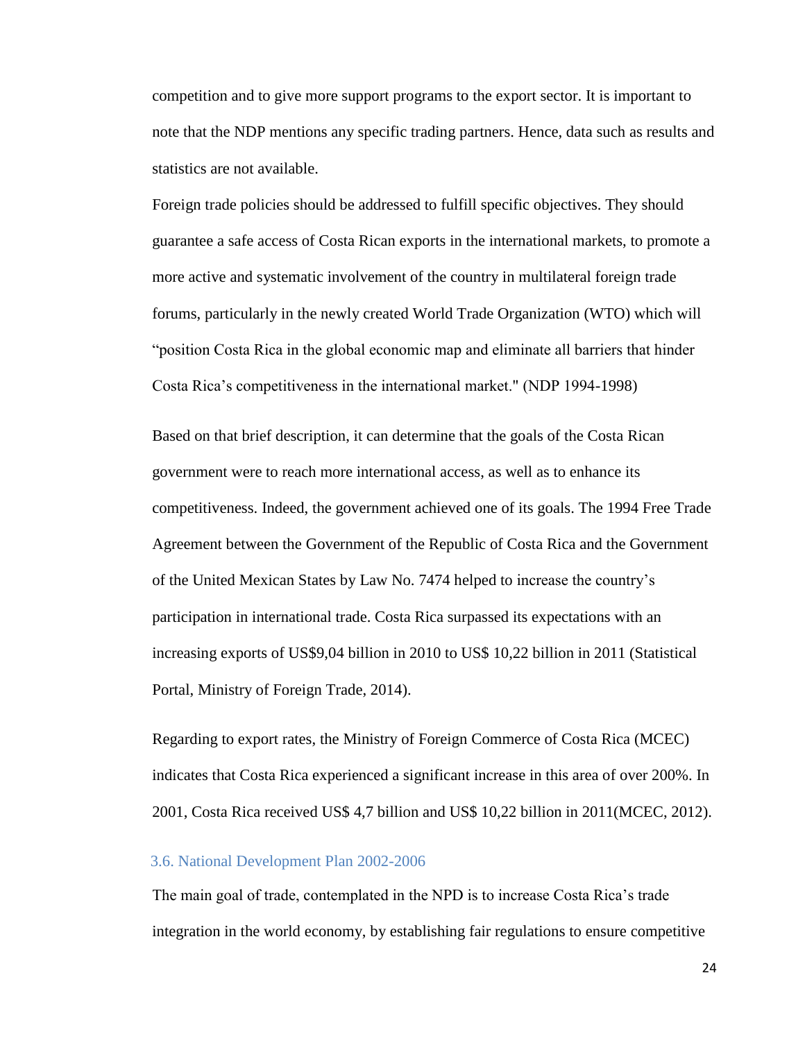competition and to give more support programs to the export sector. It is important to note that the NDP mentions any specific trading partners. Hence, data such as results and statistics are not available.

Foreign trade policies should be addressed to fulfill specific objectives. They should guarantee a safe access of Costa Rican exports in the international markets, to promote a more active and systematic involvement of the country in multilateral foreign trade forums, particularly in the newly created World Trade Organization (WTO) which will "position Costa Rica in the global economic map and eliminate all barriers that hinder Costa Rica's competitiveness in the international market." (NDP 1994-1998)

Based on that brief description, it can determine that the goals of the Costa Rican government were to reach more international access, as well as to enhance its competitiveness. Indeed, the government achieved one of its goals. The 1994 Free Trade Agreement between the Government of the Republic of Costa Rica and the Government of the United Mexican States by Law No. 7474 helped to increase the country's participation in international trade. Costa Rica surpassed its expectations with an increasing exports of US$9,04 billion in 2010 to US$ 10,22 billion in 2011 (Statistical Portal, Ministry of Foreign Trade, 2014).

Regarding to export rates, the Ministry of Foreign Commerce of Costa Rica (MCEC) indicates that Costa Rica experienced a significant increase in this area of over 200%. In 2001, Costa Rica received US$ 4,7 billion and US$ 10,22 billion in 2011(MCEC, 2012).

### 3.6. National Development Plan 2002-2006

The main goal of trade, contemplated in the NPD is to increase Costa Rica's trade integration in the world economy, by establishing fair regulations to ensure competitive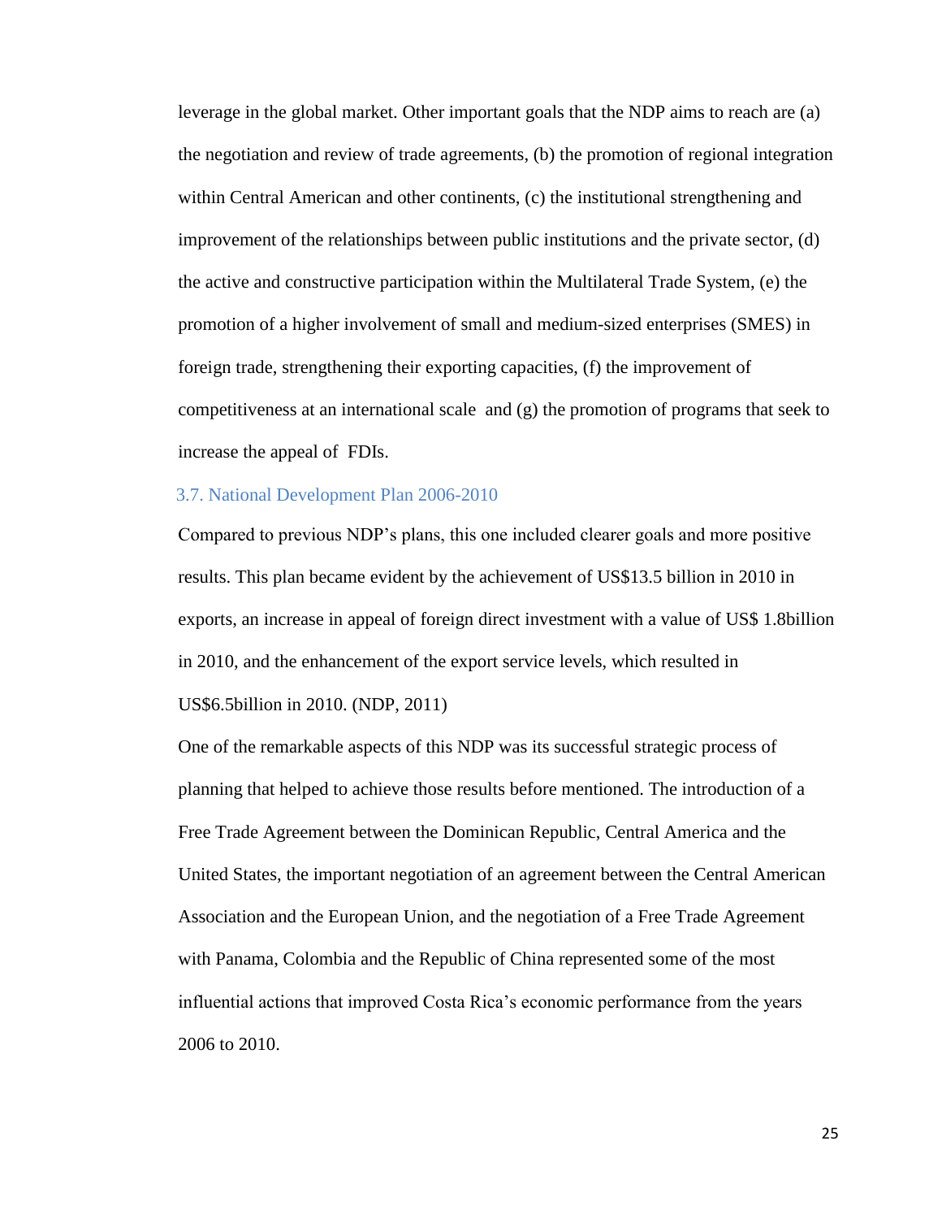leverage in the global market. Other important goals that the NDP aims to reach are (a) the negotiation and review of trade agreements, (b) the promotion of regional integration within Central American and other continents, (c) the institutional strengthening and improvement of the relationships between public institutions and the private sector, (d) the active and constructive participation within the Multilateral Trade System, (e) the promotion of a higher involvement of small and medium-sized enterprises (SMES) in foreign trade, strengthening their exporting capacities, (f) the improvement of competitiveness at an international scale and (g) the promotion of programs that seek to increase the appeal of FDIs.

### 3.7. National Development Plan 2006-2010

Compared to previous NDP's plans, this one included clearer goals and more positive results. This plan became evident by the achievement of US$13.5 billion in 2010 in exports, an increase in appeal of foreign direct investment with a value of US$ 1.8billion in 2010, and the enhancement of the export service levels, which resulted in US$6.5billion in 2010. (NDP, 2011)

One of the remarkable aspects of this NDP was its successful strategic process of planning that helped to achieve those results before mentioned. The introduction of a Free Trade Agreement between the Dominican Republic, Central America and the United States, the important negotiation of an agreement between the Central American Association and the European Union, and the negotiation of a Free Trade Agreement with Panama, Colombia and the Republic of China represented some of the most influential actions that improved Costa Rica's economic performance from the years 2006 to 2010.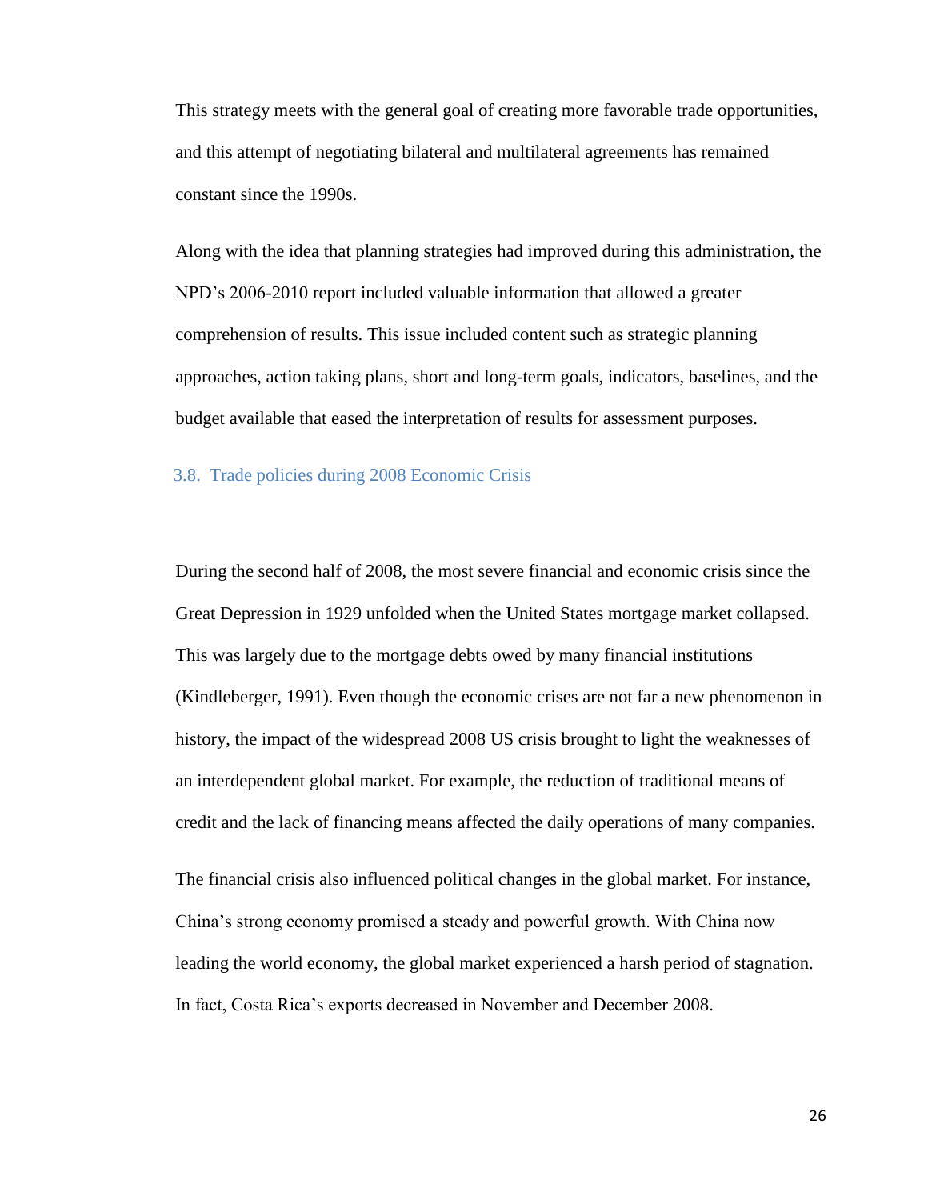This strategy meets with the general goal of creating more favorable trade opportunities, and this attempt of negotiating bilateral and multilateral agreements has remained constant since the 1990s.

Along with the idea that planning strategies had improved during this administration, the NPD's 2006-2010 report included valuable information that allowed a greater comprehension of results. This issue included content such as strategic planning approaches, action taking plans, short and long-term goals, indicators, baselines, and the budget available that eased the interpretation of results for assessment purposes.

### 3.8. Trade policies during 2008 Economic Crisis

During the second half of 2008, the most severe financial and economic crisis since the Great Depression in 1929 unfolded when the United States mortgage market collapsed. This was largely due to the mortgage debts owed by many financial institutions (Kindleberger, 1991). Even though the economic crises are not far a new phenomenon in history, the impact of the widespread 2008 US crisis brought to light the weaknesses of an interdependent global market. For example, the reduction of traditional means of credit and the lack of financing means affected the daily operations of many companies.

The financial crisis also influenced political changes in the global market. For instance, China's strong economy promised a steady and powerful growth. With China now leading the world economy, the global market experienced a harsh period of stagnation. In fact, Costa Rica's exports decreased in November and December 2008.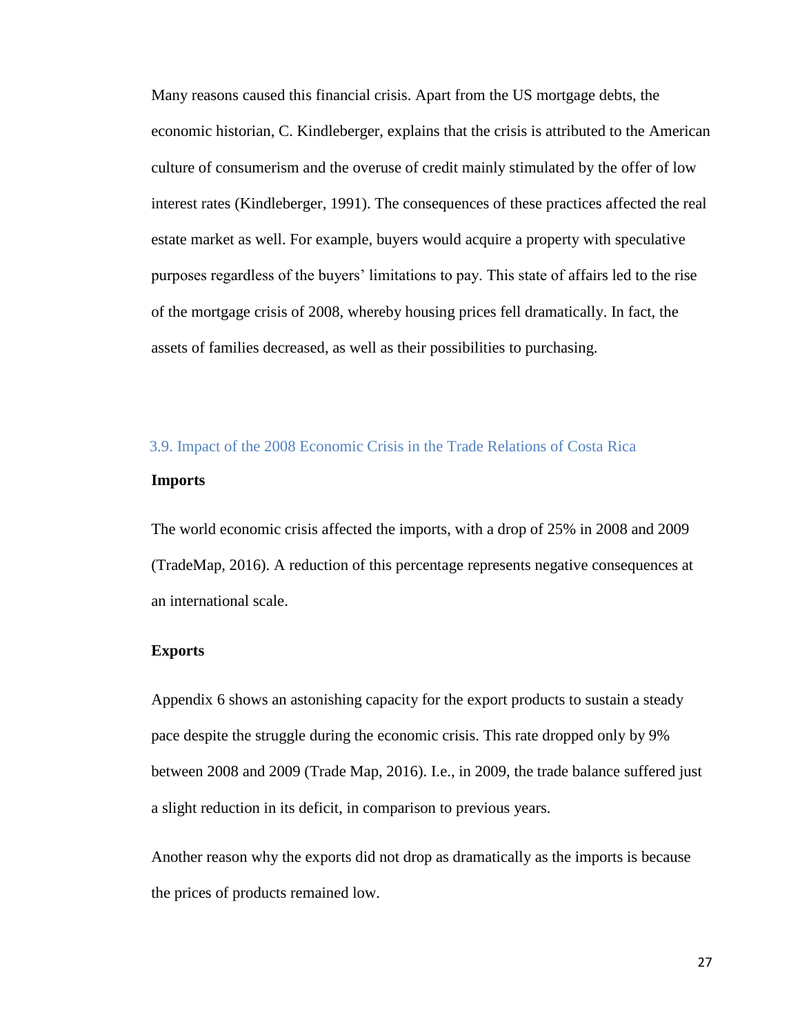Many reasons caused this financial crisis. Apart from the US mortgage debts, the economic historian, C. Kindleberger, explains that the crisis is attributed to the American culture of consumerism and the overuse of credit mainly stimulated by the offer of low interest rates (Kindleberger, 1991). The consequences of these practices affected the real estate market as well. For example, buyers would acquire a property with speculative purposes regardless of the buyers' limitations to pay. This state of affairs led to the rise of the mortgage crisis of 2008, whereby housing prices fell dramatically. In fact, the assets of families decreased, as well as their possibilities to purchasing.

## 3.9. Impact of the 2008 Economic Crisis in the Trade Relations of Costa Rica

**Imports**

The world economic crisis affected the imports, with a drop of 25% in 2008 and 2009 (TradeMap, 2016). A reduction of this percentage represents negative consequences at an international scale.

**Exports**

Appendix 6 shows an astonishing capacity for the export products to sustain a steady pace despite the struggle during the economic crisis. This rate dropped only by 9% between 2008 and 2009 (Trade Map, 2016). I.e., in 2009, the trade balance suffered just a slight reduction in its deficit, in comparison to previous years.

Another reason why the exports did not drop as dramatically as the imports is because the prices of products remained low.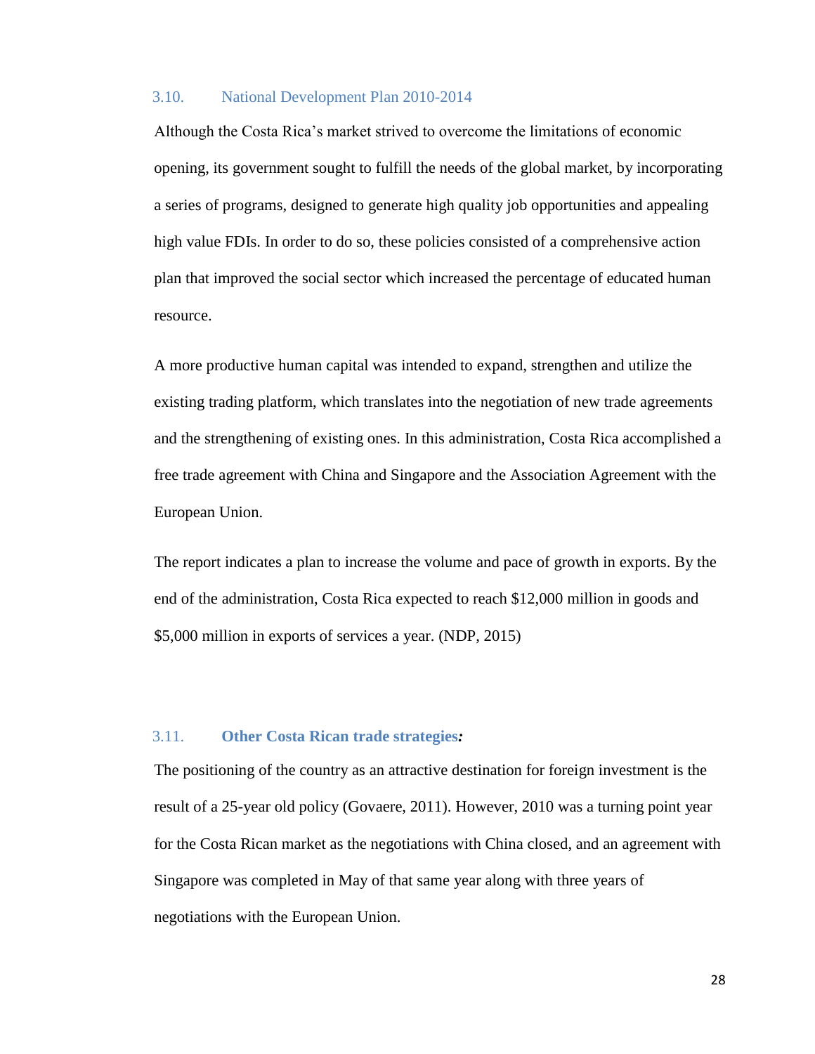### 3.10. National Development Plan 2010-2014

Although the Costa Rica's market strived to overcome the limitations of economic opening, its government sought to fulfill the needs of the global market, by incorporating a series of programs, designed to generate high quality job opportunities and appealing high value FDIs. In order to do so, these policies consisted of a comprehensive action plan that improved the social sector which increased the percentage of educated human resource.

A more productive human capital was intended to expand, strengthen and utilize the existing trading platform, which translates into the negotiation of new trade agreements and the strengthening of existing ones. In this administration, Costa Rica accomplished a free trade agreement with China and Singapore and the Association Agreement with the European Union.

The report indicates a plan to increase the volume and pace of growth in exports. By the end of the administration, Costa Rica expected to reach $12,000 million in goods and $5,000 million in exports of services a year. (NDP, 2015)

### 3.11. **Other Costa Rican trade strategies*:***

The positioning of the country as an attractive destination for foreign investment is the result of a 25-year old policy (Govaere, 2011). However, 2010 was a turning point year for the Costa Rican market as the negotiations with China closed, and an agreement with Singapore was completed in May of that same year along with three years of negotiations with the European Union.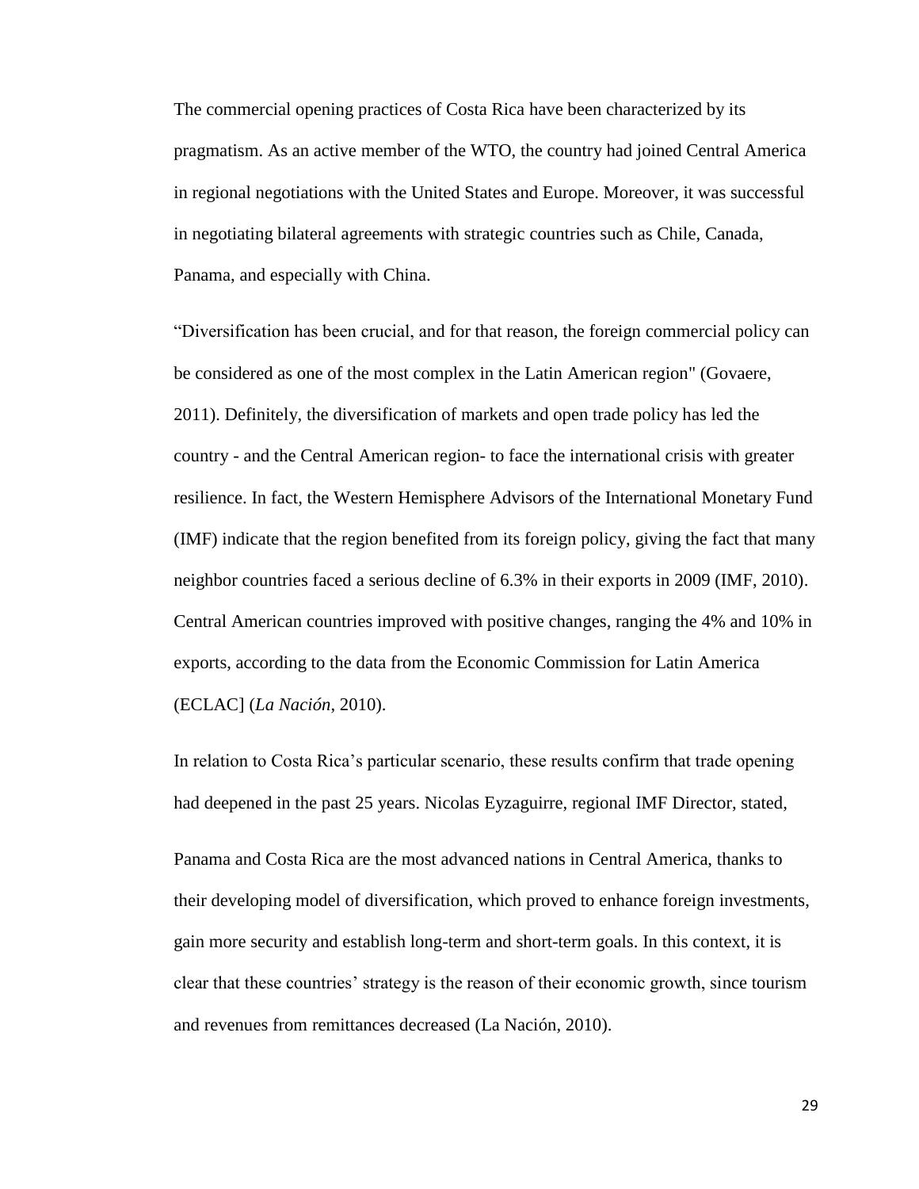The commercial opening practices of Costa Rica have been characterized by its pragmatism. As an active member of the WTO, the country had joined Central America in regional negotiations with the United States and Europe. Moreover, it was successful in negotiating bilateral agreements with strategic countries such as Chile, Canada, Panama, and especially with China.

"Diversification has been crucial, and for that reason, the foreign commercial policy can be considered as one of the most complex in the Latin American region" (Govaere, 2011). Definitely, the diversification of markets and open trade policy has led the country - and the Central American region- to face the international crisis with greater resilience. In fact, the Western Hemisphere Advisors of the International Monetary Fund (IMF) indicate that the region benefited from its foreign policy, giving the fact that many neighbor countries faced a serious decline of 6.3% in their exports in 2009 (IMF, 2010). Central American countries improved with positive changes, ranging the 4% and 10% in exports, according to the data from the Economic Commission for Latin America (ECLAC] (*La Nación*, 2010).

In relation to Costa Rica's particular scenario, these results confirm that trade opening had deepened in the past 25 years. Nicolas Eyzaguirre, regional IMF Director, stated,

> Panama and Costa Rica are the most advanced nations in Central America, thanks to their developing model of diversification, which proved to enhance foreign investments, gain more security and establish long-term and short-term goals. In this context, it is clear that these countries' strategy is the reason of their economic growth, since tourism and revenues from remittances decreased (La Nación, 2010).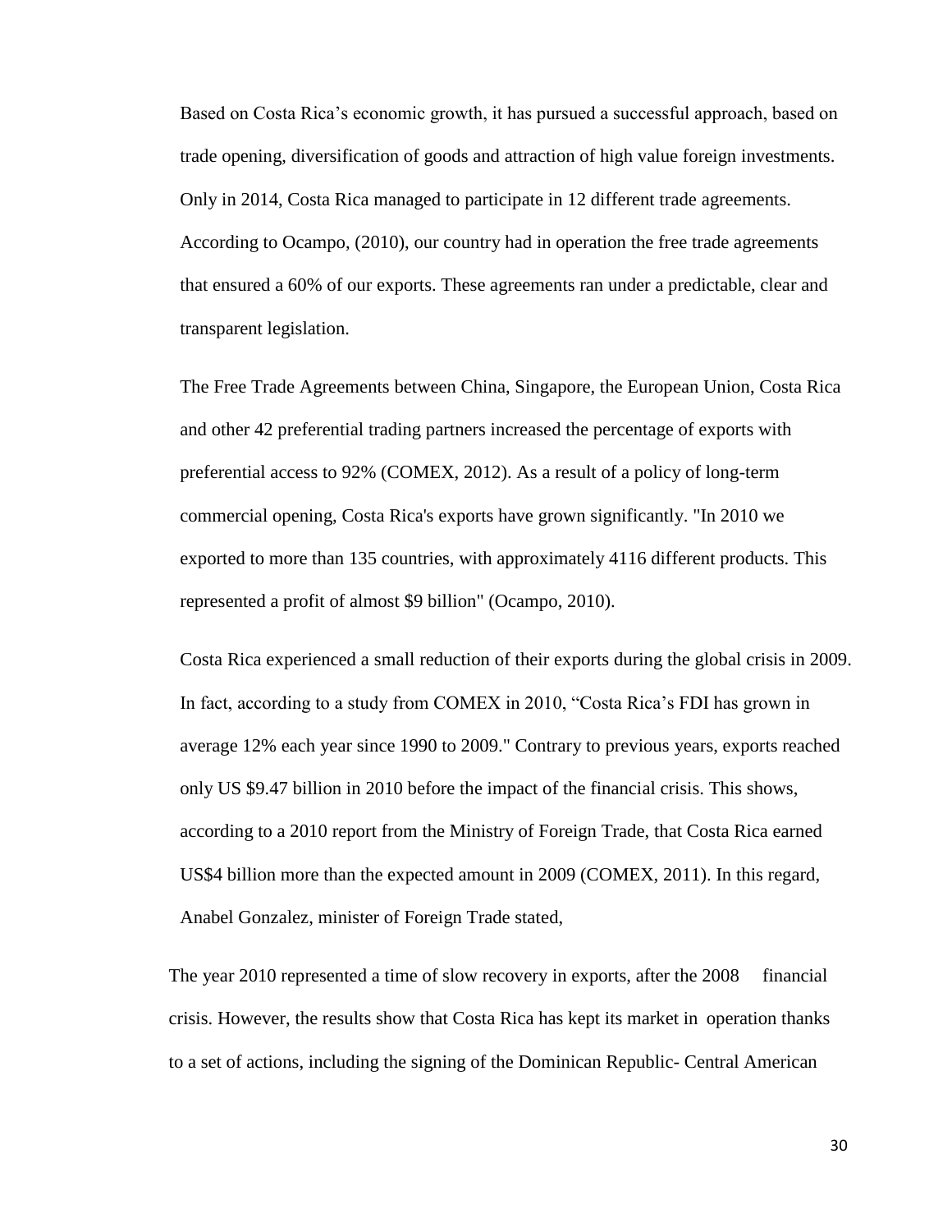Based on Costa Rica's economic growth, it has pursued a successful approach, based on trade opening, diversification of goods and attraction of high value foreign investments. Only in 2014, Costa Rica managed to participate in 12 different trade agreements. According to Ocampo, (2010), our country had in operation the free trade agreements that ensured a 60% of our exports. These agreements ran under a predictable, clear and transparent legislation.

The Free Trade Agreements between China, Singapore, the European Union, Costa Rica and other 42 preferential trading partners increased the percentage of exports with preferential access to 92% (COMEX, 2012). As a result of a policy of long-term commercial opening, Costa Rica's exports have grown significantly. "In 2010 we exported to more than 135 countries, with approximately 4116 different products. This represented a profit of almost $9 billion" (Ocampo, 2010).

Costa Rica experienced a small reduction of their exports during the global crisis in 2009. In fact, according to a study from COMEX in 2010, "Costa Rica's FDI has grown in average 12% each year since 1990 to 2009." Contrary to previous years, exports reached only US $9.47 billion in 2010 before the impact of the financial crisis. This shows, according to a 2010 report from the Ministry of Foreign Trade, that Costa Rica earned US$4 billion more than the expected amount in 2009 (COMEX, 2011). In this regard, Anabel Gonzalez, minister of Foreign Trade stated,

> The year 2010 represented a time of slow recovery in exports, after the 2008 financial crisis. However, the results show that Costa Rica has kept its market in operation thanks to a set of actions, including the signing of the Dominican Republic- Central American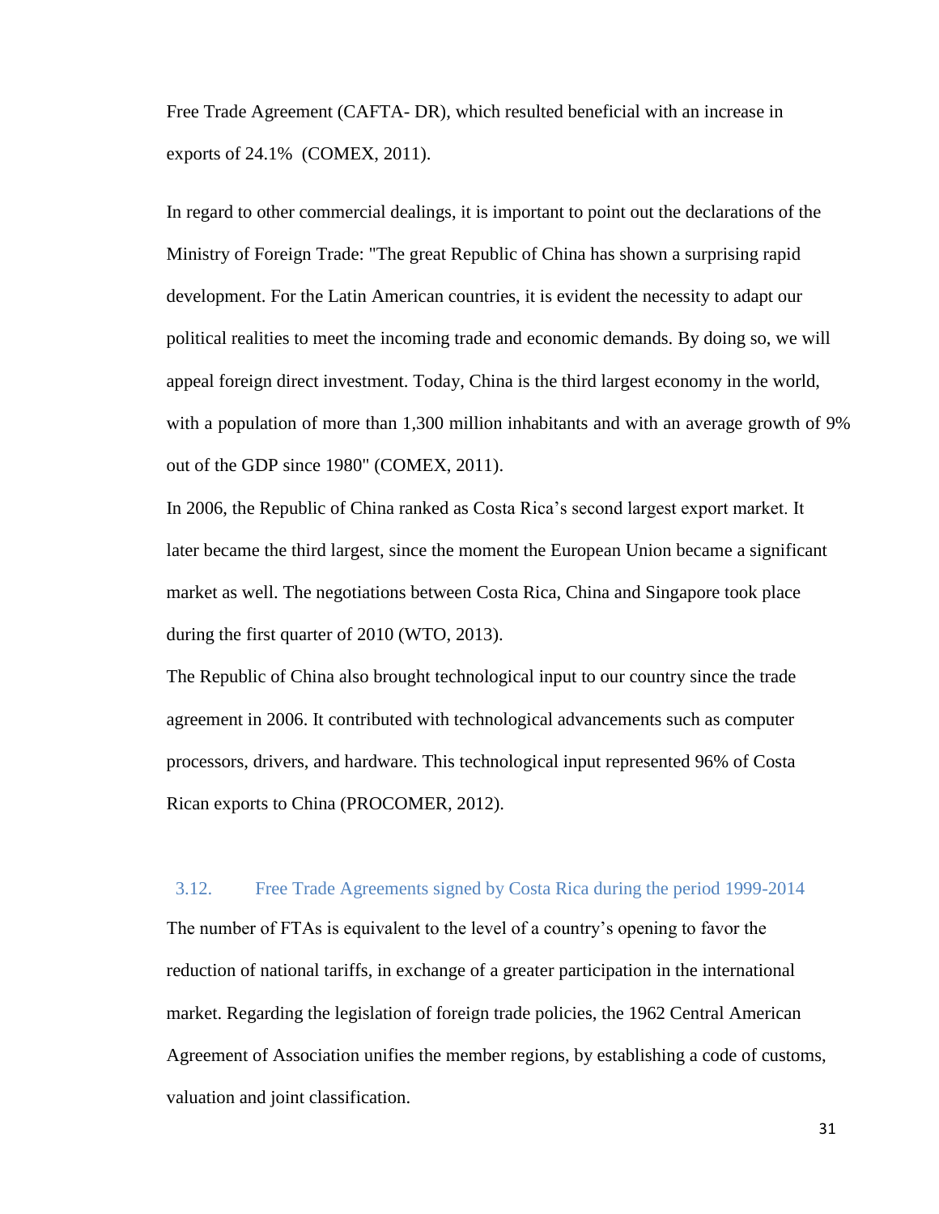Free Trade Agreement (CAFTA- DR), which resulted beneficial with an increase in exports of 24.1% (COMEX, 2011).

In regard to other commercial dealings, it is important to point out the declarations of the Ministry of Foreign Trade: "The great Republic of China has shown a surprising rapid development. For the Latin American countries, it is evident the necessity to adapt our political realities to meet the incoming trade and economic demands. By doing so, we will appeal foreign direct investment. Today, China is the third largest economy in the world, with a population of more than 1,300 million inhabitants and with an average growth of 9% out of the GDP since 1980" (COMEX, 2011).

In 2006, the Republic of China ranked as Costa Rica's second largest export market. It later became the third largest, since the moment the European Union became a significant market as well. The negotiations between Costa Rica, China and Singapore took place during the first quarter of 2010 (WTO, 2013).

The Republic of China also brought technological input to our country since the trade agreement in 2006. It contributed with technological advancements such as computer processors, drivers, and hardware. This technological input represented 96% of Costa Rican exports to China (PROCOMER, 2012).

### 3.12. Free Trade Agreements signed by Costa Rica during the period 1999-2014

The number of FTAs is equivalent to the level of a country's opening to favor the reduction of national tariffs, in exchange of a greater participation in the international market. Regarding the legislation of foreign trade policies, the 1962 Central American Agreement of Association unifies the member regions, by establishing a code of customs, valuation and joint classification.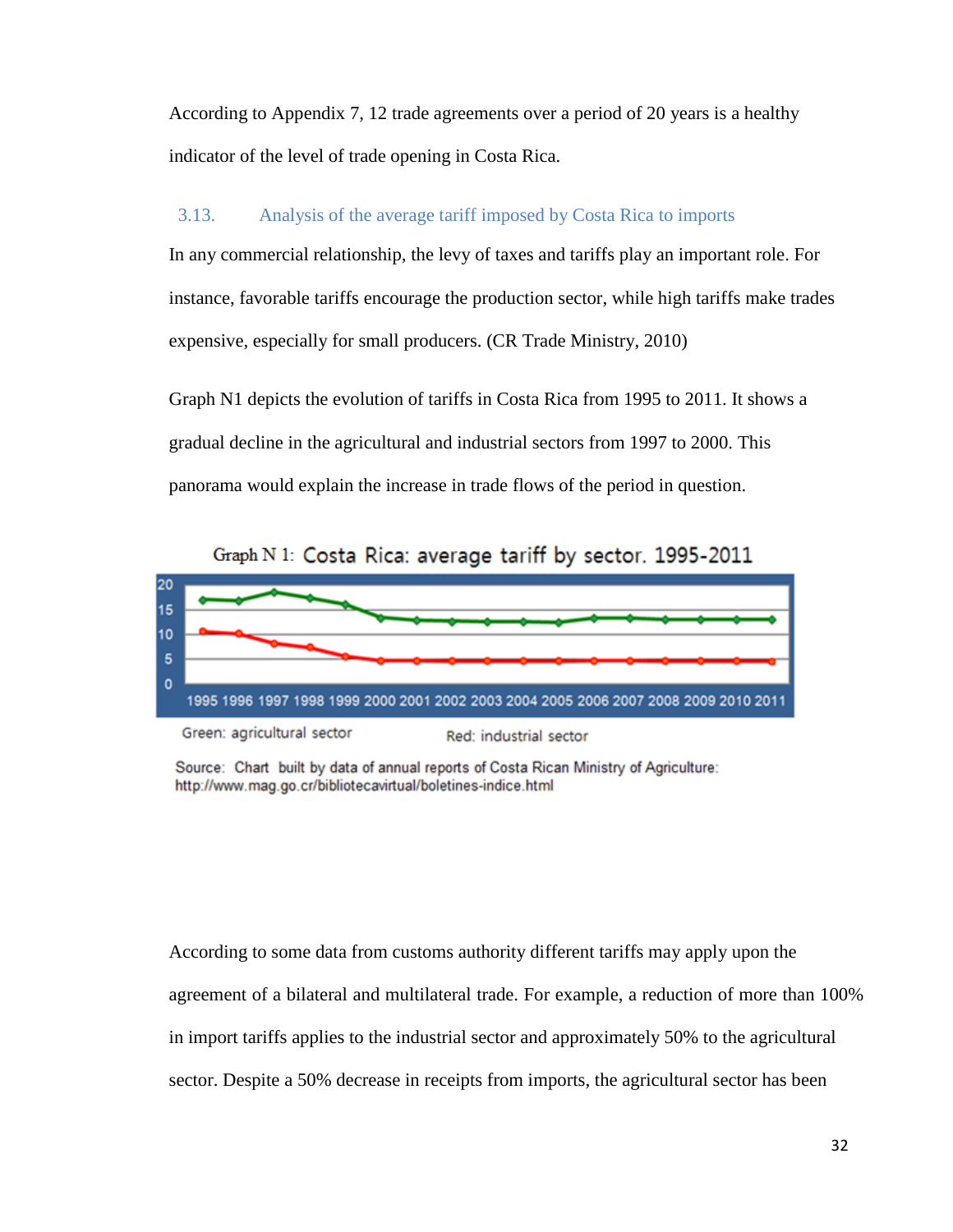According to Appendix 7, 12 trade agreements over a period of 20 years is a healthy indicator of the level of trade opening in Costa Rica.

### 3.13. Analysis of the average tariff imposed by Costa Rica to imports

In any commercial relationship, the levy of taxes and tariffs play an important role. For instance, favorable tariffs encourage the production sector, while high tariffs make trades expensive, especially for small producers. (CR Trade Ministry, 2010)

Graph N1 depicts the evolution of tariffs in Costa Rica from 1995 to 2011. It shows a gradual decline in the agricultural and industrial sectors from 1997 to 2000. This panorama would explain the increase in trade flows of the period in question.

Graph N 1: Costa Rica: average tariff by sector. 1995-2011

Green: agricultural sector    Red: industrial sector

Source: Chart built by data of annual reports of Costa Rican Ministry of Agriculture: http://www.mag.go.cr/bibliotecavirtual/boletines-indice.html

According to some data from customs authority different tariffs may apply upon the agreement of a bilateral and multilateral trade. For example, a reduction of more than 100% in import tariffs applies to the industrial sector and approximately 50% to the agricultural sector. Despite a 50% decrease in receipts from imports, the agricultural sector has been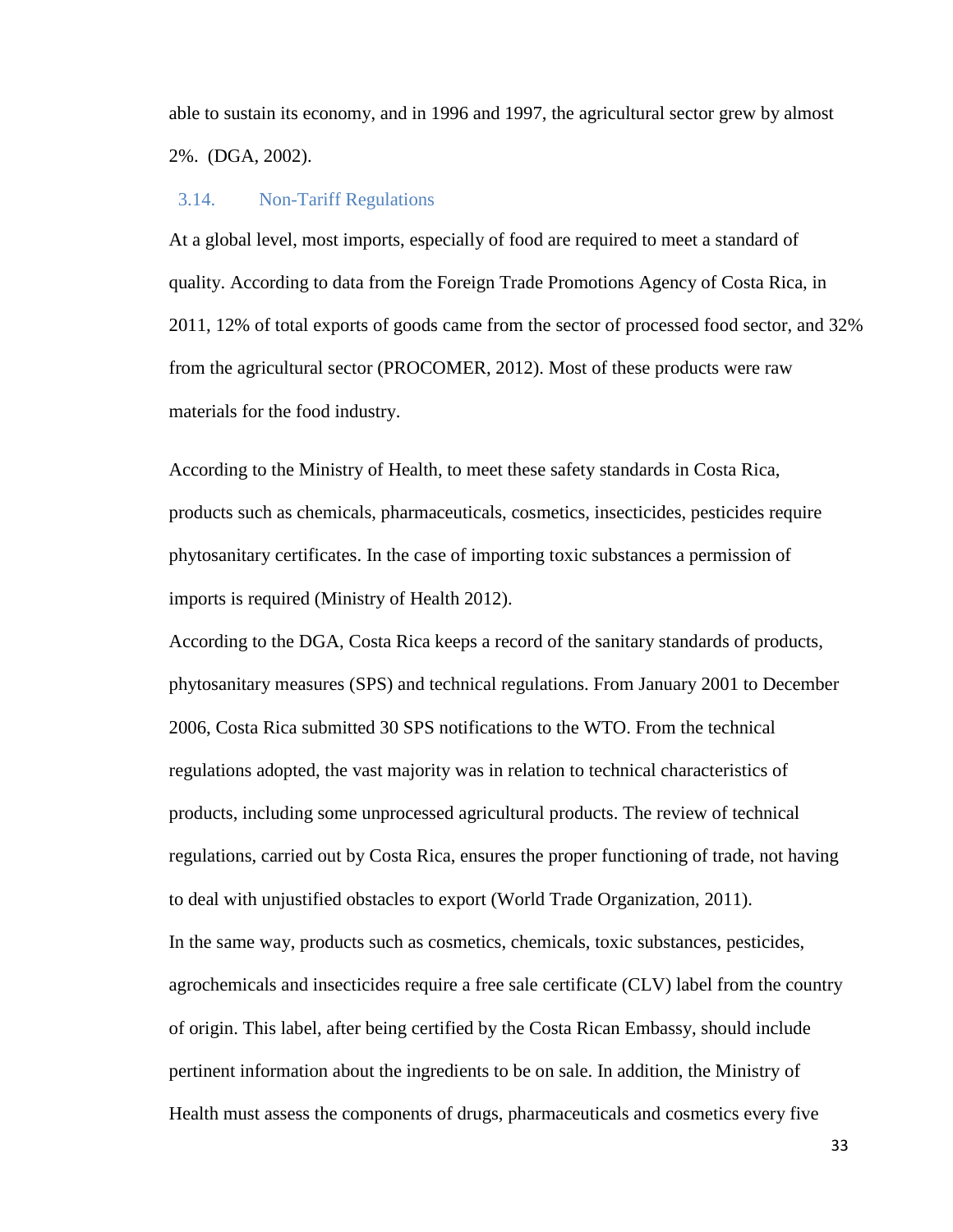able to sustain its economy, and in 1996 and 1997, the agricultural sector grew by almost 2%. (DGA, 2002).

### 3.14. Non-Tariff Regulations

At a global level, most imports, especially of food are required to meet a standard of quality. According to data from the Foreign Trade Promotions Agency of Costa Rica, in 2011, 12% of total exports of goods came from the sector of processed food sector, and 32% from the agricultural sector (PROCOMER, 2012). Most of these products were raw materials for the food industry.

According to the Ministry of Health, to meet these safety standards in Costa Rica, products such as chemicals, pharmaceuticals, cosmetics, insecticides, pesticides require phytosanitary certificates. In the case of importing toxic substances a permission of imports is required (Ministry of Health 2012).

According to the DGA, Costa Rica keeps a record of the sanitary standards of products, phytosanitary measures (SPS) and technical regulations. From January 2001 to December 2006, Costa Rica submitted 30 SPS notifications to the WTO. From the technical regulations adopted, the vast majority was in relation to technical characteristics of products, including some unprocessed agricultural products. The review of technical regulations, carried out by Costa Rica, ensures the proper functioning of trade, not having to deal with unjustified obstacles to export (World Trade Organization, 2011).

In the same way, products such as cosmetics, chemicals, toxic substances, pesticides, agrochemicals and insecticides require a free sale certificate (CLV) label from the country of origin. This label, after being certified by the Costa Rican Embassy, should include pertinent information about the ingredients to be on sale. In addition, the Ministry of Health must assess the components of drugs, pharmaceuticals and cosmetics every five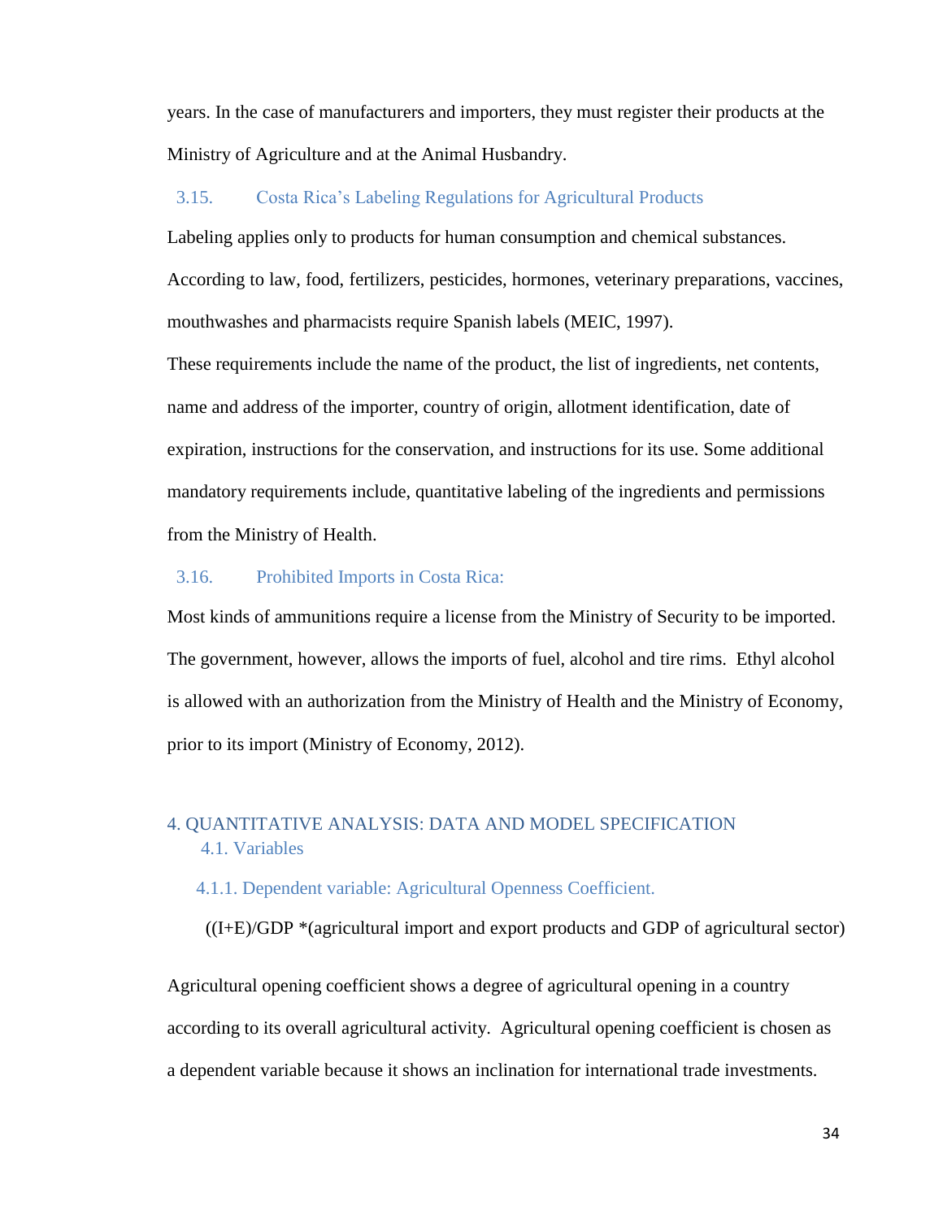years. In the case of manufacturers and importers, they must register their products at the Ministry of Agriculture and at the Animal Husbandry.

### 3.15. Costa Rica's Labeling Regulations for Agricultural Products

Labeling applies only to products for human consumption and chemical substances. According to law, food, fertilizers, pesticides, hormones, veterinary preparations, vaccines, mouthwashes and pharmacists require Spanish labels (MEIC, 1997).

These requirements include the name of the product, the list of ingredients, net contents, name and address of the importer, country of origin, allotment identification, date of expiration, instructions for the conservation, and instructions for its use. Some additional mandatory requirements include, quantitative labeling of the ingredients and permissions from the Ministry of Health.

### 3.16. Prohibited Imports in Costa Rica:

Most kinds of ammunitions require a license from the Ministry of Security to be imported. The government, however, allows the imports of fuel, alcohol and tire rims. Ethyl alcohol is allowed with an authorization from the Ministry of Health and the Ministry of Economy, prior to its import (Ministry of Economy, 2012).

## 4. QUANTITATIVE ANALYSIS: DATA AND MODEL SPECIFICATION

### 4.1. Variables

#### 4.1.1. Dependent variable: Agricultural Openness Coefficient.

((I+E)/GDP *(agricultural import and export products and GDP of agricultural sector)

Agricultural opening coefficient shows a degree of agricultural opening in a country according to its overall agricultural activity. Agricultural opening coefficient is chosen as a dependent variable because it shows an inclination for international trade investments.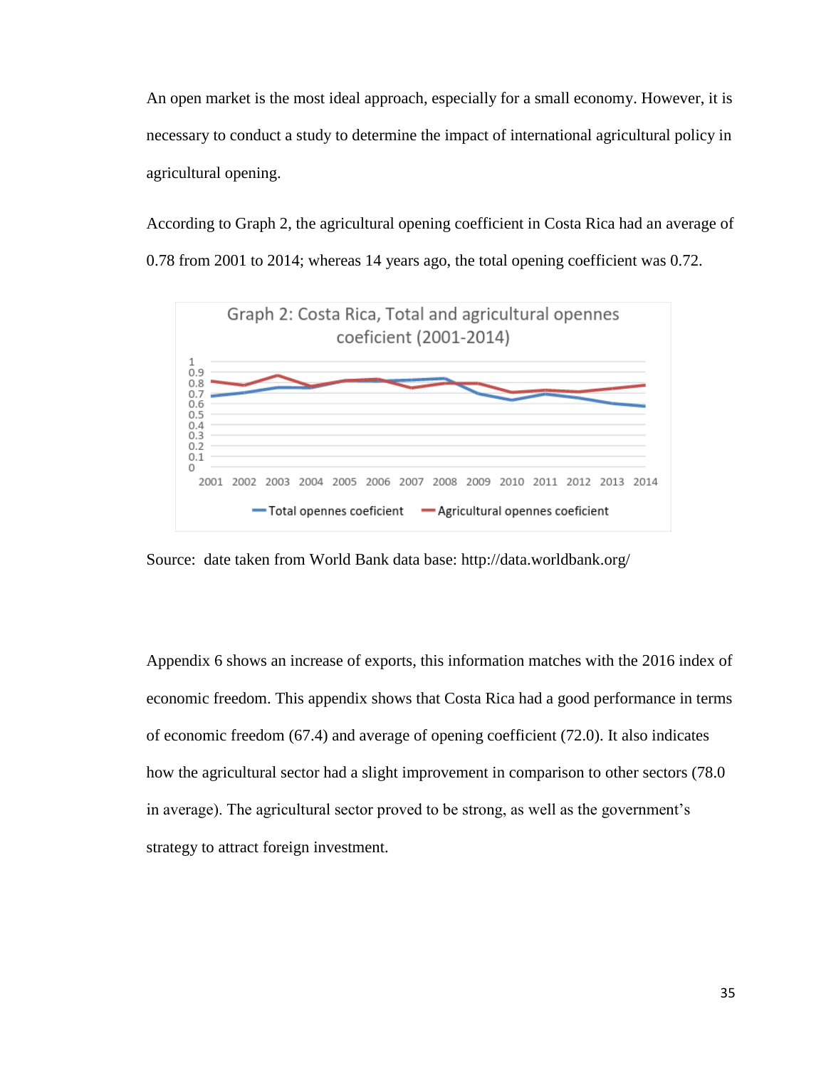An open market is the most ideal approach, especially for a small economy. However, it is necessary to conduct a study to determine the impact of international agricultural policy in agricultural opening.

According to Graph 2, the agricultural opening coefficient in Costa Rica had an average of 0.78 from 2001 to 2014; whereas 14 years ago, the total opening coefficient was 0.72.

Graph 2: Costa Rica, Total and agricultural opennes coeficient (2001-2014)

Source: date taken from World Bank data base: http://data.worldbank.org/

Appendix 6 shows an increase of exports, this information matches with the 2016 index of economic freedom. This appendix shows that Costa Rica had a good performance in terms of economic freedom (67.4) and average of opening coefficient (72.0). It also indicates how the agricultural sector had a slight improvement in comparison to other sectors (78.0 in average). The agricultural sector proved to be strong, as well as the government's strategy to attract foreign investment.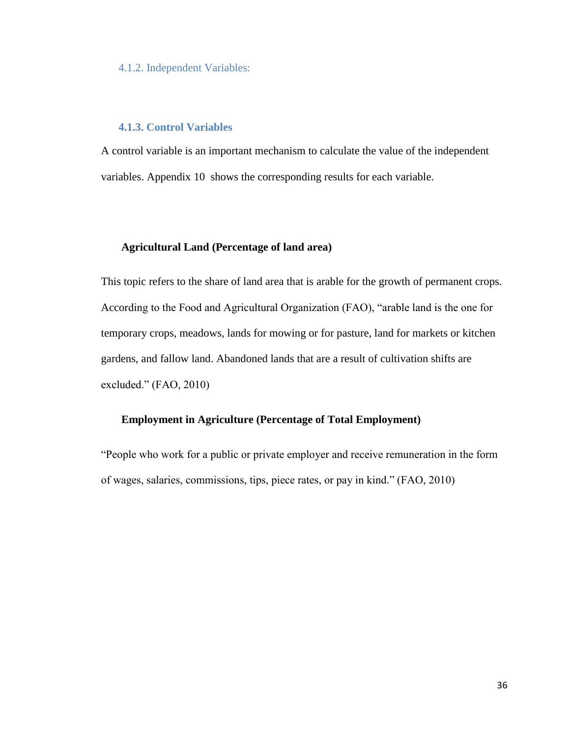### 4.1.2. Independent Variables:

### 4.1.3. Control Variables

A control variable is an important mechanism to calculate the value of the independent variables. Appendix 10 shows the corresponding results for each variable.

**Agricultural Land (Percentage of land area)**

This topic refers to the share of land area that is arable for the growth of permanent crops. According to the Food and Agricultural Organization (FAO), "arable land is the one for temporary crops, meadows, lands for mowing or for pasture, land for markets or kitchen gardens, and fallow land. Abandoned lands that are a result of cultivation shifts are excluded." (FAO, 2010)

**Employment in Agriculture (Percentage of Total Employment)**

"People who work for a public or private employer and receive remuneration in the form of wages, salaries, commissions, tips, piece rates, or pay in kind." (FAO, 2010)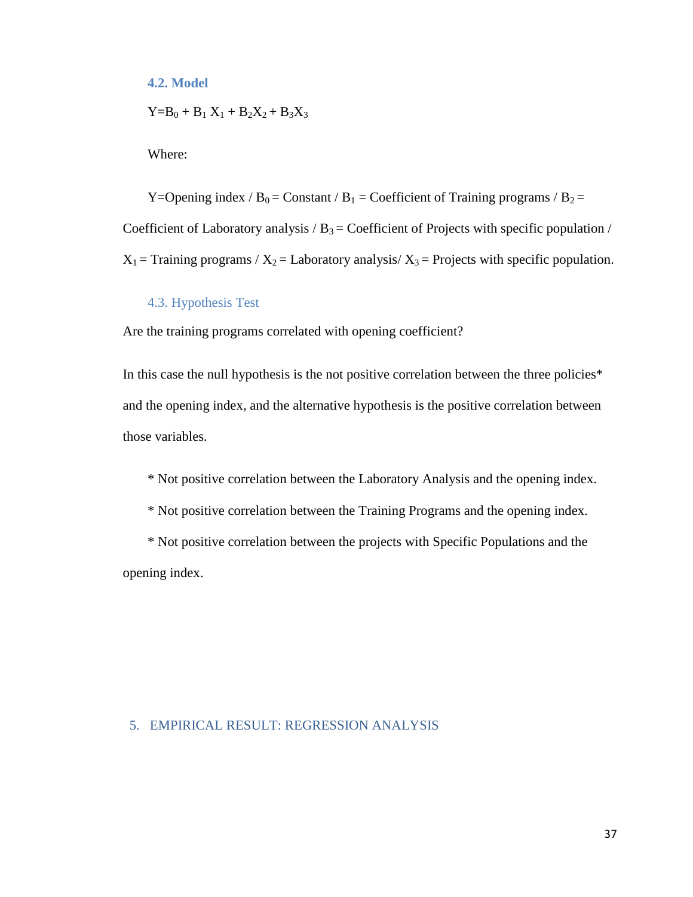### 4.2. Model

$$Y = B_0 + B_1 X_1 + B_2 X_2 + B_3 X_3$$

Where:

Y=Opening index / $B_0$ = Constant / $B_1$ = Coefficient of Training programs / $B_2$ = Coefficient of Laboratory analysis / $B_3$ = Coefficient of Projects with specific population / $X_1$ = Training programs / $X_2$ = Laboratory analysis/ $X_3$ = Projects with specific population.

### 4.3. Hypothesis Test

Are the training programs correlated with opening coefficient?

In this case the null hypothesis is the not positive correlation between the three policies* and the opening index, and the alternative hypothesis is the positive correlation between those variables.

* Not positive correlation between the Laboratory Analysis and the opening index.
* Not positive correlation between the Training Programs and the opening index.
* Not positive correlation between the projects with Specific Populations and the opening index.

## 5. EMPIRICAL RESULT: REGRESSION ANALYSIS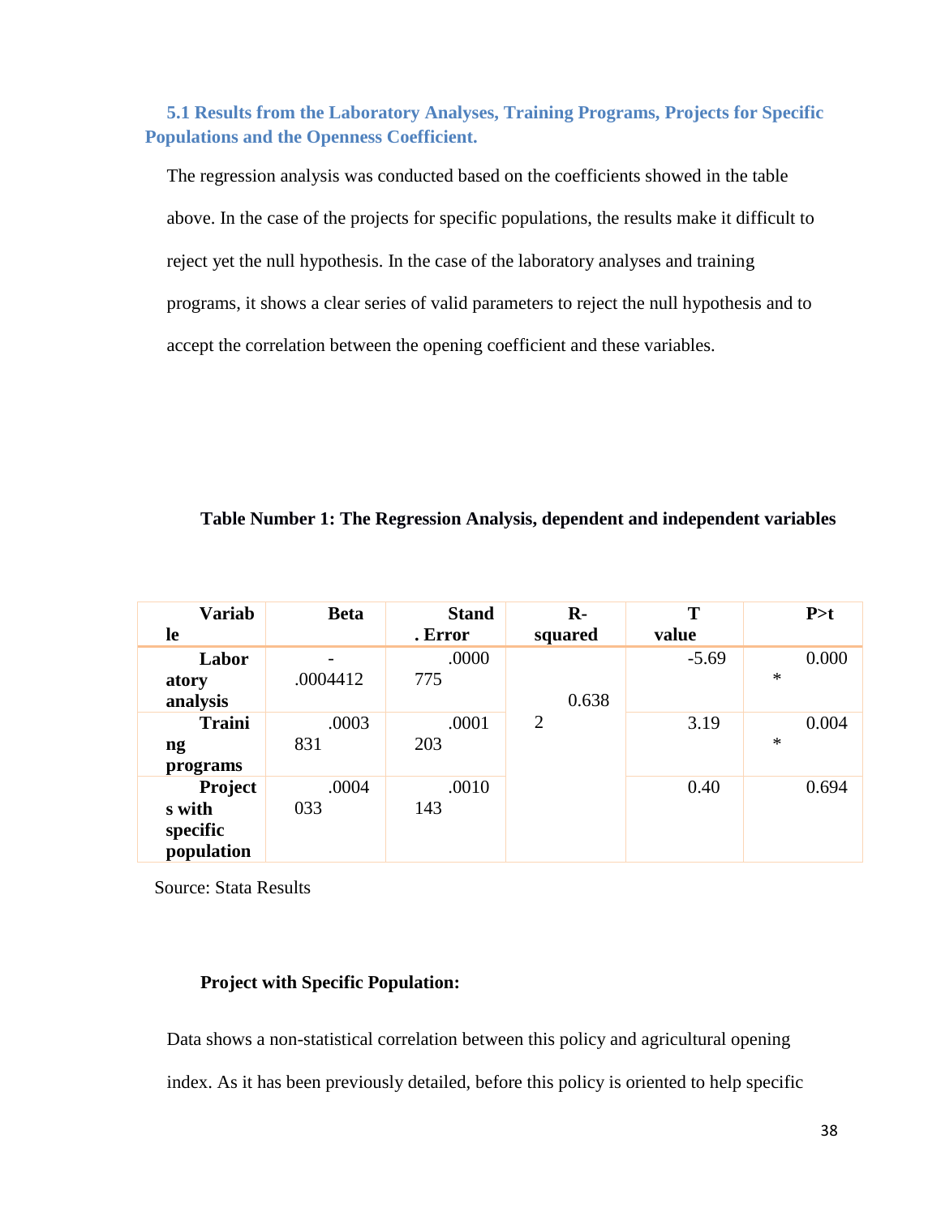### 5.1 Results from the Laboratory Analyses, Training Programs, Projects for Specific Populations and the Openness Coefficient.

The regression analysis was conducted based on the coefficients showed in the table above. In the case of the projects for specific populations, the results make it difficult to reject yet the null hypothesis. In the case of the laboratory analyses and training programs, it shows a clear series of valid parameters to reject the null hypothesis and to accept the correlation between the opening coefficient and these variables.

**Table Number 1: The Regression Analysis, dependent and independent variables**

| Variable | Beta | Stand. Error | R-squared | T value | P>t |
|---|---|---|---|---|---|
| Laboratory analysis | -.0004412 | .0000775 | 0.6382 | -5.69 | 0.000 * |
| Training programs | .0003831 | .0001203 | | 3.19 | 0.004 * |
| Projects with specific population | .0004033 | .0010143 | | 0.40 | 0.694 |

Source: Stata Results

**Project with Specific Population:**

Data shows a non-statistical correlation between this policy and agricultural opening index. As it has been previously detailed, before this policy is oriented to help specific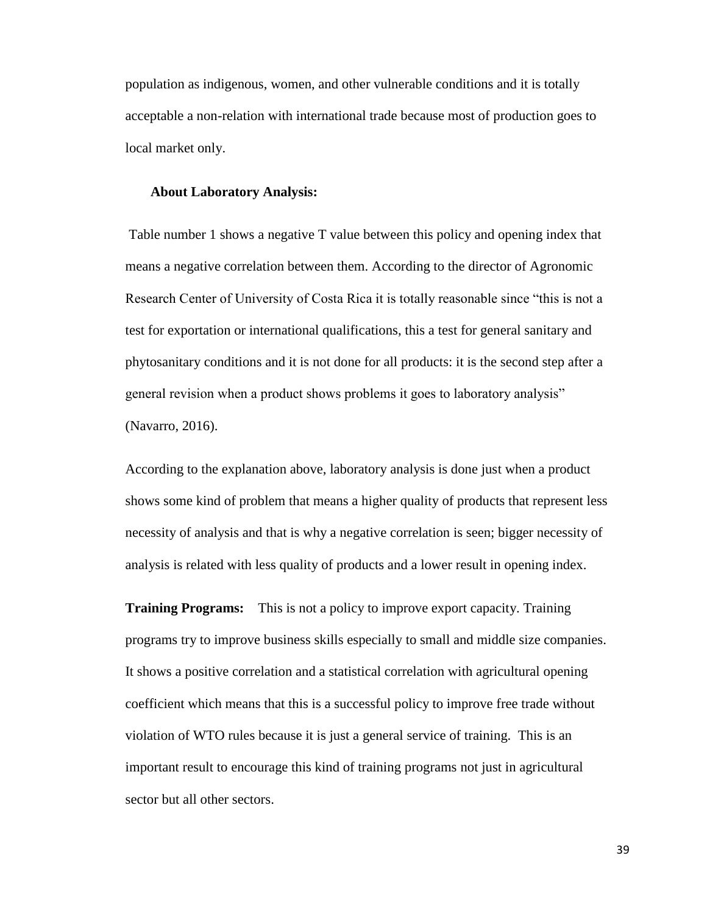population as indigenous, women, and other vulnerable conditions and it is totally acceptable a non-relation with international trade because most of production goes to local market only.

**About Laboratory Analysis:**

Table number 1 shows a negative T value between this policy and opening index that means a negative correlation between them. According to the director of Agronomic Research Center of University of Costa Rica it is totally reasonable since "this is not a test for exportation or international qualifications, this a test for general sanitary and phytosanitary conditions and it is not done for all products: it is the second step after a general revision when a product shows problems it goes to laboratory analysis" (Navarro, 2016).

According to the explanation above, laboratory analysis is done just when a product shows some kind of problem that means a higher quality of products that represent less necessity of analysis and that is why a negative correlation is seen; bigger necessity of analysis is related with less quality of products and a lower result in opening index.

**Training Programs:** This is not a policy to improve export capacity. Training programs try to improve business skills especially to small and middle size companies. It shows a positive correlation and a statistical correlation with agricultural opening coefficient which means that this is a successful policy to improve free trade without violation of WTO rules because it is just a general service of training. This is an important result to encourage this kind of training programs not just in agricultural sector but all other sectors.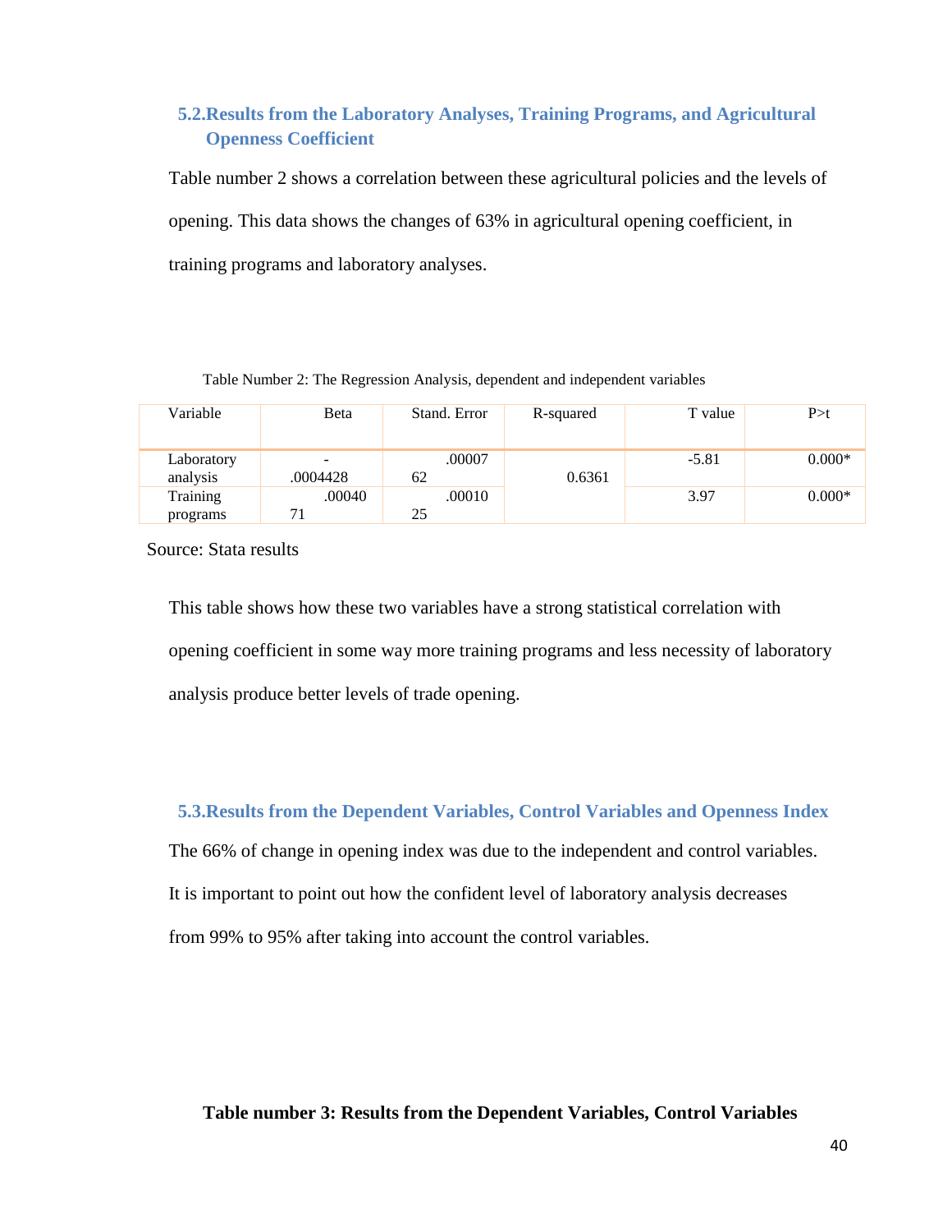## 5.2.Results from the Laboratory Analyses, Training Programs, and Agricultural Openness Coefficient

Table number 2 shows a correlation between these agricultural policies and the levels of opening. This data shows the changes of 63% in agricultural opening coefficient, in training programs and laboratory analyses.

Table Number 2: The Regression Analysis, dependent and independent variables

| Variable | Beta | Stand. Error | R-squared | T value | P>t |
|---|---|---|---|---|---|
| Laboratory analysis | -.0004428 | .0000762 | 0.6361 | -5.81 | 0.000* |
| Training programs | .0004071 | .0001025 | | 3.97 | 0.000* |

Source: Stata results

This table shows how these two variables have a strong statistical correlation with opening coefficient in some way more training programs and less necessity of laboratory analysis produce better levels of trade opening.

## 5.3.Results from the Dependent Variables, Control Variables and Openness Index

The 66% of change in opening index was due to the independent and control variables. It is important to point out how the confident level of laboratory analysis decreases from 99% to 95% after taking into account the control variables.

**Table number 3: Results from the Dependent Variables, Control Variables**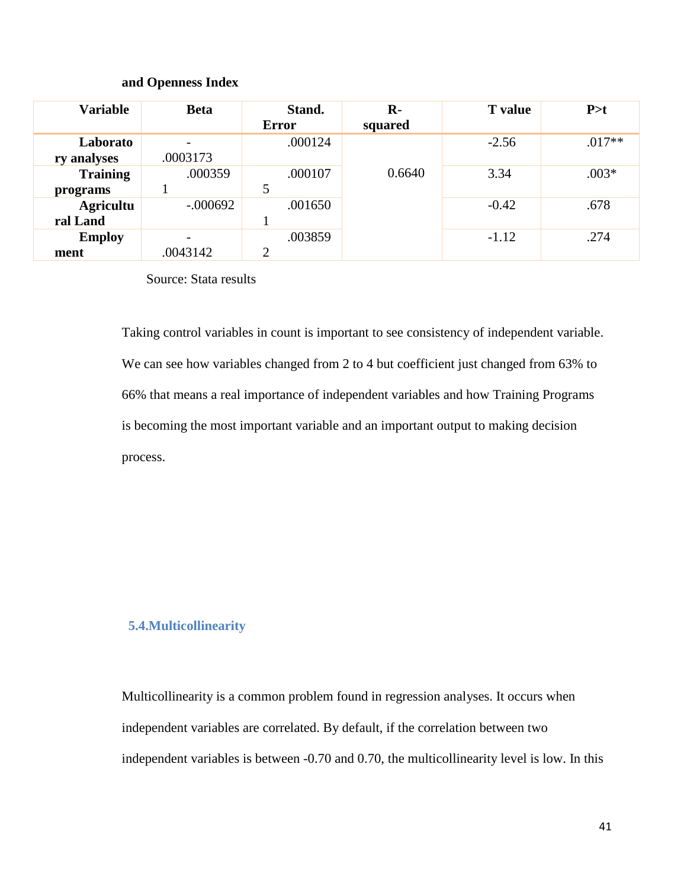**and Openness Index**

| Variable | Beta | Stand. Error | R-squared | T value | P>t |
|---|---|---|---|---|---|
| Laboratory analyses | -.0003173 | .000124 | 0.6640 | -2.56 | .017** |
| Training programs | .0003591 | .0001075 | | 3.34 | .003* |
| Agricultural Land | -.000692 | .0016501 | | -0.42 | .678 |
| Employment | -.0043142 | .0038592 | | -1.12 | .274 |

Source: Stata results

Taking control variables in count is important to see consistency of independent variable. We can see how variables changed from 2 to 4 but coefficient just changed from 63% to 66% that means a real importance of independent variables and how Training Programs is becoming the most important variable and an important output to making decision process.

### 5.4. Multicollinearity

Multicollinearity is a common problem found in regression analyses. It occurs when independent variables are correlated. By default, if the correlation between two independent variables is between -0.70 and 0.70, the multicollinearity level is low. In this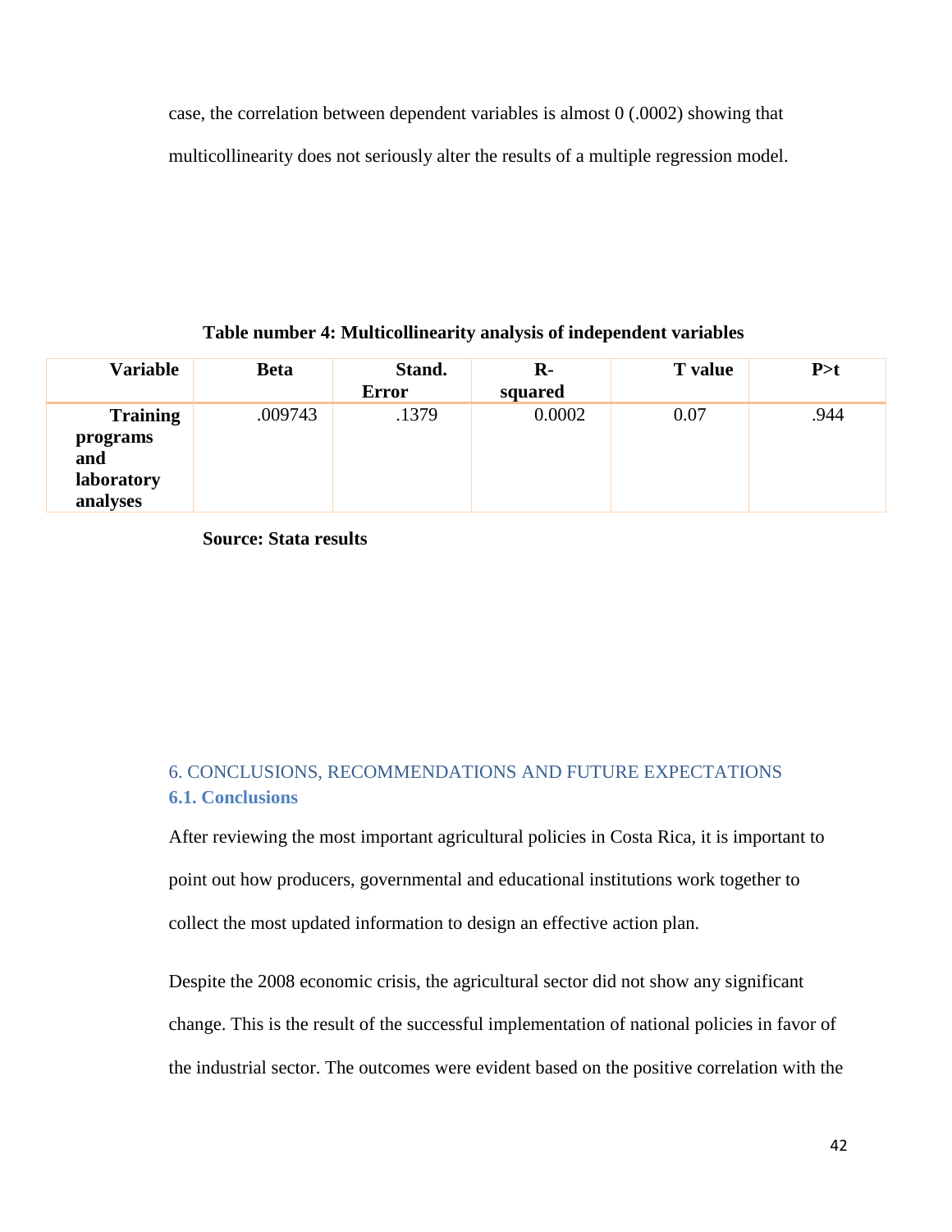case, the correlation between dependent variables is almost 0 (.0002) showing that multicollinearity does not seriously alter the results of a multiple regression model.

**Table number 4: Multicollinearity analysis of independent variables**

| Variable | Beta | Stand. Error | R-squared | T value | P>t |
|---|---|---|---|---|---|
| **Training programs and laboratory analyses** | .009743 | .1379 | 0.0002 | 0.07 | .944 |

**Source: Stata results**

# 6. CONCLUSIONS, RECOMMENDATIONS AND FUTURE EXPECTATIONS

## 6.1. Conclusions

After reviewing the most important agricultural policies in Costa Rica, it is important to point out how producers, governmental and educational institutions work together to collect the most updated information to design an effective action plan.

Despite the 2008 economic crisis, the agricultural sector did not show any significant change. This is the result of the successful implementation of national policies in favor of the industrial sector. The outcomes were evident based on the positive correlation with the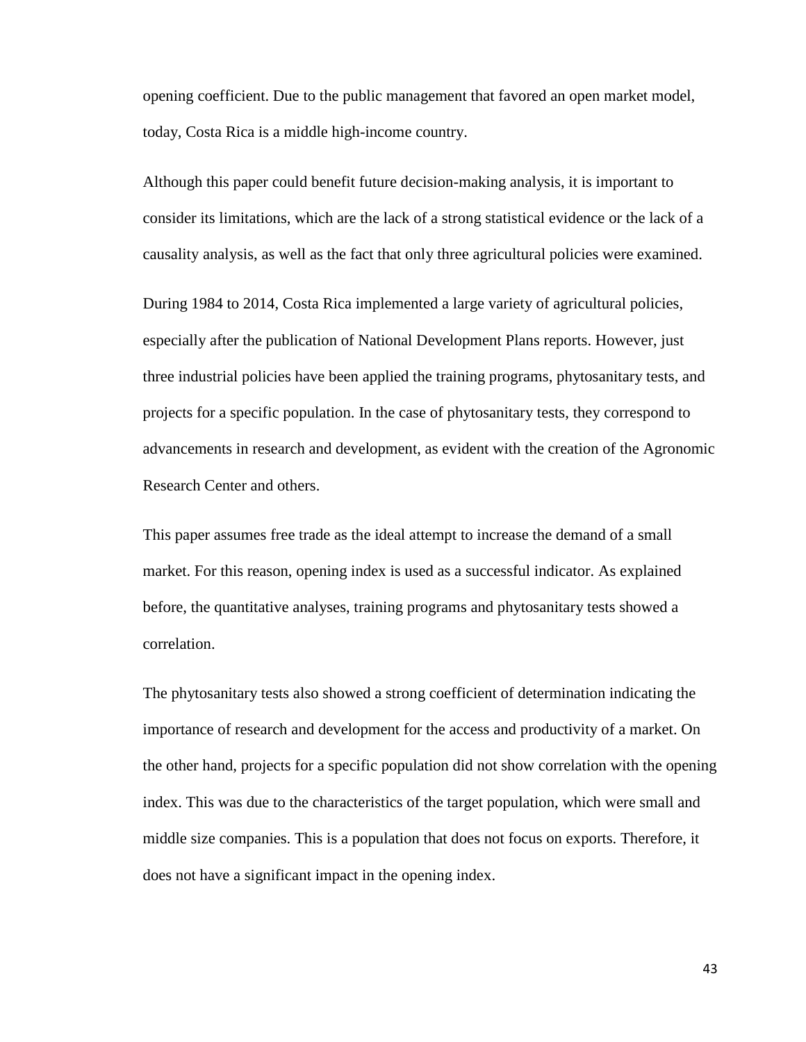opening coefficient. Due to the public management that favored an open market model, today, Costa Rica is a middle high-income country.

Although this paper could benefit future decision-making analysis, it is important to consider its limitations, which are the lack of a strong statistical evidence or the lack of a causality analysis, as well as the fact that only three agricultural policies were examined.

During 1984 to 2014, Costa Rica implemented a large variety of agricultural policies, especially after the publication of National Development Plans reports. However, just three industrial policies have been applied the training programs, phytosanitary tests, and projects for a specific population. In the case of phytosanitary tests, they correspond to advancements in research and development, as evident with the creation of the Agronomic Research Center and others.

This paper assumes free trade as the ideal attempt to increase the demand of a small market. For this reason, opening index is used as a successful indicator. As explained before, the quantitative analyses, training programs and phytosanitary tests showed a correlation.

The phytosanitary tests also showed a strong coefficient of determination indicating the importance of research and development for the access and productivity of a market. On the other hand, projects for a specific population did not show correlation with the opening index. This was due to the characteristics of the target population, which were small and middle size companies. This is a population that does not focus on exports. Therefore, it does not have a significant impact in the opening index.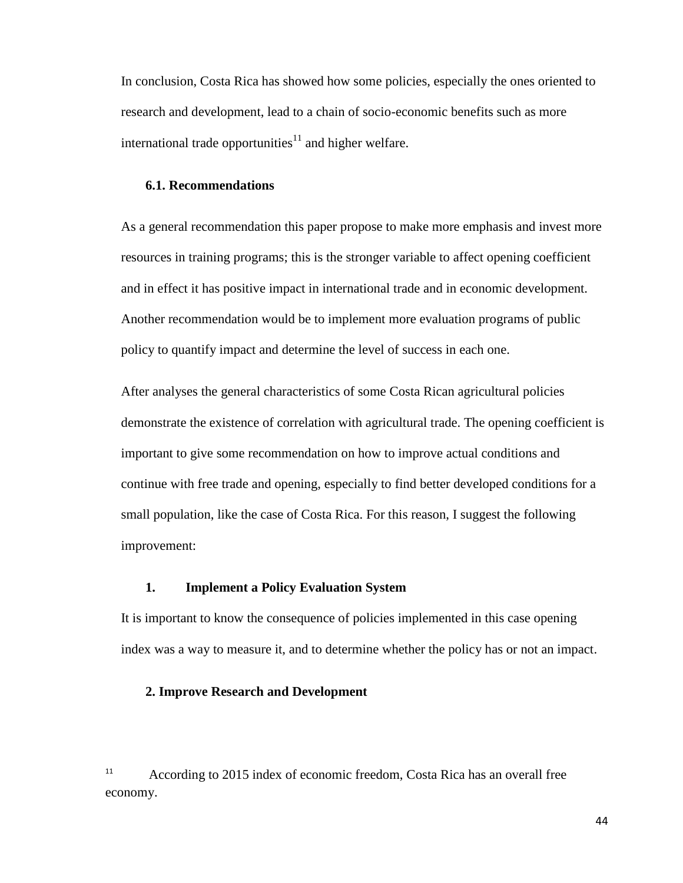In conclusion, Costa Rica has showed how some policies, especially the ones oriented to research and development, lead to a chain of socio-economic benefits such as more international trade opportunities[11] and higher welfare.

### 6.1. Recommendations

As a general recommendation this paper propose to make more emphasis and invest more resources in training programs; this is the stronger variable to affect opening coefficient and in effect it has positive impact in international trade and in economic development. Another recommendation would be to implement more evaluation programs of public policy to quantify impact and determine the level of success in each one.

After analyses the general characteristics of some Costa Rican agricultural policies demonstrate the existence of correlation with agricultural trade. The opening coefficient is important to give some recommendation on how to improve actual conditions and continue with free trade and opening, especially to find better developed conditions for a small population, like the case of Costa Rica. For this reason, I suggest the following improvement:

**1. Implement a Policy Evaluation System**

It is important to know the consequence of policies implemented in this case opening index was a way to measure it, and to determine whether the policy has or not an impact.

**2. Improve Research and Development**

[11] According to 2015 index of economic freedom, Costa Rica has an overall free economy.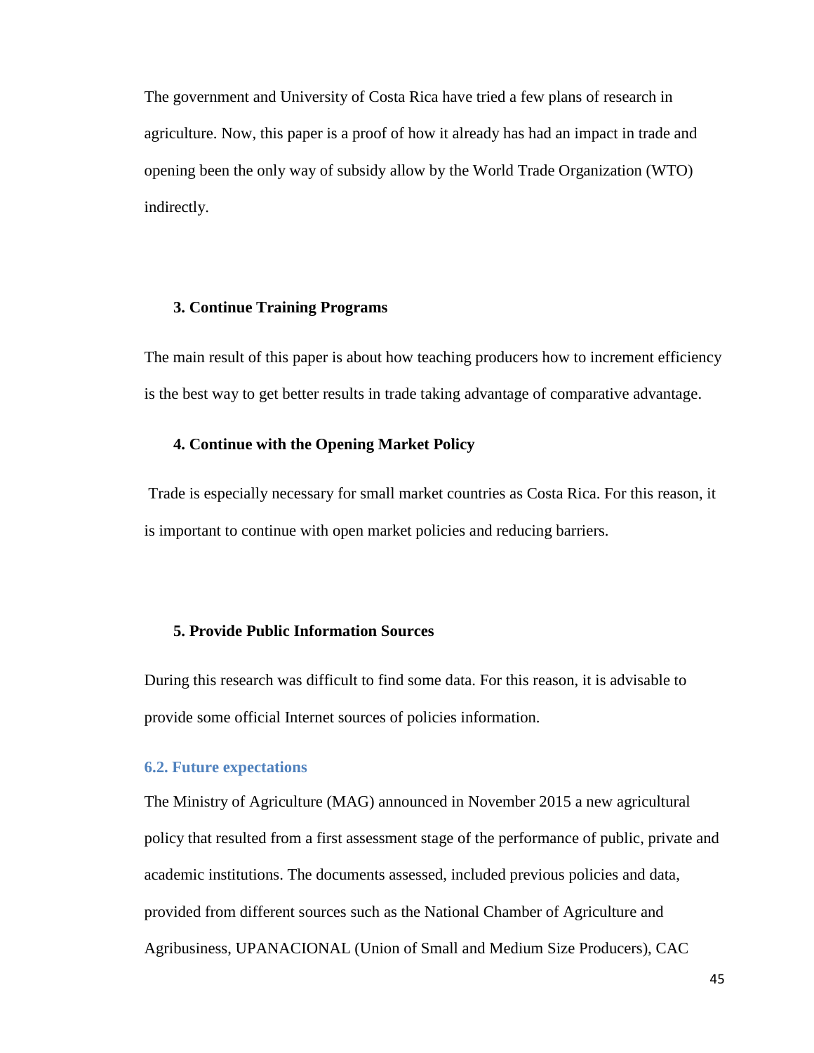The government and University of Costa Rica have tried a few plans of research in agriculture. Now, this paper is a proof of how it already has had an impact in trade and opening been the only way of subsidy allow by the World Trade Organization (WTO) indirectly.

**3. Continue Training Programs**

The main result of this paper is about how teaching producers how to increment efficiency is the best way to get better results in trade taking advantage of comparative advantage.

**4. Continue with the Opening Market Policy**

Trade is especially necessary for small market countries as Costa Rica. For this reason, it is important to continue with open market policies and reducing barriers.

**5. Provide Public Information Sources**

During this research was difficult to find some data. For this reason, it is advisable to provide some official Internet sources of policies information.

## 6.2. Future expectations

The Ministry of Agriculture (MAG) announced in November 2015 a new agricultural policy that resulted from a first assessment stage of the performance of public, private and academic institutions. The documents assessed, included previous policies and data, provided from different sources such as the National Chamber of Agriculture and Agribusiness, UPANACIONAL (Union of Small and Medium Size Producers), CAC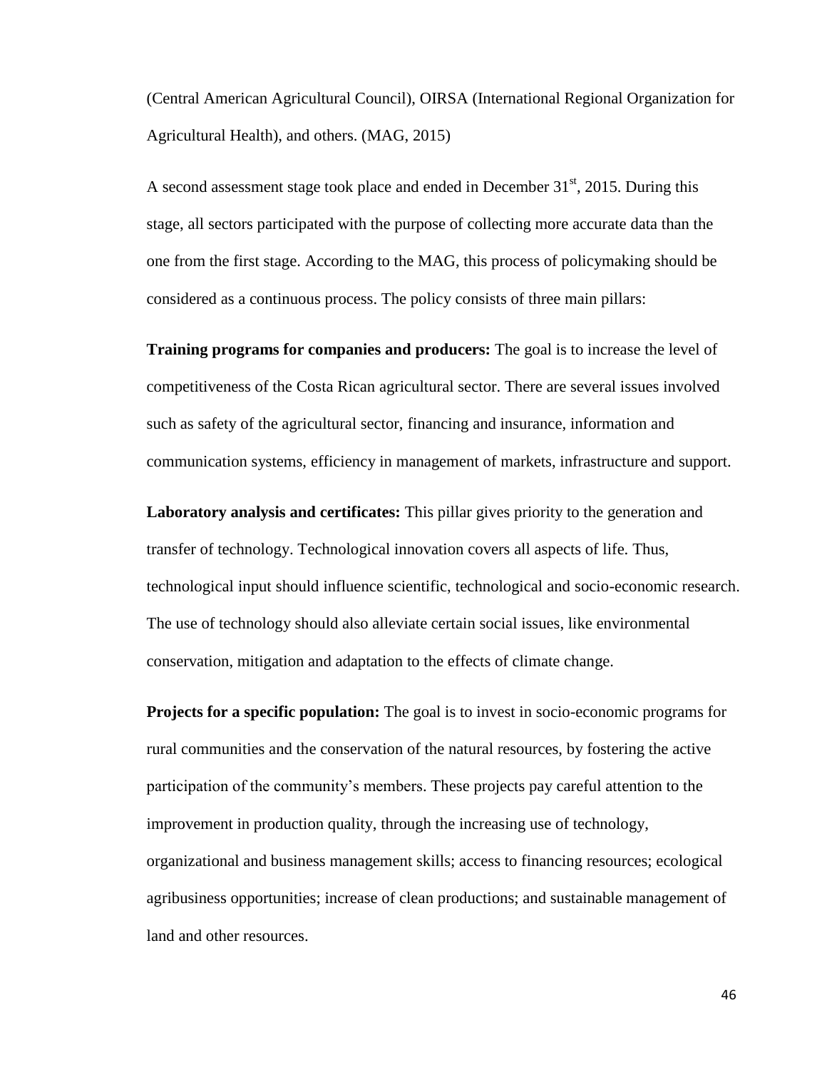(Central American Agricultural Council), OIRSA (International Regional Organization for Agricultural Health), and others. (MAG, 2015)

A second assessment stage took place and ended in December 31st, 2015. During this stage, all sectors participated with the purpose of collecting more accurate data than the one from the first stage. According to the MAG, this process of policymaking should be considered as a continuous process. The policy consists of three main pillars:

**Training programs for companies and producers:** The goal is to increase the level of competitiveness of the Costa Rican agricultural sector. There are several issues involved such as safety of the agricultural sector, financing and insurance, information and communication systems, efficiency in management of markets, infrastructure and support.

**Laboratory analysis and certificates:** This pillar gives priority to the generation and transfer of technology. Technological innovation covers all aspects of life. Thus, technological input should influence scientific, technological and socio-economic research. The use of technology should also alleviate certain social issues, like environmental conservation, mitigation and adaptation to the effects of climate change.

**Projects for a specific population:** The goal is to invest in socio-economic programs for rural communities and the conservation of the natural resources, by fostering the active participation of the community's members. These projects pay careful attention to the improvement in production quality, through the increasing use of technology, organizational and business management skills; access to financing resources; ecological agribusiness opportunities; increase of clean productions; and sustainable management of land and other resources.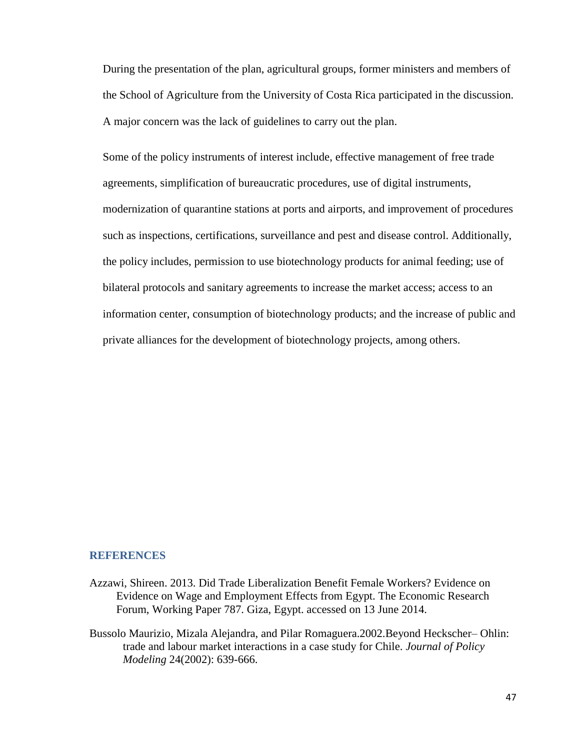During the presentation of the plan, agricultural groups, former ministers and members of the School of Agriculture from the University of Costa Rica participated in the discussion. A major concern was the lack of guidelines to carry out the plan.

Some of the policy instruments of interest include, effective management of free trade agreements, simplification of bureaucratic procedures, use of digital instruments, modernization of quarantine stations at ports and airports, and improvement of procedures such as inspections, certifications, surveillance and pest and disease control. Additionally, the policy includes, permission to use biotechnology products for animal feeding; use of bilateral protocols and sanitary agreements to increase the market access; access to an information center, consumption of biotechnology products; and the increase of public and private alliances for the development of biotechnology projects, among others.

## REFERENCES

Azzawi, Shireen. 2013. Did Trade Liberalization Benefit Female Workers? Evidence on Evidence on Wage and Employment Effects from Egypt. The Economic Research Forum, Working Paper 787. Giza, Egypt. accessed on 13 June 2014.

Bussolo Maurizio, Mizala Alejandra, and Pilar Romaguera.2002.Beyond Heckscher– Ohlin: trade and labour market interactions in a case study for Chile. *Journal of Policy Modeling* 24(2002): 639-666.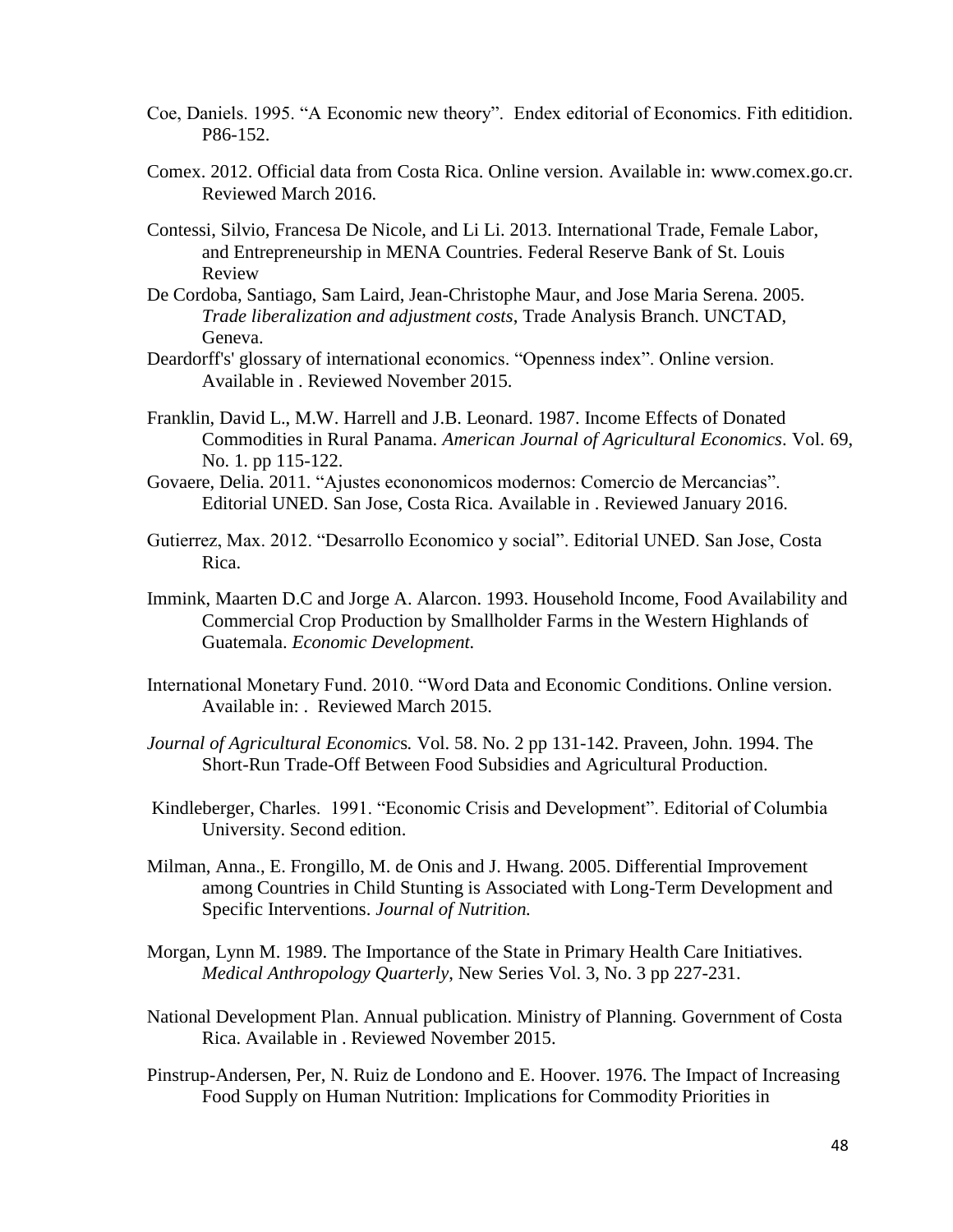Coe, Daniels. 1995. "A Economic new theory". Endex editorial of Economics. Fith editidion. P86-152.

Comex. 2012. Official data from Costa Rica. Online version. Available in: www.comex.go.cr. Reviewed March 2016.

Contessi, Silvio, Francesa De Nicole, and Li Li. 2013. International Trade, Female Labor, and Entrepreneurship in MENA Countries. Federal Reserve Bank of St. Louis Review

De Cordoba, Santiago, Sam Laird, Jean-Christophe Maur, and Jose Maria Serena. 2005. *Trade liberalization and adjustment costs*, Trade Analysis Branch. UNCTAD, Geneva.

Deardorff's' glossary of international economics. "Openness index". Online version. Available in . Reviewed November 2015.

Franklin, David L., M.W. Harrell and J.B. Leonard. 1987. Income Effects of Donated Commodities in Rural Panama. *American Journal of Agricultural Economics*. Vol. 69, No. 1. pp 115-122.

Govaere, Delia. 2011. "Ajustes econonomicos modernos: Comercio de Mercancias". Editorial UNED. San Jose, Costa Rica. Available in . Reviewed January 2016.

Gutierrez, Max. 2012. "Desarrollo Economico y social". Editorial UNED. San Jose, Costa Rica.

Immink, Maarten D.C and Jorge A. Alarcon. 1993. Household Income, Food Availability and Commercial Crop Production by Smallholder Farms in the Western Highlands of Guatemala. *Economic Development.*

International Monetary Fund. 2010. "Word Data and Economic Conditions. Online version. Available in: . Reviewed March 2015.

*Journal of Agricultural Economics.* Vol. 58. No. 2 pp 131-142. Praveen, John. 1994. The Short-Run Trade-Off Between Food Subsidies and Agricultural Production.

Kindleberger, Charles. 1991. "Economic Crisis and Development". Editorial of Columbia University. Second edition.

Milman, Anna., E. Frongillo, M. de Onis and J. Hwang. 2005. Differential Improvement among Countries in Child Stunting is Associated with Long-Term Development and Specific Interventions. *Journal of Nutrition.*

Morgan, Lynn M. 1989. The Importance of the State in Primary Health Care Initiatives. *Medical Anthropology Quarterly*, New Series Vol. 3, No. 3 pp 227-231.

National Development Plan. Annual publication. Ministry of Planning. Government of Costa Rica. Available in . Reviewed November 2015.

Pinstrup-Andersen, Per, N. Ruiz de Londono and E. Hoover. 1976. The Impact of Increasing Food Supply on Human Nutrition: Implications for Commodity Priorities in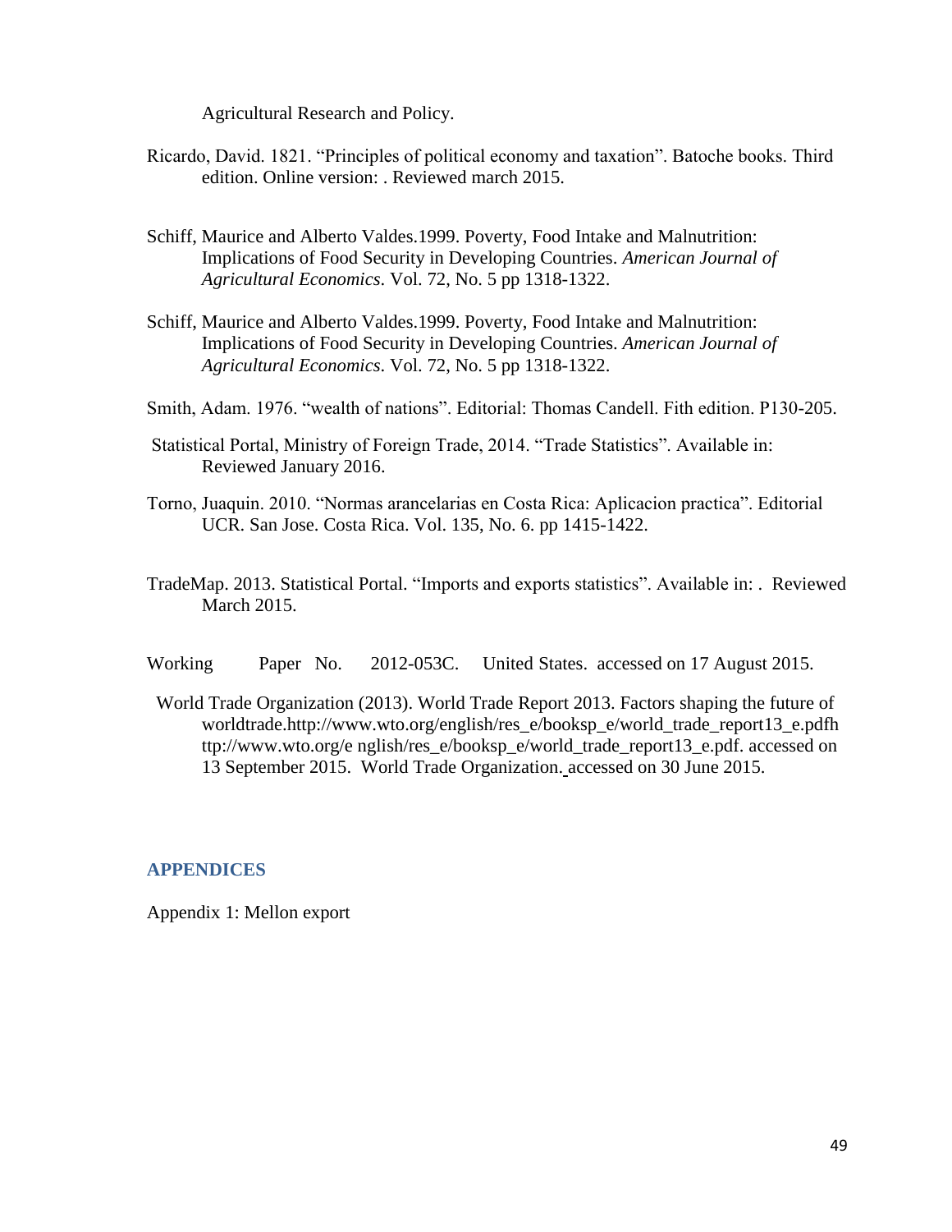Agricultural Research and Policy.

Ricardo, David. 1821. "Principles of political economy and taxation". Batoche books. Third edition. Online version: . Reviewed march 2015.

Schiff, Maurice and Alberto Valdes.1999. Poverty, Food Intake and Malnutrition: Implications of Food Security in Developing Countries. *American Journal of Agricultural Economics*. Vol. 72, No. 5 pp 1318-1322.

Schiff, Maurice and Alberto Valdes.1999. Poverty, Food Intake and Malnutrition: Implications of Food Security in Developing Countries. *American Journal of Agricultural Economics*. Vol. 72, No. 5 pp 1318-1322.

Smith, Adam. 1976. "wealth of nations". Editorial: Thomas Candell. Fith edition. P130-205.

Statistical Portal, Ministry of Foreign Trade, 2014. "Trade Statistics". Available in: Reviewed January 2016.

Torno, Juaquin. 2010. "Normas arancelarias en Costa Rica: Aplicacion practica". Editorial UCR. San Jose. Costa Rica. Vol. 135, No. 6. pp 1415-1422.

TradeMap. 2013. Statistical Portal. "Imports and exports statistics". Available in: . Reviewed March 2015.

Working Paper No. 2012-053C. United States. accessed on 17 August 2015.

World Trade Organization (2013). World Trade Report 2013. Factors shaping the future of worldtrade.http://www.wto.org/english/res_e/booksp_e/world_trade_report13_e.pdfh ttp://www.wto.org/e nglish/res_e/booksp_e/world_trade_report13_e.pdf. accessed on 13 September 2015. World Trade Organization. accessed on 30 June 2015.

## APPENDICES

Appendix 1: Mellon export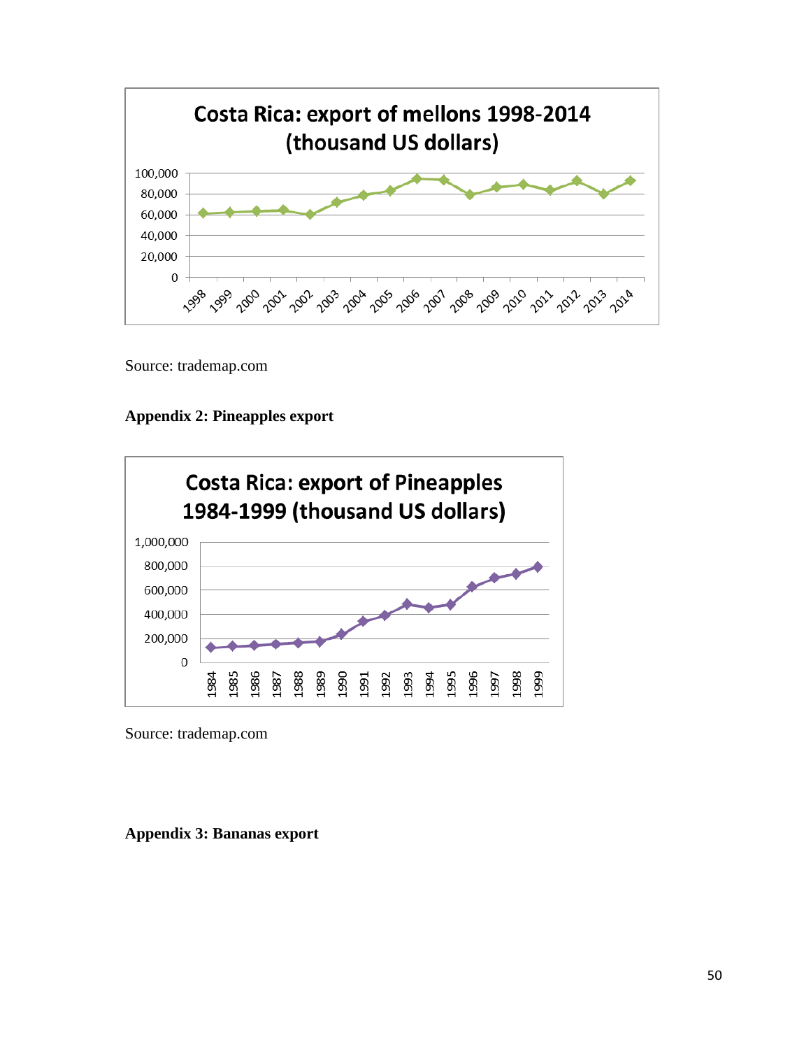Costa Rica: export of mellons 1998-2014 (thousand US dollars)

Source: trademap.com

**Appendix 2: Pineapples export**

Costa Rica: export of Pineapples 1984-1999 (thousand US dollars)

Source: trademap.com

**Appendix 3: Bananas export**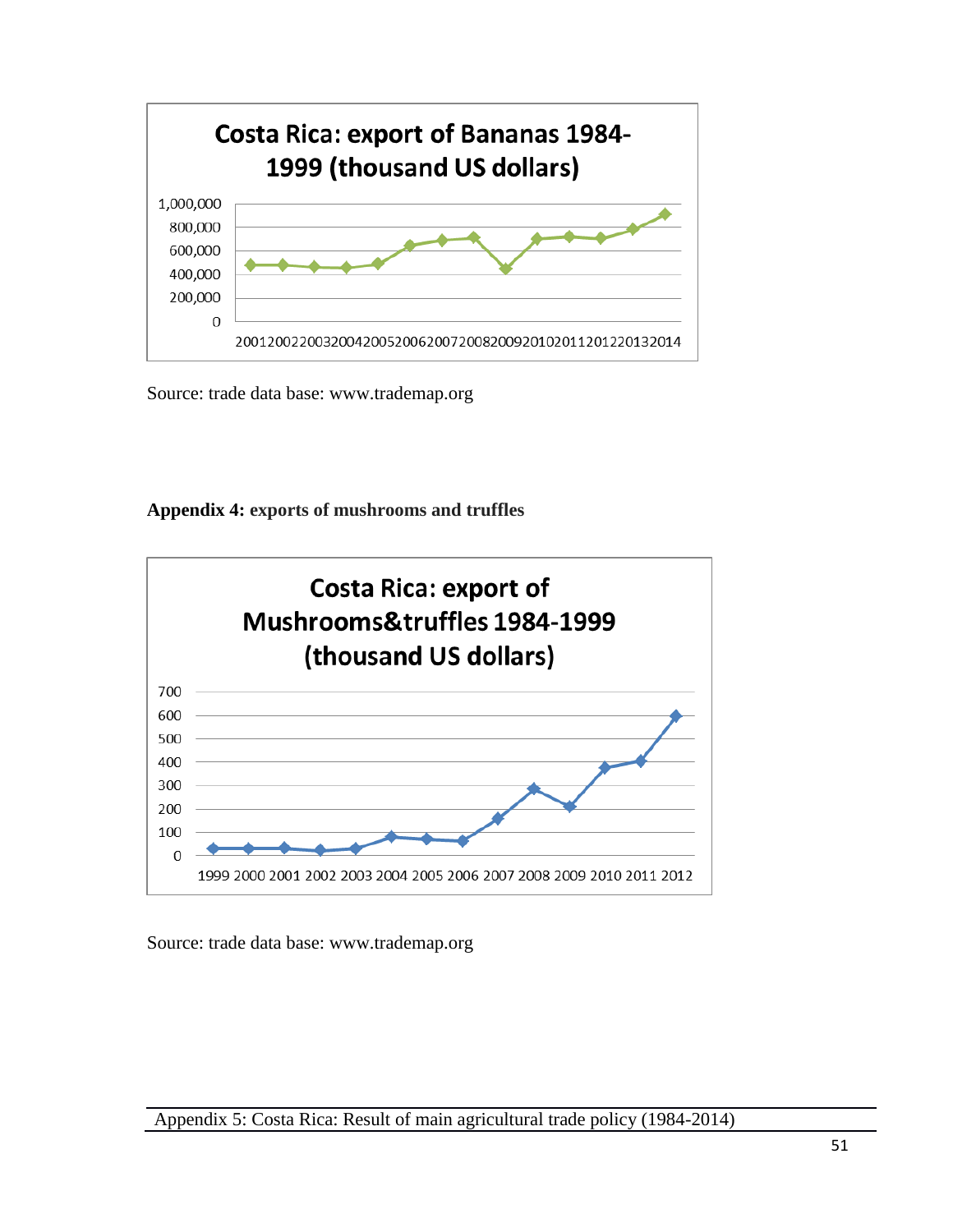**Costa Rica: export of Bananas 1984-1999 (thousand US dollars)**

1,000,000
800,000
600,000
400,000
200,000
0

2001 2002 2003 2004 2005 2006 2007 2008 2009 2010 2011 2012 2013 2014

Source: trade data base: www.trademap.org

**Appendix 4:** **exports of mushrooms and truffles**

**Costa Rica: export of Mushrooms&truffles 1984-1999 (thousand US dollars)**

700
600
500
400
300
200
100
0

1999 2000 2001 2002 2003 2004 2005 2006 2007 2008 2009 2010 2011 2012

Source: trade data base: www.trademap.org

Appendix 5: Costa Rica: Result of main agricultural trade policy (1984-2014)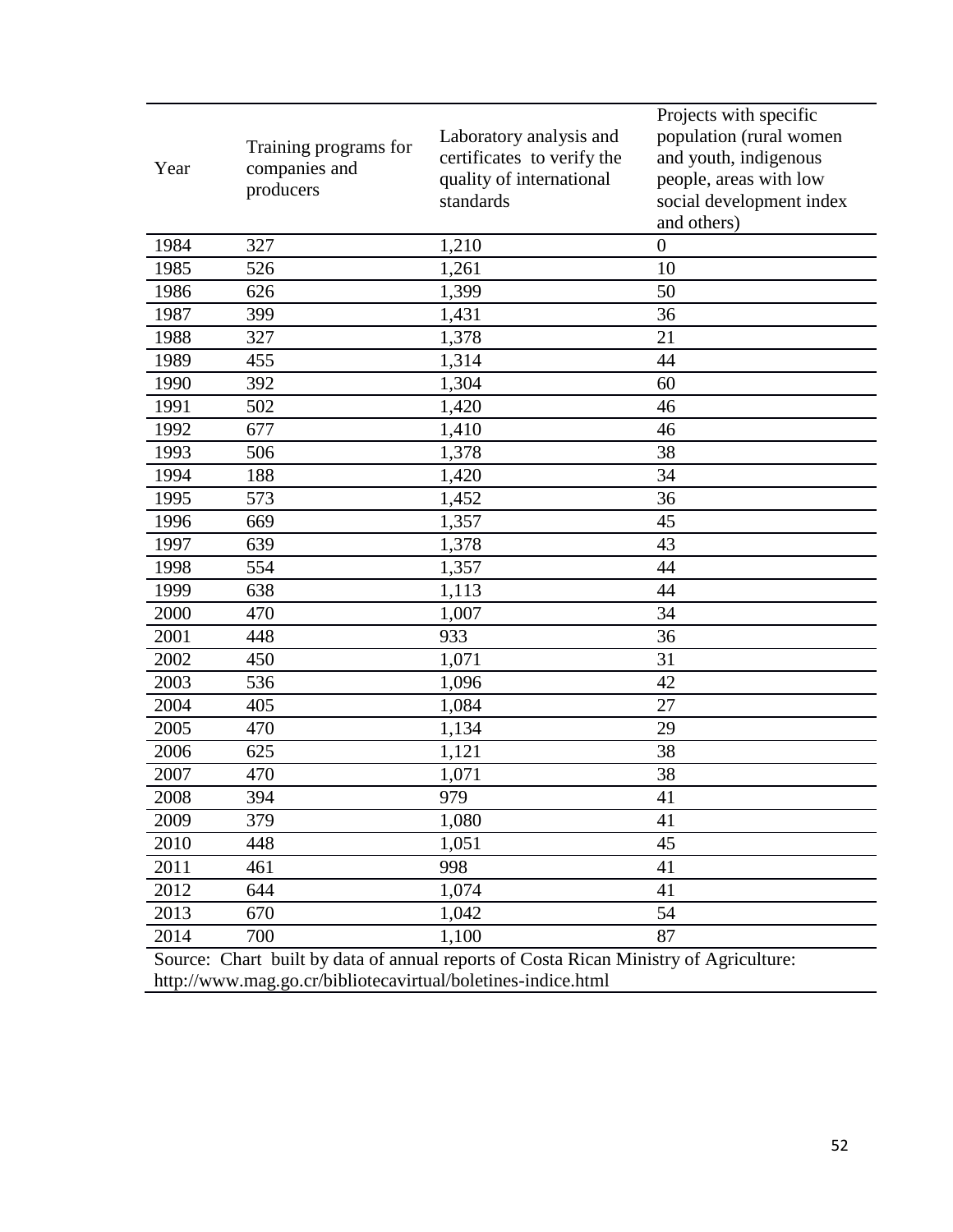| Year | Training programs for companies and producers | Laboratory analysis and certificates to verify the quality of international standards | Projects with specific population (rural women and youth, indigenous people, areas with low social development index and others) |
|---|---|---|---|
| 1984 | 327 | 1,210 | 0 |
| 1985 | 526 | 1,261 | 10 |
| 1986 | 626 | 1,399 | 50 |
| 1987 | 399 | 1,431 | 36 |
| 1988 | 327 | 1,378 | 21 |
| 1989 | 455 | 1,314 | 44 |
| 1990 | 392 | 1,304 | 60 |
| 1991 | 502 | 1,420 | 46 |
| 1992 | 677 | 1,410 | 46 |
| 1993 | 506 | 1,378 | 38 |
| 1994 | 188 | 1,420 | 34 |
| 1995 | 573 | 1,452 | 36 |
| 1996 | 669 | 1,357 | 45 |
| 1997 | 639 | 1,378 | 43 |
| 1998 | 554 | 1,357 | 44 |
| 1999 | 638 | 1,113 | 44 |
| 2000 | 470 | 1,007 | 34 |
| 2001 | 448 | 933 | 36 |
| 2002 | 450 | 1,071 | 31 |
| 2003 | 536 | 1,096 | 42 |
| 2004 | 405 | 1,084 | 27 |
| 2005 | 470 | 1,134 | 29 |
| 2006 | 625 | 1,121 | 38 |
| 2007 | 470 | 1,071 | 38 |
| 2008 | 394 | 979 | 41 |
| 2009 | 379 | 1,080 | 41 |
| 2010 | 448 | 1,051 | 45 |
| 2011 | 461 | 998 | 41 |
| 2012 | 644 | 1,074 | 41 |
| 2013 | 670 | 1,042 | 54 |
| 2014 | 700 | 1,100 | 87 |

Source: Chart built by data of annual reports of Costa Rican Ministry of Agriculture: http://www.mag.go.cr/bibliotecavirtual/boletines-indice.html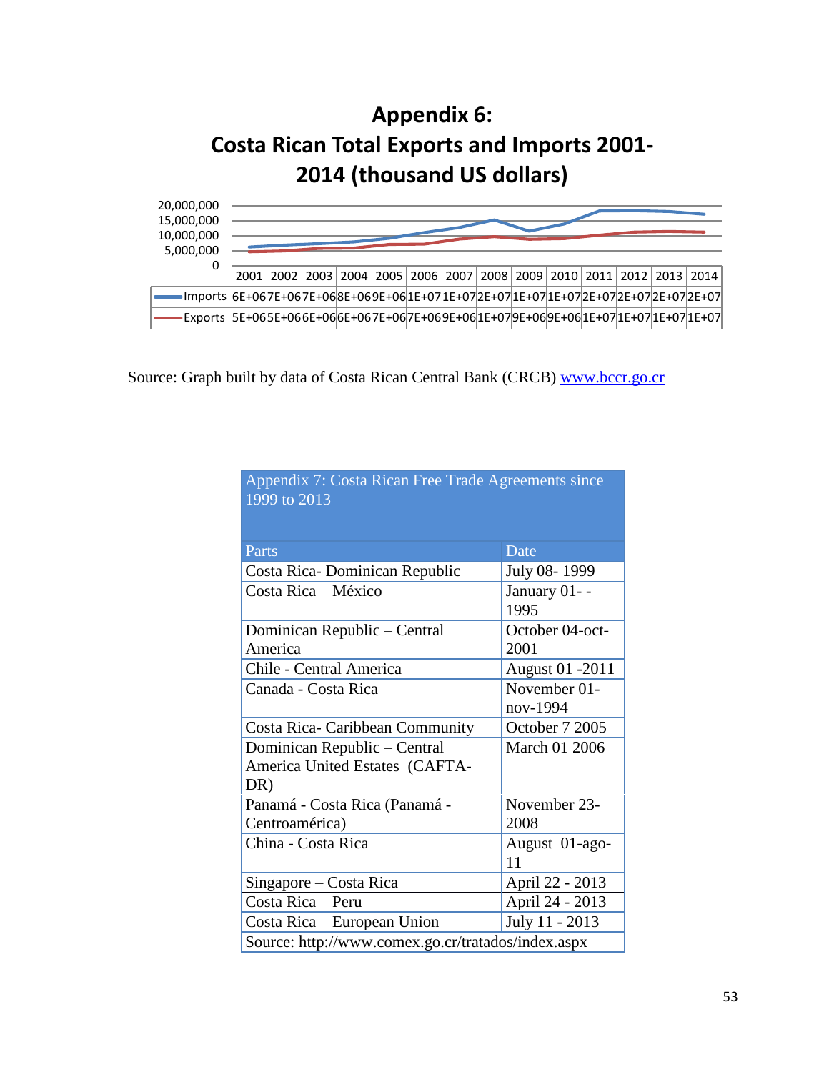# Appendix 6:
# Costa Rican Total Exports and Imports 2001-2014 (thousand US dollars)

| | 2001 | 2002 | 2003 | 2004 | 2005 | 2006 | 2007 | 2008 | 2009 | 2010 | 2011 | 2012 | 2013 | 2014 |
|---|---|---|---|---|---|---|---|---|---|---|---|---|---|---|
| Imports | 6E+06 | 7E+06 | 7E+06 | 8E+06 | 9E+06 | 1E+07 | 1E+07 | 2E+07 | 1E+07 | 1E+07 | 2E+07 | 2E+07 | 2E+07 | 2E+07 |
| Exports | 5E+06 | 5E+06 | 6E+06 | 6E+06 | 7E+06 | 7E+06 | 9E+06 | 1E+07 | 9E+06 | 9E+06 | 1E+07 | 1E+07 | 1E+07 | 1E+07 |

Source: Graph built by data of Costa Rican Central Bank (CRCB) www.bccr.go.cr

| Appendix 7: Costa Rican Free Trade Agreements since 1999 to 2013 | |
|---|---|
| **Parts** | **Date** |
| Costa Rica- Dominican Republic | July 08- 1999 |
| Costa Rica – México | January 01- - 1995 |
| Dominican Republic – Central America | October 04-oct-2001 |
| Chile - Central America | August 01 -2011 |
| Canada - Costa Rica | November 01-nov-1994 |
| Costa Rica- Caribbean Community | October 7 2005 |
| Dominican Republic – Central America United Estates (CAFTA-DR) | March 01 2006 |
| Panamá - Costa Rica (Panamá - Centroamérica) | November 23-2008 |
| China - Costa Rica | August 01-ago-11 |
| Singapore – Costa Rica | April 22 - 2013 |
| Costa Rica – Peru | April 24 - 2013 |
| Costa Rica – European Union | July 11 - 2013 |
| Source: http://www.comex.go.cr/tratados/index.aspx | |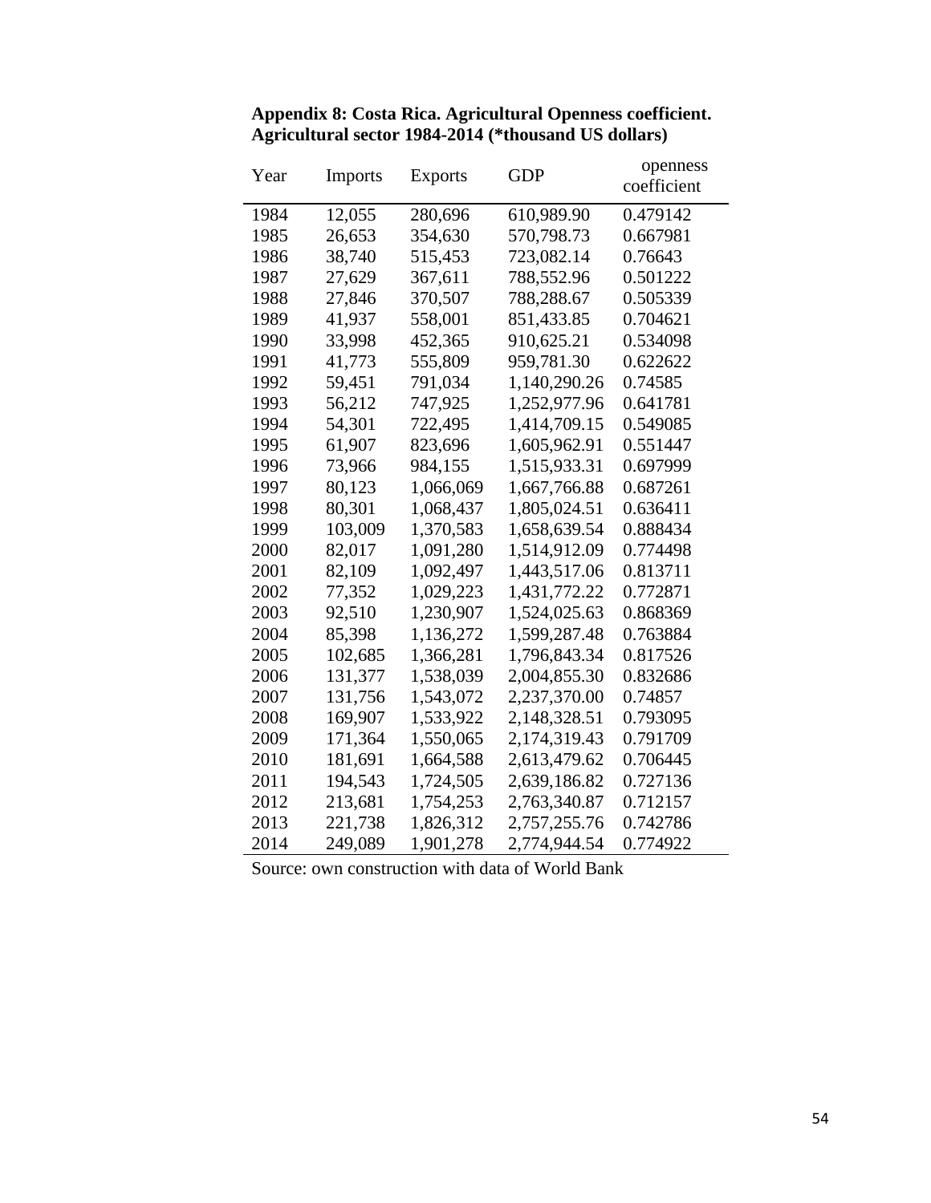**Appendix 8: Costa Rica. Agricultural Openness coefficient. Agricultural sector 1984-2014 (*thousand US dollars)**

| Year | Imports | Exports | GDP | openness coefficient |
|---|---|---|---|---|
| 1984 | 12,055 | 280,696 | 610,989.90 | 0.479142 |
| 1985 | 26,653 | 354,630 | 570,798.73 | 0.667981 |
| 1986 | 38,740 | 515,453 | 723,082.14 | 0.76643 |
| 1987 | 27,629 | 367,611 | 788,552.96 | 0.501222 |
| 1988 | 27,846 | 370,507 | 788,288.67 | 0.505339 |
| 1989 | 41,937 | 558,001 | 851,433.85 | 0.704621 |
| 1990 | 33,998 | 452,365 | 910,625.21 | 0.534098 |
| 1991 | 41,773 | 555,809 | 959,781.30 | 0.622622 |
| 1992 | 59,451 | 791,034 | 1,140,290.26 | 0.74585 |
| 1993 | 56,212 | 747,925 | 1,252,977.96 | 0.641781 |
| 1994 | 54,301 | 722,495 | 1,414,709.15 | 0.549085 |
| 1995 | 61,907 | 823,696 | 1,605,962.91 | 0.551447 |
| 1996 | 73,966 | 984,155 | 1,515,933.31 | 0.697999 |
| 1997 | 80,123 | 1,066,069 | 1,667,766.88 | 0.687261 |
| 1998 | 80,301 | 1,068,437 | 1,805,024.51 | 0.636411 |
| 1999 | 103,009 | 1,370,583 | 1,658,639.54 | 0.888434 |
| 2000 | 82,017 | 1,091,280 | 1,514,912.09 | 0.774498 |
| 2001 | 82,109 | 1,092,497 | 1,443,517.06 | 0.813711 |
| 2002 | 77,352 | 1,029,223 | 1,431,772.22 | 0.772871 |
| 2003 | 92,510 | 1,230,907 | 1,524,025.63 | 0.868369 |
| 2004 | 85,398 | 1,136,272 | 1,599,287.48 | 0.763884 |
| 2005 | 102,685 | 1,366,281 | 1,796,843.34 | 0.817526 |
| 2006 | 131,377 | 1,538,039 | 2,004,855.30 | 0.832686 |
| 2007 | 131,756 | 1,543,072 | 2,237,370.00 | 0.74857 |
| 2008 | 169,907 | 1,533,922 | 2,148,328.51 | 0.793095 |
| 2009 | 171,364 | 1,550,065 | 2,174,319.43 | 0.791709 |
| 2010 | 181,691 | 1,664,588 | 2,613,479.62 | 0.706445 |
| 2011 | 194,543 | 1,724,505 | 2,639,186.82 | 0.727136 |
| 2012 | 213,681 | 1,754,253 | 2,763,340.87 | 0.712157 |
| 2013 | 221,738 | 1,826,312 | 2,757,255.76 | 0.742786 |
| 2014 | 249,089 | 1,901,278 | 2,774,944.54 | 0.774922 |

Source: own construction with data of World Bank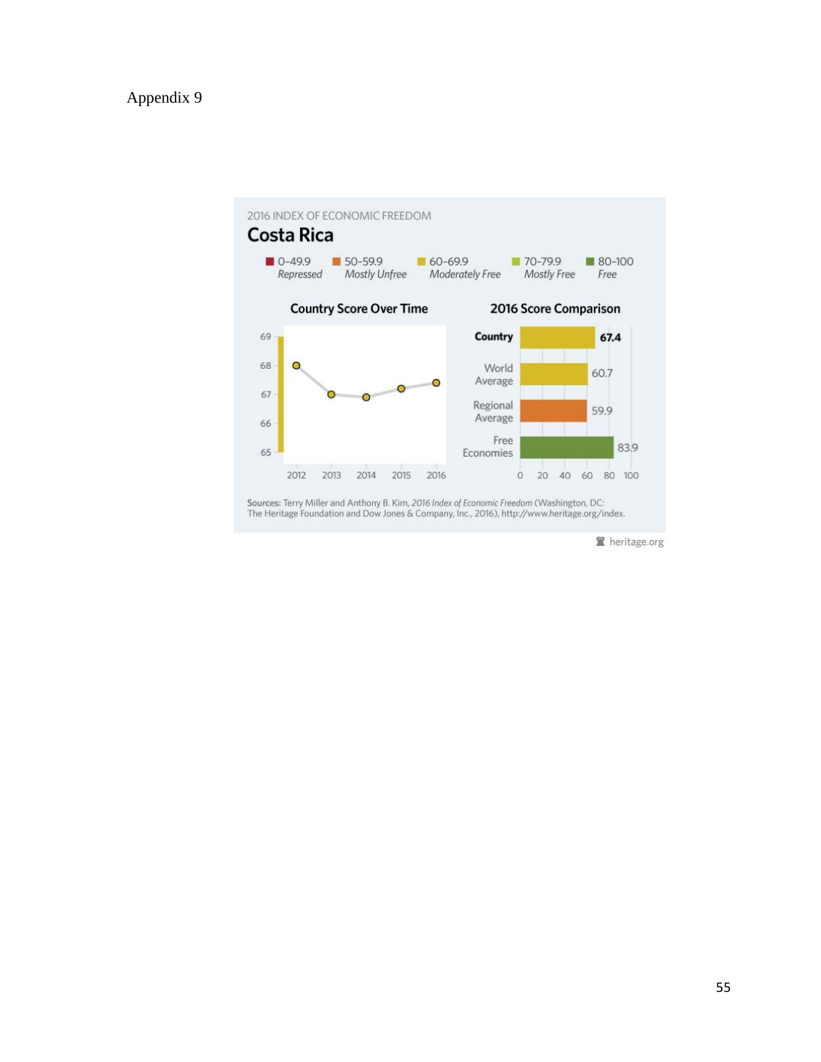Appendix 9

2016 INDEX OF ECONOMIC FREEDOM

## Costa Rica

| 0-49.9 | 50-59.9 | 60-69.9 | 70-79.9 | 80-100 |
|---|---|---|---|---|
| *Repressed* | *Mostly Unfree* | *Moderately Free* | *Mostly Free* | *Free* |

**Country Score Over Time**

| Year | 2012 | 2013 | 2014 | 2015 | 2016 |
|---|---|---|---|---|---|
| Score | 68 | 67 | 66.9 | 67.2 | 67.4 |

**2016 Score Comparison**

| | Score |
|---|---|
| **Country** | **67.4** |
| World Average | 60.7 |
| Regional Average | 59.9 |
| Free Economies | 83.9 |

**Sources:** Terry Miller and Anthony B. Kim, *2016 Index of Economic Freedom* (Washington, DC: The Heritage Foundation and Dow Jones & Company, Inc., 2016), http://www.heritage.org/index.

heritage.org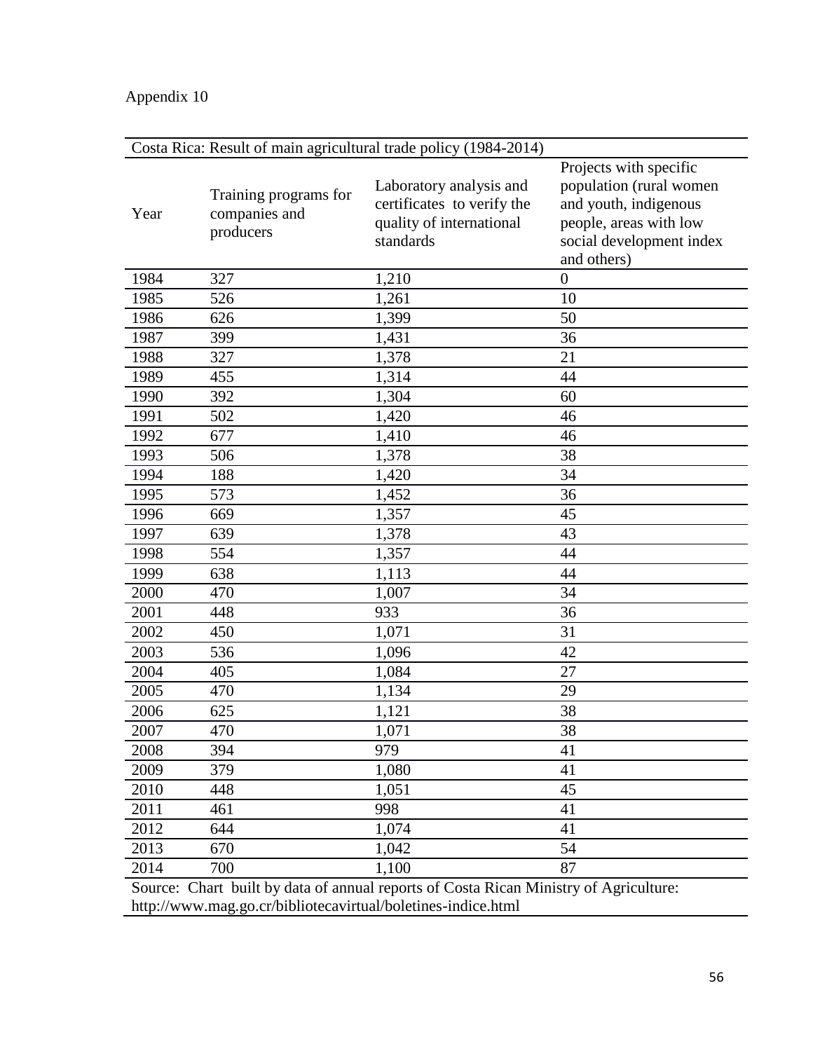Appendix 10

Costa Rica: Result of main agricultural trade policy (1984-2014)

| Year | Training programs for companies and producers | Laboratory analysis and certificates to verify the quality of international standards | Projects with specific population (rural women and youth, indigenous people, areas with low social development index and others) |
|---|---|---|---|
| 1984 | 327 | 1,210 | 0 |
| 1985 | 526 | 1,261 | 10 |
| 1986 | 626 | 1,399 | 50 |
| 1987 | 399 | 1,431 | 36 |
| 1988 | 327 | 1,378 | 21 |
| 1989 | 455 | 1,314 | 44 |
| 1990 | 392 | 1,304 | 60 |
| 1991 | 502 | 1,420 | 46 |
| 1992 | 677 | 1,410 | 46 |
| 1993 | 506 | 1,378 | 38 |
| 1994 | 188 | 1,420 | 34 |
| 1995 | 573 | 1,452 | 36 |
| 1996 | 669 | 1,357 | 45 |
| 1997 | 639 | 1,378 | 43 |
| 1998 | 554 | 1,357 | 44 |
| 1999 | 638 | 1,113 | 44 |
| 2000 | 470 | 1,007 | 34 |
| 2001 | 448 | 933 | 36 |
| 2002 | 450 | 1,071 | 31 |
| 2003 | 536 | 1,096 | 42 |
| 2004 | 405 | 1,084 | 27 |
| 2005 | 470 | 1,134 | 29 |
| 2006 | 625 | 1,121 | 38 |
| 2007 | 470 | 1,071 | 38 |
| 2008 | 394 | 979 | 41 |
| 2009 | 379 | 1,080 | 41 |
| 2010 | 448 | 1,051 | 45 |
| 2011 | 461 | 998 | 41 |
| 2012 | 644 | 1,074 | 41 |
| 2013 | 670 | 1,042 | 54 |
| 2014 | 700 | 1,100 | 87 |

Source: Chart built by data of annual reports of Costa Rican Ministry of Agriculture: http://www.mag.go.cr/bibliotecavirtual/boletines-indice.html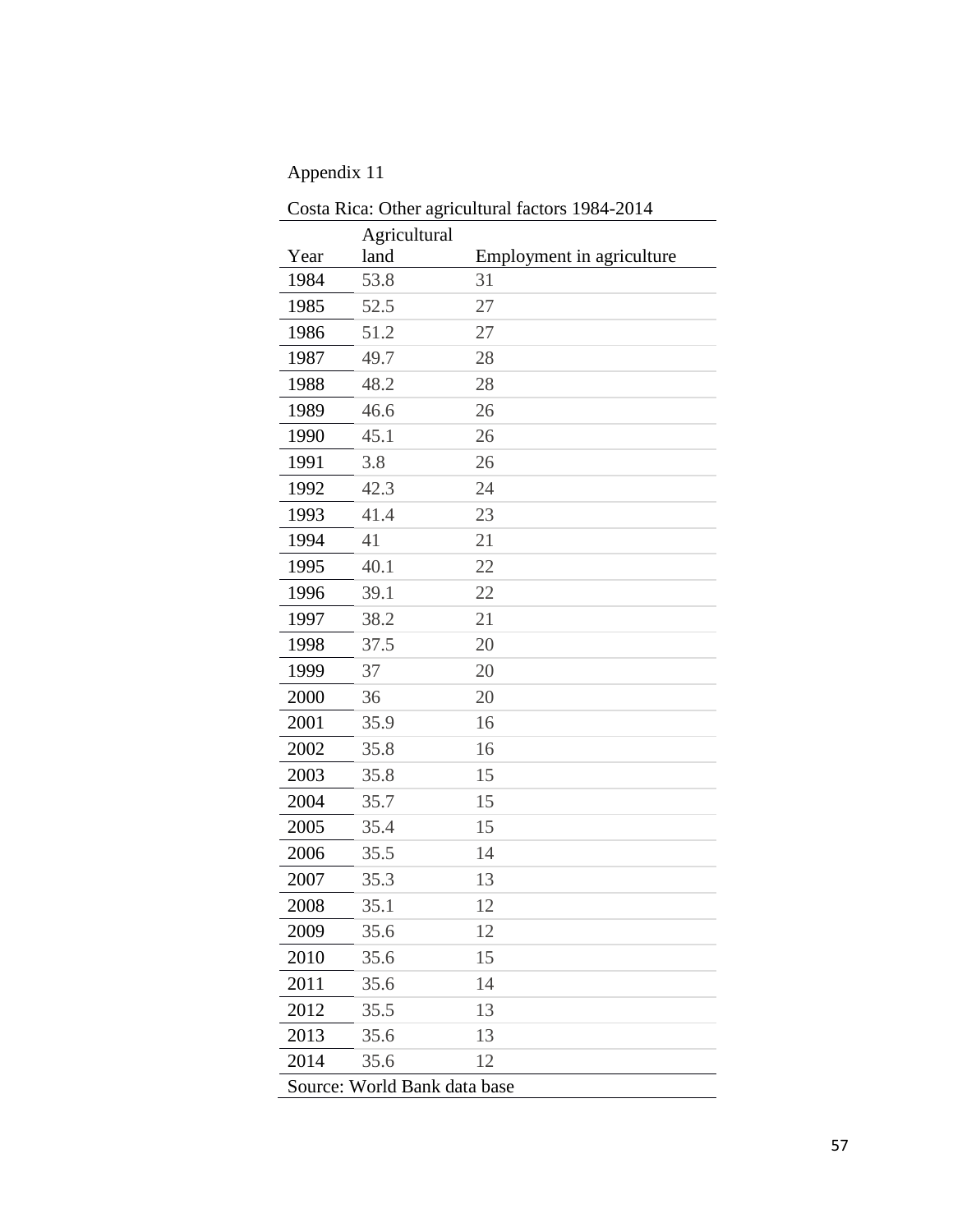Appendix 11

Costa Rica: Other agricultural factors 1984-2014

| Year | Agricultural land | Employment in agriculture |
|---|---|---|
| 1984 | 53.8 | 31 |
| 1985 | 52.5 | 27 |
| 1986 | 51.2 | 27 |
| 1987 | 49.7 | 28 |
| 1988 | 48.2 | 28 |
| 1989 | 46.6 | 26 |
| 1990 | 45.1 | 26 |
| 1991 | 3.8 | 26 |
| 1992 | 42.3 | 24 |
| 1993 | 41.4 | 23 |
| 1994 | 41 | 21 |
| 1995 | 40.1 | 22 |
| 1996 | 39.1 | 22 |
| 1997 | 38.2 | 21 |
| 1998 | 37.5 | 20 |
| 1999 | 37 | 20 |
| 2000 | 36 | 20 |
| 2001 | 35.9 | 16 |
| 2002 | 35.8 | 16 |
| 2003 | 35.8 | 15 |
| 2004 | 35.7 | 15 |
| 2005 | 35.4 | 15 |
| 2006 | 35.5 | 14 |
| 2007 | 35.3 | 13 |
| 2008 | 35.1 | 12 |
| 2009 | 35.6 | 12 |
| 2010 | 35.6 | 15 |
| 2011 | 35.6 | 14 |
| 2012 | 35.5 | 13 |
| 2013 | 35.6 | 13 |
| 2014 | 35.6 | 12 |

Source: World Bank data base